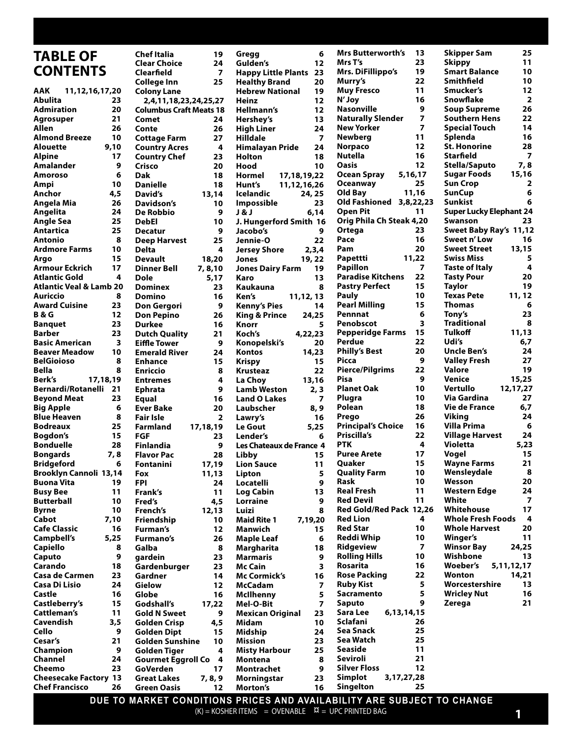# TABLE OF CONTENTS

| Brand | Page |
|---|---|
| AAK | 11,12,16,17,20 |
| Abulita | 23 |
| Admiration | 20 |
| Agrosuper | 21 |
| Allen | 26 |
| Almond Breeze | 10 |
| Alouette | 9,10 |
| Alpine | 17 |
| Amalander | 9 |
| Amoroso | 6 |
| Ampi | 10 |
| Anchor | 4,5 |
| Angela Mia | 26 |
| Angelita | 24 |
| Angle Sea | 25 |
| Antartica | 25 |
| Antonio | 8 |
| Ardmore Farms | 10 |
| Argo | 15 |
| Armour Eckrich | 17 |
| Atlantic Gold | 4 |
| Atlantic Veal & Lamb | 20 |
| Auriccio | 8 |
| Award Cuisine | 23 |
| B & G | 12 |
| Banquet | 23 |
| Barber | 23 |
| Basic American | 3 |
| Beaver Meadow | 10 |
| BelGioioso | 8 |
| Bella | 8 |
| Berk's | 17,18,19 |
| Bernardi/Rotanelli | 21 |
| Beyond Meat | 23 |
| Big Apple | 6 |
| Blue Heaven | 8 |
| Bodreaux | 25 |
| Bogdon's | 15 |
| Bonduelle | 28 |
| Bongards | 7, 8 |
| Bridgeford | 6 |
| Brooklyn Cannoli | 13,14 |
| Buona Vita | 19 |
| Busy Bee | 11 |
| Butterball | 10 |
| Byrne | 10 |
| Cabot | 7,10 |
| Cafe Classic | 16 |
| Campbell's | 5,25 |
| Capiello | 8 |
| Caputo | 9 |
| Carando | 18 |
| Casa de Carmen | 23 |
| Casa Di Lisio | 24 |
| Castle | 16 |
| Castleberry's | 15 |
| Cattleman's | 11 |
| Cavendish | 3,5 |
| Cello | 9 |
| Cesar's | 21 |
| Champion | 9 |
| Channel | 24 |
| Cheemo | 23 |
| Cheesecake Factory | 13 |
| Chef Francisco | 26 |
| Chef Italia | 19 |
| Clear Choice | 24 |
| Clearfield | 7 |
| College Inn | 25 |
| Colony Lane | 2,4,11,18,23,24,25,27 |
| Columbus Craft Meats | 18 |
| Comet | 24 |
| Conte | 26 |
| Cottage Farm | 27 |
| Country Acres | 4 |
| Country Chef | 23 |
| Crisco | 20 |
| Dak | 18 |
| Danielle | 18 |
| David's | 13,14 |
| Davidson's | 10 |
| De Robbio | 9 |
| DebEl | 10 |
| Decatur | 9 |
| Deep Harvest | 25 |
| Delta | 4 |
| Devault | 18,20 |
| Dinner Bell | 7, 8,10 |
| Dole | 5,17 |
| Dominex | 23 |
| Domino | 16 |
| Don Gergori | 9 |
| Don Pepino | 26 |
| Durkee | 16 |
| Dutch Quality | 21 |
| Eiffle Tower | 9 |
| Emerald River | 24 |
| Enhance | 15 |
| Enriccio | 8 |
| Entremes | 4 |
| Ephrata | 9 |
| Equal | 16 |
| Ever Bake | 20 |
| Fair Isle | 2 |
| Farmland | 17,18,19 |
| FGF | 23 |
| Finlandia | 9 |
| Flavor Pac | 28 |
| Fontanini | 17,19 |
| Fox | 11,13 |
| FPI | 24 |
| Frank's | 11 |
| Fred's | 4,5 |
| French's | 12,13 |
| Friendship | 10 |
| Furman's | 12 |
| Furmano's | 26 |
| Galba | 8 |
| gardein | 23 |
| Gardenburger | 23 |
| Gardner | 14 |
| Gielow | 12 |
| Globe | 16 |
| Godshall's | 17,22 |
| Gold N Sweet | 9 |
| Golden Crisp | 4,5 |
| Golden Dipt | 15 |
| Golden Sunshine | 10 |
| Golden Tiger | 4 |
| Gourmet Eggroll Co | 4 |
| GoVerden | 17 |
| Great Lakes | 7, 8, 9 |
| Green Oasis | 12 |
| Gregg | 6 |
| Gulden's | 12 |
| Happy Little Plants | 23 |
| Healthy Brand | 20 |
| Hebrew National | 19 |
| Heinz | 12 |
| Hellmann's | 12 |
| Hershey's | 13 |
| High Liner | 24 |
| Hilldale | 7 |
| Himalayan Pride | 24 |
| Holton | 18 |
| Hood | 10 |
| Hormel | 17,18,19,22 |
| Hunt's | 11,12,16,26 |
| Icelandic | 24, 25 |
| Impossible | 23 |
| J & J | 6,14 |
| J. Hungerford Smith | 16 |
| Jacobo's | 9 |
| Jennie-O | 22 |
| Jersey Shore | 2,3,4 |
| Jones | 19, 22 |
| Jones Dairy Farm | 19 |
| Karo | 13 |
| Kaukauna | 8 |
| Ken's | 11,12, 13 |
| Kenny's Pies | 14 |
| King & Prince | 24,25 |
| Knorr | 5 |
| Koch's | 4,22,23 |
| Konopelski's | 20 |
| Kontos | 14,23 |
| Krispy | 15 |
| Krusteaz | 22 |
| La Choy | 13,16 |
| Lamb Weston | 2, 3 |
| Land O Lakes | 7 |
| Laubscher | 8, 9 |
| Lawry's | 16 |
| Le Gout | 5,25 |
| Lender's | 6 |
| Les Chateaux de France | 4 |
| Libby | 15 |
| Lion Sauce | 11 |
| Lipton | 5 |
| Locatelli | 9 |
| Log Cabin | 13 |
| Lorraine | 9 |
| Luizi | 8 |
| Maid Rite 1 | 7,19,20 |
| Manwich | 15 |
| Maple Leaf | 6 |
| Margharita | 18 |
| Marmaris | 9 |
| Mc Cain | 3 |
| Mc Cormick's | 16 |
| McCadam | 7 |
| McIlhenny | 5 |
| Mel-O-Bit | 7 |
| Mexican Original | 23 |
| Midam | 10 |
| Midship | 24 |
| Mission | 23 |
| Misty Harbour | 25 |
| Montena | 8 |
| Montrachet | 9 |
| Morningstar | 23 |
| Morton's | 16 |
| Mrs Butterworth's | 13 |
| Mrs T's | 23 |
| Mrs. DiFillippo's | 19 |
| Murry's | 22 |
| Muy Fresco | 11 |
| N' Joy | 16 |
| Nasonville | 9 |
| Naturally Slender | 7 |
| New Yorker | 7 |
| Newberg | 11 |
| Norpaco | 12 |
| Nutella | 16 |
| Oasis | 12 |
| Ocean Spray | 5,16,17 |
| Oceanway | 25 |
| Old Bay | 11,16 |
| Old Fashioned | 3,8,22,23 |
| Open Pit | 11 |
| Orig Phila Ch Steak | 4,20 |
| Ortega | 23 |
| Pace | 16 |
| Pam | 20 |
| Papettti | 11,22 |
| Papillon | 7 |
| Paradise Kitchens | 22 |
| Pastry Perfect | 15 |
| Pauly | 10 |
| Pearl Milling | 15 |
| Pennnat | 6 |
| Penobscot | 3 |
| Pepperidge Farms | 15 |
| Perdue | 22 |
| Philly's Best | 20 |
| Picca | 9 |
| Pierce/Pilgrims | 22 |
| Pisa | 9 |
| Planet Oak | 10 |
| Plugra | 10 |
| Polean | 18 |
| Prego | 26 |
| Principal's Choice | 16 |
| Priscilla's | 22 |
| PTK | 4 |
| Puree Arete | 17 |
| Quaker | 15 |
| Quality Farm | 10 |
| Rask | 10 |
| Real Fresh | 11 |
| Red Devil | 11 |
| Red Gold/Red Pack | 12,26 |
| Red Lion | 4 |
| Red Star | 10 |
| Reddi Whip | 10 |
| Ridgeview | 7 |
| Rolling Hills | 10 |
| Rosarita | 16 |
| Rose Packing | 22 |
| Ruby Kist | 5 |
| Sacramento | 5 |
| Saputo | 9 |
| Sara Lee | 6,13,14,15 |
| Sclafani | 26 |
| Sea Snack | 25 |
| Sea Watch | 25 |
| Seaside | 11 |
| Seviroli | 21 |
| Silver Floss | 12 |
| Simplot | 3,17,27,28 |
| Singelton | 25 |
| Skipper Sam | 25 |
| Skippy | 11 |
| Smart Balance | 10 |
| Smithfield | 10 |
| Smucker's | 12 |
| Snowflake | 2 |
| Soup Supreme | 26 |
| Southern Hens | 22 |
| Special Touch | 14 |
| Splenda | 16 |
| St. Honorine | 28 |
| Starfield | 7 |
| Stella/Saputo | 7, 8 |
| Sugar Foods | 15,16 |
| Sun Crop | 2 |
| SunCup | 6 |
| Sunkist | 6 |
| Super Lucky Elephant | 24 |
| Swanson | 23 |
| Sweet Baby Ray's | 11,12 |
| Sweet n' Low | 16 |
| Sweet Street | 13,15 |
| Swiss Miss | 5 |
| Taste of Italy | 4 |
| Tasty Pour | 20 |
| Taylor | 19 |
| Texas Pete | 11, 12 |
| Thomas | 6 |
| Tony's | 23 |
| Traditional | 8 |
| Tulkoff | 11,13 |
| Udi's | 6,7 |
| Uncle Ben's | 24 |
| Valley Fresh | 27 |
| Valore | 19 |
| Venice | 15,25 |
| Vertullo | 12,17,27 |
| Via Gardina | 27 |
| Vie de France | 6,7 |
| Viking | 24 |
| Villa Prima | 6 |
| Village Harvest | 24 |
| Violetta | 5,23 |
| Vogel | 15 |
| Wayne Farms | 21 |
| Wensleydale | 8 |
| Wesson | 20 |
| Western Edge | 24 |
| White | 7 |
| Whitehouse | 17 |
| Whole Fresh Foods | 4 |
| Whole Harvest | 20 |
| Winger's | 11 |
| Winsor Bay | 24,25 |
| Wishbone | 13 |
| Woeber's | 5,11,12,17 |
| Wonton | 14,21 |
| Worcestershire | 13 |
| Wricley Nut | 16 |
| Zerega | 21 |

**DUE TO MARKET CONDITIONS PRICES AND AVAILABILITY ARE SUBJECT TO CHANGE**

(K) = KOSHER ITEMS = OVENABLE ¤ = UPC PRINTED BAG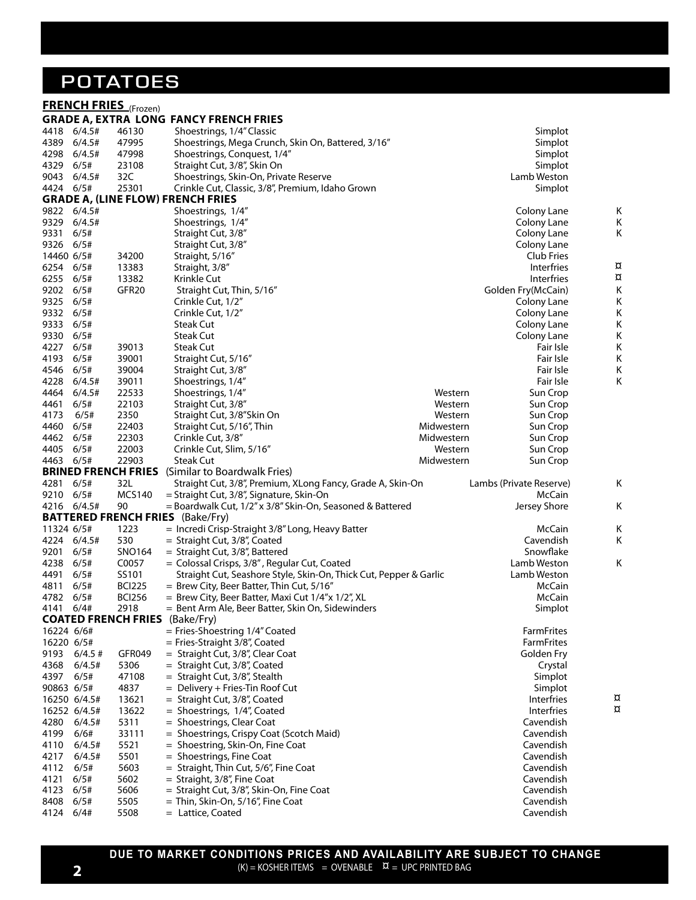# POTATOES

## FRENCH FRIES (Frozen)

### GRADE A, EXTRA LONG FANCY FRENCH FRIES

| Item | Pack | Code | Description | Region | Brand | Notes |
|---|---|---|---|---|---|---|
| 4418 | 6/4.5# | 46130 | Shoestrings, 1/4" Classic | | Simplot | |
| 4389 | 6/4.5# | 47995 | Shoestrings, Mega Crunch, Skin On, Battered, 3/16" | | Simplot | |
| 4298 | 6/4.5# | 47998 | Shoestrings, Conquest, 1/4" | | Simplot | |
| 4329 | 6/5# | 23108 | Straight Cut, 3/8", Skin On | | Simplot | |
| 9043 | 6/4.5# | 32C | Shoestrings, Skin-On, Private Reserve | | Lamb Weston | |
| 4424 | 6/5# | 25301 | Crinkle Cut, Classic, 3/8", Premium, Idaho Grown | | Simplot | |

### GRADE A, (LINE FLOW) FRENCH FRIES

| Item | Pack | Code | Description | Region | Brand | Notes |
|---|---|---|---|---|---|---|
| 9822 | 6/4.5# | | Shoestrings, 1/4" | | Colony Lane | K |
| 9329 | 6/4.5# | | Shoestrings, 1/4" | | Colony Lane | K |
| 9331 | 6/5# | | Straight Cut, 3/8" | | Colony Lane | K |
| 9326 | 6/5# | | Straight Cut, 3/8" | | Colony Lane | |
| 14460 | 6/5# | 34200 | Straight, 5/16" | | Club Fries | |
| 6254 | 6/5# | 13383 | Straight, 3/8" | | Interfries | ¤ |
| 6255 | 6/5# | 13382 | Krinkle Cut | | Interfries | ¤ |
| 9202 | 6/5# | GFR20 | Straight Cut, Thin, 5/16" | | Golden Fry(McCain) | K |
| 9325 | 6/5# | | Crinkle Cut, 1/2" | | Colony Lane | K |
| 9332 | 6/5# | | Crinkle Cut, 1/2" | | Colony Lane | K |
| 9333 | 6/5# | | Steak Cut | | Colony Lane | K |
| 9330 | 6/5# | | Steak Cut | | Colony Lane | K |
| 4227 | 6/5# | 39013 | Steak Cut | | Fair Isle | K |
| 4193 | 6/5# | 39001 | Straight Cut, 5/16" | | Fair Isle | K |
| 4546 | 6/5# | 39004 | Straight Cut, 3/8" | | Fair Isle | K |
| 4228 | 6/4.5# | 39011 | Shoestrings, 1/4" | | Fair Isle | K |
| 4464 | 6/4.5# | 22533 | Shoestrings, 1/4" | Western | Sun Crop | |
| 4461 | 6/5# | 22103 | Straight Cut, 3/8" | Western | Sun Crop | |
| 4173 | 6/5# | 2350 | Straight Cut, 3/8"Skin On | Western | Sun Crop | |
| 4460 | 6/5# | 22403 | Straight Cut, 5/16", Thin | Midwestern | Sun Crop | |
| 4462 | 6/5# | 22303 | Crinkle Cut, 3/8" | Midwestern | Sun Crop | |
| 4405 | 6/5# | 22003 | Crinkle Cut, Slim, 5/16" | Western | Sun Crop | |
| 4463 | 6/5# | 22903 | Steak Cut | Midwestern | Sun Crop | |

### BRINED FRENCH FRIES (Similar to Boardwalk Fries)

| Item | Pack | Code | Description | Brand | Notes |
|---|---|---|---|---|---|
| 4281 | 6/5# | 32L | Straight Cut, 3/8", Premium, XLong Fancy, Grade A, Skin-On | Lambs (Private Reserve) | K |
| 9210 | 6/5# | MCS140 | = Straight Cut, 3/8", Signature, Skin-On | McCain | |
| 4216 | 6/4.5# | 90 | = Boardwalk Cut, 1/2" x 3/8" Skin-On, Seasoned & Battered | Jersey Shore | K |

### BATTERED FRENCH FRIES (Bake/Fry)

| Item | Pack | Code | Description | Brand | Notes |
|---|---|---|---|---|---|
| 11324 | 6/5# | 1223 | = Incredi Crisp-Straight 3/8" Long, Heavy Batter | McCain | K |
| 4224 | 6/4.5# | 530 | = Straight Cut, 3/8", Coated | Cavendish | K |
| 9201 | 6/5# | SNO164 | = Straight Cut, 3/8", Battered | Snowflake | |
| 4238 | 6/5# | C0057 | = Colossal Crisps, 3/8" , Regular Cut, Coated | Lamb Weston | K |
| 4491 | 6/5# | SS101 | Straight Cut, Seashore Style, Skin-On, Thick Cut, Pepper & Garlic | Lamb Weston | |
| 4811 | 6/5# | BCI225 | = Brew City, Beer Batter, Thin Cut, 5/16" | McCain | |
| 4782 | 6/5# | BCI256 | = Brew City, Beer Batter, Maxi Cut 1/4"x 1/2", XL | McCain | |
| 4141 | 6/4# | 2918 | = Bent Arm Ale, Beer Batter, Skin On, Sidewinders | Simplot | |

### COATED FRENCH FRIES (Bake/Fry)

| Item | Pack | Code | Description | Brand | Notes |
|---|---|---|---|---|---|
| 16224 | 6/6# | | = Fries-Shoestring 1/4" Coated | FarmFrites | |
| 16220 | 6/5# | | = Fries-Straight 3/8", Coated | FarmFrites | |
| 9193 | 6/4.5 # | GFR049 | = Straight Cut, 3/8", Clear Coat | Golden Fry | |
| 4368 | 6/4.5# | 5306 | = Straight Cut, 3/8", Coated | Crystal | |
| 4397 | 6/5# | 47108 | = Straight Cut, 3/8", Stealth | Simplot | |
| 90863 | 6/5# | 4837 | = Delivery + Fries-Tin Roof Cut | Simplot | |
| 16250 | 6/4.5# | 13621 | = Straight Cut, 3/8", Coated | Interfries | ¤ |
| 16252 | 6/4.5# | 13622 | = Shoestrings, 1/4", Coated | Interfries | ¤ |
| 4280 | 6/4.5# | 5311 | = Shoestrings, Clear Coat | Cavendish | |
| 4199 | 6/6# | 33111 | = Shoestrings, Crispy Coat (Scotch Maid) | Cavendish | |
| 4110 | 6/4.5# | 5521 | = Shoestring, Skin-On, Fine Coat | Cavendish | |
| 4217 | 6/4.5# | 5501 | = Shoestrings, Fine Coat | Cavendish | |
| 4112 | 6/5# | 5603 | = Straight, Thin Cut, 5/6", Fine Coat | Cavendish | |
| 4121 | 6/5# | 5602 | = Straight, 3/8", Fine Coat | Cavendish | |
| 4123 | 6/5# | 5606 | = Straight Cut, 3/8", Skin-On, Fine Coat | Cavendish | |
| 8408 | 6/5# | 5505 | = Thin, Skin-On, 5/16", Fine Coat | Cavendish | |
| 4124 | 6/4# | 5508 | = Lattice, Coated | Cavendish | |

**DUE TO MARKET CONDITIONS PRICES AND AVAILABILITY ARE SUBJECT TO CHANGE**

(K) = KOSHER ITEMS = OVENABLE ¤ = UPC PRINTED BAG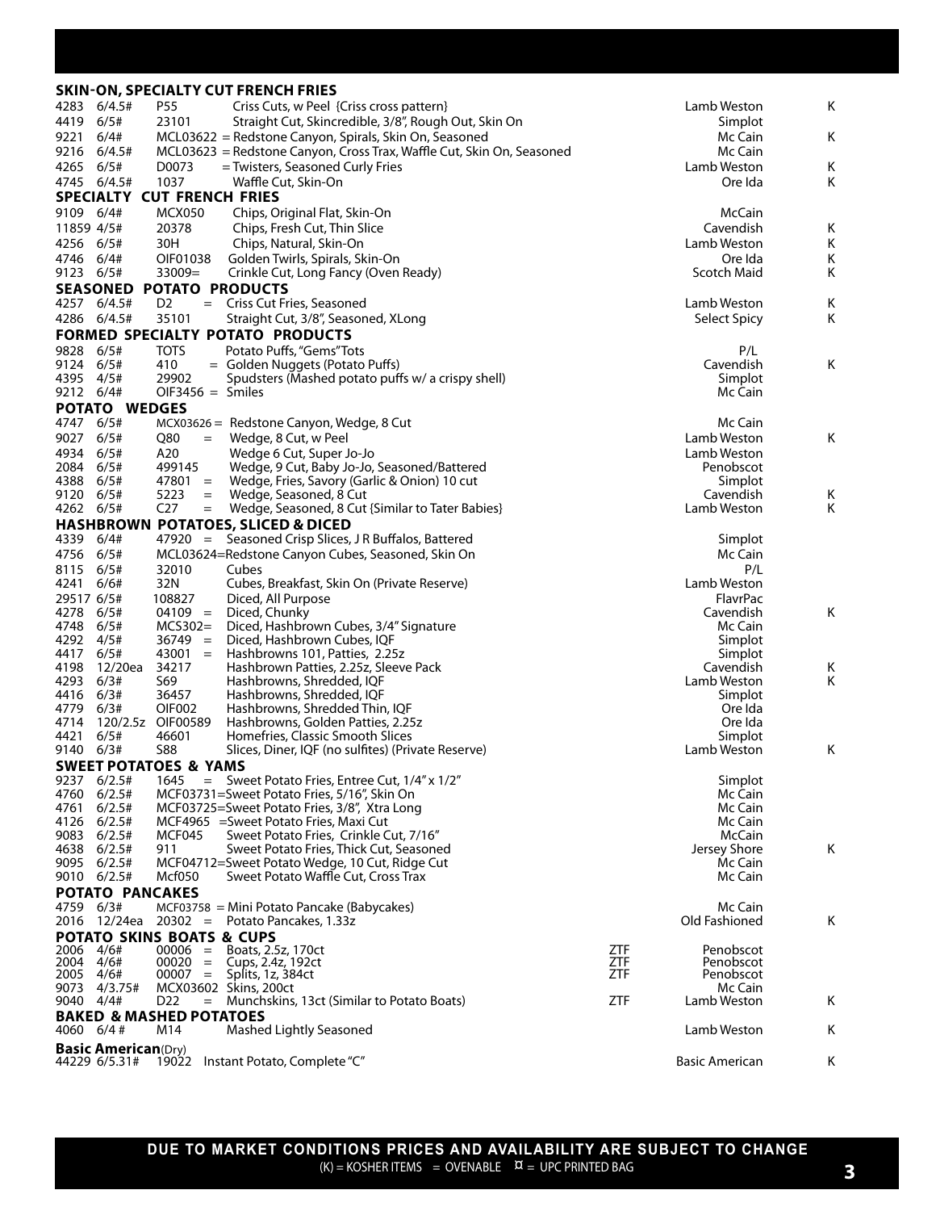## SKIN-ON, SPECIALTY CUT FRENCH FRIES

| Item | Pack | Code | Description | | Brand | K |
|---|---|---|---|---|---|---|
| 4283 | 6/4.5# | P55 | Criss Cuts, w Peel {Criss cross pattern} | | Lamb Weston | K |
| 4419 | 6/5# | 23101 | Straight Cut, Skincredible, 3/8", Rough Out, Skin On | | Simplot | |
| 9221 | 6/4# | MCL03622 = | Redstone Canyon, Spirals, Skin On, Seasoned | | Mc Cain | K |
| 9216 | 6/4.5# | MCL03623 = | Redstone Canyon, Cross Trax, Waffle Cut, Skin On, Seasoned | | Mc Cain | |
| 4265 | 6/5# | D0073 | = Twisters, Seasoned Curly Fries | | Lamb Weston | K |
| 4745 | 6/4.5# | 1037 | Waffle Cut, Skin-On | | Ore Ida | K |

## SPECIALTY CUT FRENCH FRIES

| Item | Pack | Code | Description | | Brand | K |
|---|---|---|---|---|---|---|
| 9109 | 6/4# | MCX050 | Chips, Original Flat, Skin-On | | McCain | |
| 11859 | 4/5# | 20378 | Chips, Fresh Cut, Thin Slice | | Cavendish | K |
| 4256 | 6/5# | 30H | Chips, Natural, Skin-On | | Lamb Weston | K |
| 4746 | 6/4# | OIF01038 | Golden Twirls, Spirals, Skin-On | | Ore Ida | K |
| 9123 | 6/5# | 33009= | Crinkle Cut, Long Fancy (Oven Ready) | | Scotch Maid | K |

## SEASONED POTATO PRODUCTS

| Item | Pack | Code | Description | | Brand | K |
|---|---|---|---|---|---|---|
| 4257 | 6/4.5# | D2 = | Criss Cut Fries, Seasoned | | Lamb Weston | K |
| 4286 | 6/4.5# | 35101 | Straight Cut, 3/8", Seasoned, XLong | | Select Spicy | K |

## FORMED SPECIALTY POTATO PRODUCTS

| Item | Pack | Code | Description | | Brand | K |
|---|---|---|---|---|---|---|
| 9828 | 6/5# | TOTS | Potato Puffs, "Gems" Tots | | P/L | |
| 9124 | 6/5# | 410 = | Golden Nuggets (Potato Puffs) | | Cavendish | K |
| 4395 | 4/5# | 29902 | Spudsters (Mashed potato puffs w/ a crispy shell) | | Simplot | |
| 9212 | 6/4# | OIF3456 = | Smiles | | Mc Cain | |

## POTATO WEDGES

| Item | Pack | Code | Description | | Brand | K |
|---|---|---|---|---|---|---|
| 4747 | 6/5# | MCX03626 = | Redstone Canyon, Wedge, 8 Cut | | Mc Cain | |
| 9027 | 6/5# | Q80 = | Wedge, 8 Cut, w Peel | | Lamb Weston | K |
| 4934 | 6/5# | A20 | Wedge 6 Cut, Super Jo-Jo | | Lamb Weston | |
| 2084 | 6/5# | 499145 | Wedge, 9 Cut, Baby Jo-Jo, Seasoned/Battered | | Penobscot | |
| 4388 | 6/5# | 47801 = | Wedge, Fries, Savory (Garlic & Onion) 10 cut | | Simplot | |
| 9120 | 6/5# | 5223 = | Wedge, Seasoned, 8 Cut | | Cavendish | K |
| 4262 | 6/5# | C27 = | Wedge, Seasoned, 8 Cut {Similar to Tater Babies} | | Lamb Weston | K |

## HASHBROWN POTATOES, SLICED & DICED

| Item | Pack | Code | Description | | Brand | K |
|---|---|---|---|---|---|---|
| 4339 | 6/4# | 47920 = | Seasoned Crisp Slices, J R Buffalos, Battered | | Simplot | |
| 4756 | 6/5# | MCL03624= | Redstone Canyon Cubes, Seasoned, Skin On | | Mc Cain | |
| 8115 | 6/5# | 32010 | Cubes | | P/L | |
| 4241 | 6/6# | 32N | Cubes, Breakfast, Skin On (Private Reserve) | | Lamb Weston | |
| 29517 | 6/5# | 108827 | Diced, All Purpose | | FlavrPac | |
| 4278 | 6/5# | 04109 = | Diced, Chunky | | Cavendish | K |
| 4748 | 6/5# | MCS302= | Diced, Hashbrown Cubes, 3/4" Signature | | Mc Cain | |
| 4292 | 4/5# | 36749 = | Diced, Hashbrown Cubes, IQF | | Simplot | |
| 4417 | 6/5# | 43001 = | Hashbrowns 101, Patties, 2.25z | | Simplot | |
| 4198 | 12/20ea | 34217 | Hashbrown Patties, 2.25z, Sleeve Pack | | Cavendish | K |
| 4293 | 6/3# | S69 | Hashbrowns, Shredded, IQF | | Lamb Weston | K |
| 4416 | 6/3# | 36457 | Hashbrowns, Shredded, IQF | | Simplot | |
| 4779 | 6/3# | OIF002 | Hashbrowns, Shredded Thin, IQF | | Ore Ida | |
| 4714 | 120/2.5z | OIF00589 | Hashbrowns, Golden Patties, 2.25z | | Ore Ida | |
| 4421 | 6/5# | 46601 | Homefries, Classic Smooth Slices | | Simplot | |
| 9140 | 6/3# | S88 | Slices, Diner, IQF (no sulfites) (Private Reserve) | | Lamb Weston | K |

## SWEET POTATOES & YAMS

| Item | Pack | Code | Description | | Brand | K |
|---|---|---|---|---|---|---|
| 9237 | 6/2.5# | 1645 = | Sweet Potato Fries, Entree Cut, 1/4" x 1/2" | | Simplot | |
| 4760 | 6/2.5# | MCF03731= | Sweet Potato Fries, 5/16", Skin On | | Mc Cain | |
| 4761 | 6/2.5# | MCF03725= | Sweet Potato Fries, 3/8", Xtra Long | | Mc Cain | |
| 4126 | 6/2.5# | MCF4965 = | Sweet Potato Fries, Maxi Cut | | Mc Cain | |
| 9083 | 6/2.5# | MCF045 | Sweet Potato Fries, Crinkle Cut, 7/16" | | McCain | |
| 4638 | 6/2.5# | 911 | Sweet Potato Fries, Thick Cut, Seasoned | | Jersey Shore | K |
| 9095 | 6/2.5# | MCF04712= | Sweet Potato Wedge, 10 Cut, Ridge Cut | | Mc Cain | |
| 9010 | 6/2.5# | Mcf050 | Sweet Potato Waffle Cut, Cross Trax | | Mc Cain | |

## POTATO PANCAKES

| Item | Pack | Code | Description | | Brand | K |
|---|---|---|---|---|---|---|
| 4759 | 6/3# | MCF03758 = | Mini Potato Pancake (Babycakes) | | Mc Cain | |
| 2016 | 12/24ea | 20302 = | Potato Pancakes, 1.33z | | Old Fashioned | K |

## POTATO SKINS BOATS & CUPS

| Item | Pack | Code | Description | | Brand | K |
|---|---|---|---|---|---|---|
| 2006 | 4/6# | 00006 = | Boats, 2.5z, 170ct | ZTF | Penobscot | |
| 2004 | 4/6# | 00020 = | Cups, 2.4z, 192ct | ZTF | Penobscot | |
| 2005 | 4/6# | 00007 = | Splits, 1z, 384ct | ZTF | Penobscot | |
| 9073 | 4/3.75# | MCX03602 | Skins, 200ct | | Mc Cain | |
| 9040 | 4/4# | D22 = | Munchskins, 13ct (Similar to Potato Boats) | ZTF | Lamb Weston | K |

## BAKED & MASHED POTATOES

| Item | Pack | Code | Description | | Brand | K |
|---|---|---|---|---|---|---|
| 4060 | 6/4 # | M14 | Mashed Lightly Seasoned | | Lamb Weston | K |

## Basic American (Dry)

| Item | Pack | Code | Description | | Brand | K |
|---|---|---|---|---|---|---|
| 44229 | 6/5.31# | 19022 | Instant Potato, Complete "C" | | Basic American | K |

**DUE TO MARKET CONDITIONS PRICES AND AVAILABILITY ARE SUBJECT TO CHANGE**

(K) = KOSHER ITEMS = OVENABLE ¤ = UPC PRINTED BAG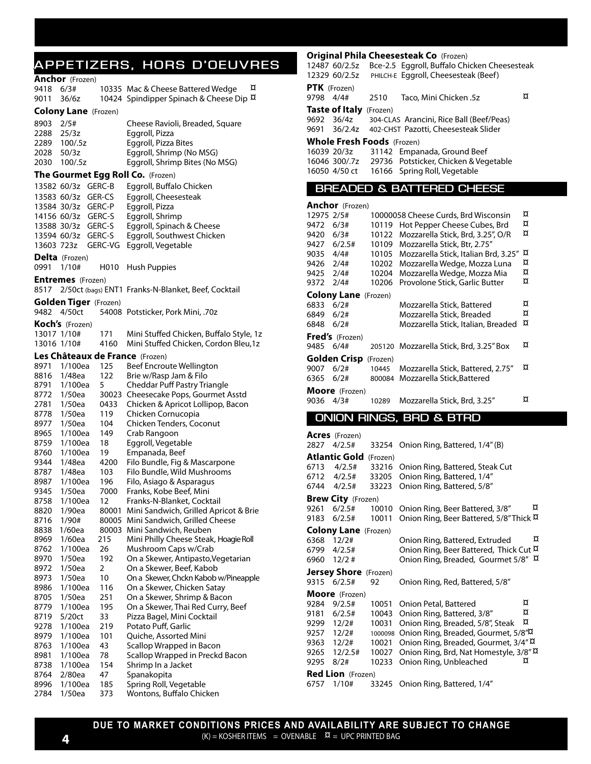# APPETIZERS, HORS D'OEUVRES

**Anchor** (Frozen)

| | | | | |
|---|---|---|---|---|
| 9418 | 6/3# | 10335 | Mac & Cheese Battered Wedge | ¤ |
| 9011 | 36/6z | 10424 | Spindipper Spinach & Cheese Dip | ¤ |

**Colony Lane** (Frozen)

| | | | |
|---|---|---|---|
| 8903 | 2/5# | | Cheese Ravioli, Breaded, Square |
| 2288 | 25/3z | | Eggroll, Pizza |
| 2289 | 100/.5z | | Eggroll, Pizza Bites |
| 2028 | 50/3z | | Eggroll, Shrimp (No MSG) |
| 2030 | 100/.5z | | Eggroll, Shrimp Bites (No MSG) |

**The Gourmet Egg Roll Co.** (Frozen)

| | | | |
|---|---|---|---|
| 13582 | 60/3z | GERC-B | Eggroll, Buffalo Chicken |
| 13583 | 60/3z | GER-CS | Eggroll, Cheesesteak |
| 13584 | 30/3z | GERC-P | Eggroll, Pizza |
| 14156 | 60/3z | GERC-S | Eggroll, Shrimp |
| 13588 | 30/3z | GERC-S | Eggroll, Spinach & Cheese |
| 13594 | 60/3z | GERC-S | Eggroll, Southwest Chicken |
| 13603 | 723z | GERC-VG | Eggroll, Vegetable |

**Delta** (Frozen)

| | | | |
|---|---|---|---|
| 0991 | 1/10# | H010 | Hush Puppies |

**Entremes** (Frozen)

| | | | |
|---|---|---|---|
| 8517 | 2/50ct (bags) | ENT1 | Franks-N-Blanket, Beef, Cocktail |

**Golden Tiger** (Frozen)

| | | | |
|---|---|---|---|
| 9482 | 4/50ct | 54008 | Potsticker, Pork Mini, .70z |

**Koch's** (Frozen)

| | | | |
|---|---|---|---|
| 13017 | 1/10# | 171 | Mini Stuffed Chicken, Buffalo Style, 1z |
| 13016 | 1/10# | 4160 | Mini Stuffed Chicken, Cordon Bleu,1z |

**Les Châteaux de France** (Frozen)

| | | | |
|---|---|---|---|
| 8971 | 1/100ea | 125 | Beef Encroute Wellington |
| 8816 | 1/48ea | 122 | Brie w/Rasp Jam & Filo |
| 8791 | 1/100ea | 5 | Cheddar Puff Pastry Triangle |
| 8772 | 1/50ea | 30023 | Cheesecake Pops, Gourmet Asstd |
| 2781 | 1/50ea | 0433 | Chicken & Apricot Lollipop, Bacon |
| 8778 | 1/50ea | 119 | Chicken Cornucopia |
| 8977 | 1/50ea | 104 | Chicken Tenders, Coconut |
| 8965 | 1/100ea | 149 | Crab Rangoon |
| 8759 | 1/100ea | 18 | Eggroll, Vegetable |
| 8760 | 1/100ea | 19 | Empanada, Beef |
| 9344 | 1/48ea | 4200 | Filo Bundle, Fig & Mascarpone |
| 8787 | 1/48ea | 103 | Filo Bundle, Wild Mushrooms |
| 8987 | 1/100ea | 196 | Filo, Asiago & Asparagus |
| 9345 | 1/50ea | 7000 | Franks, Kobe Beef, Mini |
| 8758 | 1/100ea | 12 | Franks-N-Blanket, Cocktail |
| 8820 | 1/90ea | 80001 | Mini Sandwich, Grilled Apricot & Brie |
| 8716 | 1/90# | 80005 | Mini Sandwich, Grilled Cheese |
| 8838 | 1/60ea | 80003 | Mini Sandwich, Reuben |
| 8969 | 1/60ea | 215 | Mini Philly Cheese Steak, Hoagie Roll |
| 8762 | 1/100ea | 26 | Mushroom Caps w/Crab |
| 8970 | 1/50ea | 192 | On a Skewer, Antipasto,Vegetarian |
| 8972 | 1/50ea | 2 | On a Skewer, Beef, Kabob |
| 8973 | 1/50ea | 10 | On a Skewer, Chckn Kabob w/Pineapple |
| 8986 | 1/100ea | 116 | On a Skewer, Chicken Satay |
| 8705 | 1/50ea | 251 | On a Skewer, Shrimp & Bacon |
| 8779 | 1/100ea | 195 | On a Skewer, Thai Red Curry, Beef |
| 8719 | 5/20ct | 33 | Pizza Bagel, Mini Cocktail |
| 9278 | 1/100ea | 219 | Potato Puff, Garlic |
| 8979 | 1/100ea | 101 | Quiche, Assorted Mini |
| 8763 | 1/100ea | 43 | Scallop Wrapped in Bacon |
| 8981 | 1/100ea | 78 | Scallop Wrapped in Preckd Bacon |
| 8738 | 1/100ea | 154 | Shrimp In a Jacket |
| 8764 | 2/80ea | 47 | Spanakopita |
| 8996 | 1/100ea | 185 | Spring Roll, Vegetable |
| 2784 | 1/50ea | 373 | Wontons, Buffalo Chicken |

**Original Phila Cheesesteak Co** (Frozen)

| | | | |
|---|---|---|---|
| 12487 | 60/2.5z | Bce-2.5 | Eggroll, Buffalo Chicken Cheesesteak |
| 12329 | 60/2.5z | PHILCH-E | Eggroll, Cheesesteak (Beef) |

**PTK** (Frozen)

| | | | | |
|---|---|---|---|---|
| 9798 | 4/4# | 2510 | Taco, Mini Chicken .5z | ¤ |

**Taste of Italy** (Frozen)

| | | | |
|---|---|---|---|
| 9692 | 36/4z | 304-CLAS | Arancini, Rice Ball (Beef/Peas) |
| 9691 | 36/2.4z | 402-CHST | Pazotti, Cheesesteak Slider |

**Whole Fresh Foods** (Frozen)

| | | | |
|---|---|---|---|
| 16039 | 20/3z | 31142 | Empanada, Ground Beef |
| 16046 | 300/.7z | 29736 | Potsticker, Chicken & Vegetable |
| 16050 | 4/50 ct | 16166 | Spring Roll, Vegetable |

# BREADED & BATTERED CHEESE

**Anchor** (Frozen)

| | | | | |
|---|---|---|---|---|
| 12975 | 2/5# | 10000058 | Cheese Curds, Brd Wisconsin | ¤ |
| 9472 | 6/3# | 10119 | Hot Pepper Cheese Cubes, Brd | ¤ |
| 9420 | 6/3# | 10122 | Mozzarella Stick, Brd, 3.25", O/R | ¤ |
| 9427 | 6/2.5# | 10109 | Mozzarella Stick, Btr, 2.75" | |
| 9035 | 4/4# | 10105 | Mozzarella Stick, Italian Brd, 3.25" | ¤ |
| 9426 | 2/4# | 10202 | Mozzarella Wedge, Mozza Luna | ¤ |
| 9425 | 2/4# | 10204 | Mozzarella Wedge, Mozza Mia | ¤ |
| 9372 | 2/4# | 10206 | Provolone Stick, Garlic Butter | ¤ |

**Colony Lane** (Frozen)

| | | | | |
|---|---|---|---|---|
| 6833 | 6/2# | | Mozzarella Stick, Battered | ¤ |
| 6849 | 6/2# | | Mozzarella Stick, Breaded | ¤ |
| 6848 | 6/2# | | Mozzarella Stick, Italian, Breaded | ¤ |

**Fred's** (Frozen)

| | | | | |
|---|---|---|---|---|
| 9485 | 6/4# | 205120 | Mozzarella Stick, Brd, 3.25" Box | ¤ |

**Golden Crisp** (Frozen)

| | | | | |
|---|---|---|---|---|
| 9007 | 6/2# | 10445 | Mozzarella Stick, Battered, 2.75" | ¤ |
| 6365 | 6/2# | 800084 | Mozzarella Stick,Battered | |

**Moore** (Frozen)

| | | | | |
|---|---|---|---|---|
| 9036 | 4/3# | 10289 | Mozzarella Stick, Brd, 3.25" | ¤ |

# ONION RINGS, BRD & BTRD

**Acres** (Frozen)

| | | | |
|---|---|---|---|
| 2827 | 4/2.5# | 33254 | Onion Ring, Battered, 1/4" (B) |

**Atlantic Gold** (Frozen)

| | | | |
|---|---|---|---|
| 6713 | 4/2.5# | 33216 | Onion Ring, Battered, Steak Cut |
| 6712 | 4/2.5# | 33205 | Onion Ring, Battered, 1/4" |
| 6744 | 4/2.5# | 33223 | Onion Ring, Battered, 5/8" |

**Brew City** (Frozen)

| | | | | |
|---|---|---|---|---|
| 9261 | 6/2.5# | 10010 | Onion Ring, Beer Battered, 3/8" | ¤ |
| 9183 | 6/2.5# | 10011 | Onion Ring, Beer Battered, 5/8" Thick | ¤ |

**Colony Lane** (Frozen)

| | | | | |
|---|---|---|---|---|
| 6368 | 12/2# | | Onion Ring, Battered, Extruded | ¤ |
| 6799 | 4/2.5# | | Onion Ring, Beer Battered, Thick Cut | ¤ |
| 6960 | 12/2 # | | Onion Ring, Breaded, Gourmet 5/8" | ¤ |

**Jersey Shore** (Frozen)

| | | | |
|---|---|---|---|
| 9315 | 6/2.5# | 92 | Onion Ring, Red, Battered, 5/8" |

**Moore** (Frozen)

| | | | | |
|---|---|---|---|---|
| 9284 | 9/2.5# | 10051 | Onion Petal, Battered | ¤ |
| 9181 | 6/2.5# | 10043 | Onion Ring, Battered, 3/8" | ¤ |
| 9299 | 12/2# | 10031 | Onion Ring, Breaded, 5/8", Steak | ¤ |
| 9257 | 12/2# | 1000098 | Onion Ring, Breaded, Gourmet, 5/8" | ¤ |
| 9363 | 12/2# | 10021 | Onion Ring, Breaded, Gourmet, 3/4" | ¤ |
| 9265 | 12/2.5# | 10027 | Onion Ring, Brd, Nat Homestyle, 3/8" | ¤ |
| 9295 | 8/2# | 10233 | Onion Ring, Unbleached | ¤ |

**Red Lion** (Frozen)

| | | | |
|---|---|---|---|
| 6757 | 1/10# | 33245 | Onion Ring, Battered, 1/4" |

**DUE TO MARKET CONDITIONS PRICES AND AVAILABILITY ARE SUBJECT TO CHANGE**

(K) = KOSHER ITEMS = OVENABLE ¤ = UPC PRINTED BAG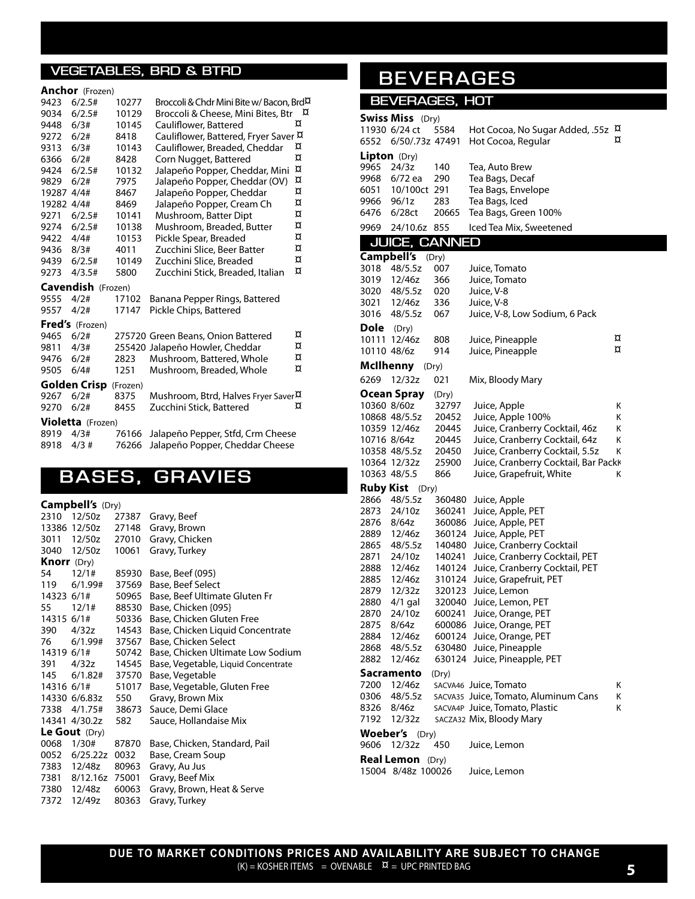## VEGETABLES, BRD & BTRD

**Anchor** (Frozen)

| | | | | |
|---|---|---|---|---|
| 9423 | 6/2.5# | 10277 | Broccoli & Chdr Mini Bite w/ Bacon, Brd | ¤ |
| 9034 | 6/2.5# | 10129 | Broccoli & Cheese, Mini Bites, Btr | ¤ |
| 9448 | 6/3# | 10145 | Cauliflower, Battered | ¤ |
| 9272 | 6/2# | 8418 | Cauliflower, Battered, Fryer Saver | ¤ |
| 9313 | 6/3# | 10143 | Cauliflower, Breaded, Cheddar | ¤ |
| 6366 | 6/2# | 8428 | Corn Nugget, Battered | ¤ |
| 9424 | 6/2.5# | 10132 | Jalapeño Popper, Cheddar, Mini | ¤ |
| 9829 | 6/2# | 7975 | Jalapeño Popper, Cheddar (OV) | ¤ |
| 19287 | 4/4# | 8467 | Jalapeño Popper, Cheddar | ¤ |
| 19282 | 4/4# | 8469 | Jalapeño Popper, Cream Ch | ¤ |
| 9271 | 6/2.5# | 10141 | Mushroom, Batter Dipt | ¤ |
| 9274 | 6/2.5# | 10138 | Mushroom, Breaded, Butter | ¤ |
| 9422 | 4/4# | 10153 | Pickle Spear, Breaded | ¤ |
| 9436 | 8/3# | 4011 | Zucchini Slice, Beer Batter | ¤ |
| 9439 | 6/2.5# | 10149 | Zucchini Slice, Breaded | ¤ |
| 9273 | 4/3.5# | 5800 | Zucchini Stick, Breaded, Italian | ¤ |

**Cavendish** (Frozen)

| | | | | |
|---|---|---|---|---|
| 9555 | 4/2# | 17102 | Banana Pepper Rings, Battered | |
| 9557 | 4/2# | 17147 | Pickle Chips, Battered | |

**Fred's** (Frozen)

| | | | | |
|---|---|---|---|---|
| 9465 | 6/2# | 275720 | Green Beans, Onion Battered | ¤ |
| 9811 | 4/3# | 255420 | Jalapeño Howler, Cheddar | ¤ |
| 9476 | 6/2# | 2823 | Mushroom, Battered, Whole | ¤ |
| 9505 | 6/4# | 1251 | Mushroom, Breaded, Whole | ¤ |

**Golden Crisp** (Frozen)

| | | | | |
|---|---|---|---|---|
| 9267 | 6/2# | 8375 | Mushroom, Btrd, Halves Fryer Saver | ¤ |
| 9270 | 6/2# | 8455 | Zucchini Stick, Battered | ¤ |

**Violetta** (Frozen)

| | | | | |
|---|---|---|---|---|
| 8919 | 4/3# | 76166 | Jalapeño Pepper, Stfd, Crm Cheese | |
| 8918 | 4/3 # | 76266 | Jalapeño Popper, Cheddar Cheese | |

# BASES, GRAVIES

**Campbell's** (Dry)

| | | | |
|---|---|---|---|
| 2310 | 12/50z | 27387 | Gravy, Beef |
| 13386 | 12/50z | 27148 | Gravy, Brown |
| 3011 | 12/50z | 27010 | Gravy, Chicken |
| 3040 | 12/50z | 10061 | Gravy, Turkey |

**Knorr** (Dry)

| | | | |
|---|---|---|---|
| 54 | 12/1# | 85930 | Base, Beef (095) |
| 119 | 6/1.99# | 37569 | Base, Beef Select |
| 14323 | 6/1# | 50965 | Base, Beef Ultimate Gluten Fr |
| 55 | 12/1# | 88530 | Base, Chicken {095} |
| 14315 | 6/1# | 50336 | Base, Chicken Gluten Free |
| 390 | 4/32z | 14543 | Base, Chicken Liquid Concentrate |
| 76 | 6/1.99# | 37567 | Base, Chicken Select |
| 14319 | 6/1# | 50742 | Base, Chicken Ultimate Low Sodium |
| 391 | 4/32z | 14545 | Base, Vegetable, Liquid Concentrate |
| 145 | 6/1.82# | 37570 | Base, Vegetable |
| 14316 | 6/1# | 51017 | Base, Vegetable, Gluten Free |
| 14330 | 6/6.83z | 550 | Gravy, Brown Mix |
| 7338 | 4/1.75# | 38673 | Sauce, Demi Glace |
| 14341 | 4/30.2z | 582 | Sauce, Hollandaise Mix |

**Le Gout** (Dry)

| | | | |
|---|---|---|---|
| 0068 | 1/30# | 87870 | Base, Chicken, Standard, Pail |
| 0052 | 6/25.22z | 0032 | Base, Cream Soup |
| 7383 | 12/48z | 80963 | Gravy, Au Jus |
| 7381 | 8/12.16z | 75001 | Gravy, Beef Mix |
| 7380 | 12/48z | 60063 | Gravy, Brown, Heat & Serve |
| 7372 | 12/49z | 80363 | Gravy, Turkey |

# BEVERAGES

## BEVERAGES, HOT

**Swiss Miss** (Dry)

| | | | | |
|---|---|---|---|---|
| 11930 | 6/24 ct | 5584 | Hot Cocoa, No Sugar Added, .55z | ¤ |
| 6552 | 6/50/.73z | 47491 | Hot Cocoa, Regular | ¤ |

**Lipton** (Dry)

| | | | |
|---|---|---|---|
| 9965 | 24/3z | 140 | Tea, Auto Brew |
| 9968 | 6/72 ea | 290 | Tea Bags, Decaf |
| 6051 | 10/100ct | 291 | Tea Bags, Envelope |
| 9966 | 96/1z | 283 | Tea Bags, Iced |
| 6476 | 6/28ct | 20665 | Tea Bags, Green 100% |
| 9969 | 24/10.6z | 855 | Iced Tea Mix, Sweetened |

## JUICE, CANNED

**Campbell's** (Dry)

| | | | |
|---|---|---|---|
| 3018 | 48/5.5z | 007 | Juice, Tomato |
| 3019 | 12/46z | 366 | Juice, Tomato |
| 3020 | 48/5.5z | 020 | Juice, V-8 |
| 3021 | 12/46z | 336 | Juice, V-8 |
| 3016 | 48/5.5z | 067 | Juice, V-8, Low Sodium, 6 Pack |

**Dole** (Dry)

| | | | | |
|---|---|---|---|---|
| 10111 | 12/46z | 808 | Juice, Pineapple | ¤ |
| 10110 | 48/6z | 914 | Juice, Pineapple | ¤ |

**McIlhenny** (Dry)

| | | | |
|---|---|---|---|
| 6269 | 12/32z | 021 | Mix, Bloody Mary |

**Ocean Spray** (Dry)

| | | | | |
|---|---|---|---|---|
| 10360 | 8/60z | 32797 | Juice, Apple | K |
| 10868 | 48/5.5z | 20452 | Juice, Apple 100% | K |
| 10359 | 12/46z | 20445 | Juice, Cranberry Cocktail, 46z | K |
| 10716 | 8/64z | 20445 | Juice, Cranberry Cocktail, 64z | K |
| 10358 | 48/5.5z | 20450 | Juice, Cranberry Cocktail, 5.5z | K |
| 10364 | 12/32z | 25900 | Juice, Cranberry Cocktail, Bar Pack | K |
| 10363 | 48/5.5 | 866 | Juice, Grapefruit, White | K |

**Ruby Kist** (Dry)

| | | | |
|---|---|---|---|
| 2866 | 48/5.5z | 360480 | Juice, Apple |
| 2873 | 24/10z | 360241 | Juice, Apple, PET |
| 2876 | 8/64z | 360086 | Juice, Apple, PET |
| 2889 | 12/46z | 360124 | Juice, Apple, PET |
| 2865 | 48/5.5z | 140480 | Juice, Cranberry Cocktail |
| 2871 | 24/10z | 140241 | Juice, Cranberry Cocktail, PET |
| 2888 | 12/46z | 140124 | Juice, Cranberry Cocktail, PET |
| 2885 | 12/46z | 310124 | Juice, Grapefruit, PET |
| 2879 | 12/32z | 320123 | Juice, Lemon |
| 2880 | 4/1 gal | 320040 | Juice, Lemon, PET |
| 2870 | 24/10z | 600241 | Juice, Orange, PET |
| 2875 | 8/64z | 600086 | Juice, Orange, PET |
| 2884 | 12/46z | 600124 | Juice, Orange, PET |
| 2868 | 48/5.5z | 630480 | Juice, Pineapple |
| 2882 | 12/46z | 630124 | Juice, Pineapple, PET |

**Sacramento** (Dry)

| | | | | |
|---|---|---|---|---|
| 7200 | 12/46z | SACVA46 | Juice, Tomato | K |
| 0306 | 48/5.5z | SACVA35 | Juice, Tomato, Aluminum Cans | K |
| 8326 | 8/46z | SACVA4P | Juice, Tomato, Plastic | K |
| 7192 | 12/32z | SACZA32 | Mix, Bloody Mary | |

**Woeber's** (Dry)

| | | | |
|---|---|---|---|
| 9606 | 12/32z | 450 | Juice, Lemon |

**Real Lemon** (Dry)

| | | | |
|---|---|---|---|
| 15004 | 8/48z | 100026 | Juice, Lemon |

**DUE TO MARKET CONDITIONS PRICES AND AVAILABILITY ARE SUBJECT TO CHANGE**

(K) = KOSHER ITEMS = OVENABLE ¤ = UPC PRINTED BAG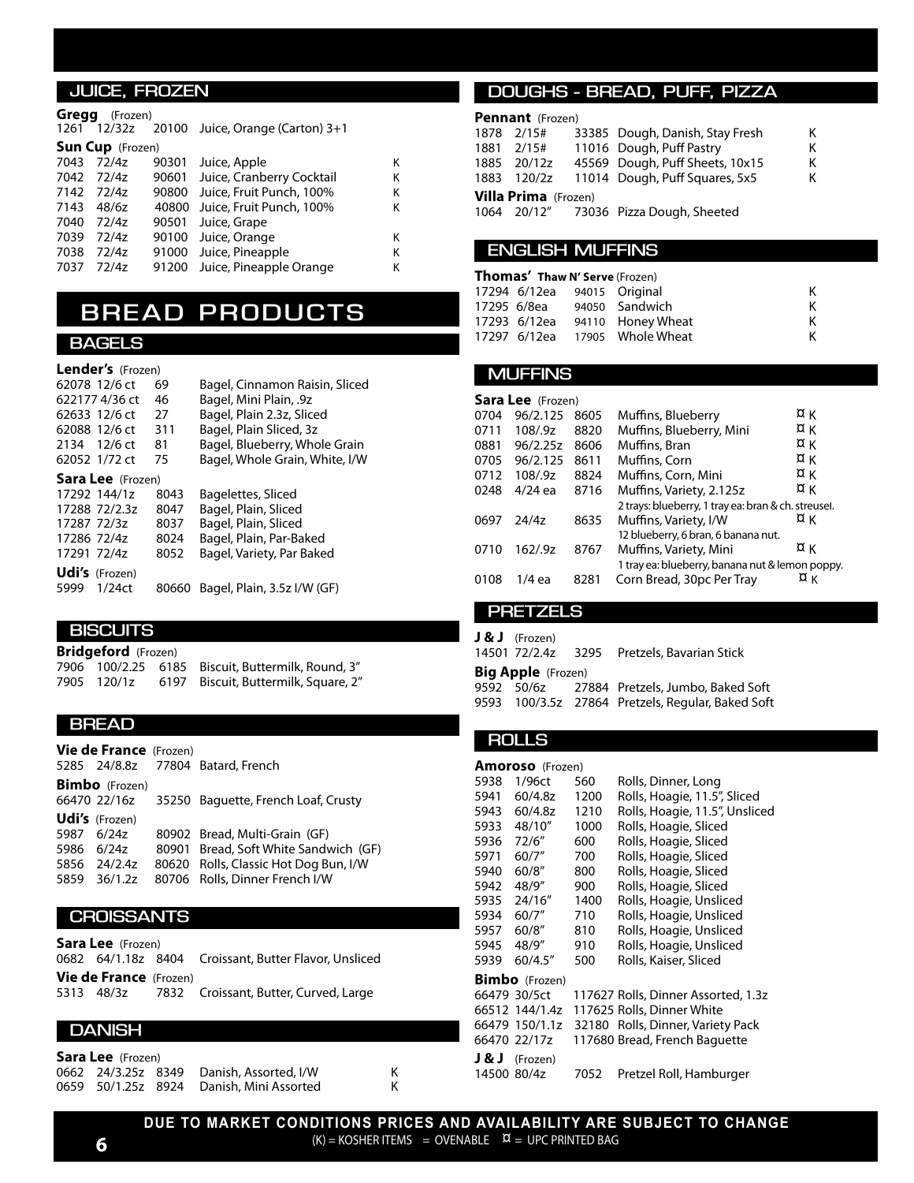## JUICE, FROZEN

**Gregg** (Frozen)

| | | | | |
|---|---|---|---|---|
| 1261 | 12/32z | 20100 | Juice, Orange (Carton) 3+1 | |

**Sun Cup** (Frozen)

| | | | | |
|---|---|---|---|---|
| 7043 | 72/4z | 90301 | Juice, Apple | K |
| 7042 | 72/4z | 90601 | Juice, Cranberry Cocktail | K |
| 7142 | 72/4z | 90800 | Juice, Fruit Punch, 100% | K |
| 7143 | 48/6z | 40800 | Juice, Fruit Punch, 100% | K |
| 7040 | 72/4z | 90501 | Juice, Grape | |
| 7039 | 72/4z | 90100 | Juice, Orange | K |
| 7038 | 72/4z | 91000 | Juice, Pineapple | K |
| 7037 | 72/4z | 91200 | Juice, Pineapple Orange | K |

# BREAD PRODUCTS

## BAGELS

**Lender's** (Frozen)

| | | | |
|---|---|---|---|
| 62078 | 12/6 ct | 69 | Bagel, Cinnamon Raisin, Sliced |
| 622177 | 4/36 ct | 46 | Bagel, Mini Plain, .9z |
| 62633 | 12/6 ct | 27 | Bagel, Plain 2.3z, Sliced |
| 62088 | 12/6 ct | 311 | Bagel, Plain Sliced, 3z |
| 2134 | 12/6 ct | 81 | Bagel, Blueberry, Whole Grain |
| 62052 | 1/72 ct | 75 | Bagel, Whole Grain, White, I/W |

**Sara Lee** (Frozen)

| | | | |
|---|---|---|---|
| 17292 | 144/1z | 8043 | Bagelettes, Sliced |
| 17288 | 72/2.3z | 8047 | Bagel, Plain, Sliced |
| 17287 | 72/3z | 8037 | Bagel, Plain, Sliced |
| 17286 | 72/4z | 8024 | Bagel, Plain, Par-Baked |
| 17291 | 72/4z | 8052 | Bagel, Variety, Par Baked |

**Udi's** (Frozen)

| | | | |
|---|---|---|---|
| 5999 | 1/24ct | 80660 | Bagel, Plain, 3.5z I/W (GF) |

## BISCUITS

**Bridgeford** (Frozen)

| | | | |
|---|---|---|---|
| 7906 | 100/2.25 | 6185 | Biscuit, Buttermilk, Round, 3" |
| 7905 | 120/1z | 6197 | Biscuit, Buttermilk, Square, 2" |

## BREAD

**Vie de France** (Frozen)

| | | | |
|---|---|---|---|
| 5285 | 24/8.8z | 77804 | Batard, French |

**Bimbo** (Frozen)

| | | | |
|---|---|---|---|
| 66470 | 22/16z | 35250 | Baguette, French Loaf, Crusty |

**Udi's** (Frozen)

| | | | |
|---|---|---|---|
| 5987 | 6/24z | 80902 | Bread, Multi-Grain (GF) |
| 5986 | 6/24z | 80901 | Bread, Soft White Sandwich (GF) |
| 5856 | 24/2.4z | 80620 | Rolls, Classic Hot Dog Bun, I/W |
| 5859 | 36/1.2z | 80706 | Rolls, Dinner French I/W |

## CROISSANTS

**Sara Lee** (Frozen)

| | | | |
|---|---|---|---|
| 0682 | 64/1.18z | 8404 | Croissant, Butter Flavor, Unsliced |

**Vie de France** (Frozen)

| | | | |
|---|---|---|---|
| 5313 | 48/3z | 7832 | Croissant, Butter, Curved, Large |

## DANISH

**Sara Lee** (Frozen)

| | | | | |
|---|---|---|---|---|
| 0662 | 24/3.25z | 8349 | Danish, Assorted, I/W | K |
| 0659 | 50/1.25z | 8924 | Danish, Mini Assorted | K |

## DOUGHS - BREAD, PUFF, PIZZA

**Pennant** (Frozen)

| | | | | |
|---|---|---|---|---|
| 1878 | 2/15# | 33385 | Dough, Danish, Stay Fresh | K |
| 1881 | 2/15# | 11016 | Dough, Puff Pastry | K |
| 1885 | 20/12z | 45569 | Dough, Puff Sheets, 10x15 | K |
| 1883 | 120/2z | 11014 | Dough, Puff Squares, 5x5 | K |

**Villa Prima** (Frozen)

| | | | |
|---|---|---|---|
| 1064 | 20/12" | 73036 | Pizza Dough, Sheeted |

## ENGLISH MUFFINS

**Thomas' Thaw N' Serve** (Frozen)

| | | | | |
|---|---|---|---|---|
| 17294 | 6/12ea | 94015 | Original | K |
| 17295 | 6/8ea | 94050 | Sandwich | K |
| 17293 | 6/12ea | 94110 | Honey Wheat | K |
| 17297 | 6/12ea | 17905 | Whole Wheat | K |

## MUFFINS

**Sara Lee** (Frozen)

| | | | | |
|---|---|---|---|---|
| 0704 | 96/2.125 | 8605 | Muffins, Blueberry | ¤ K |
| 0711 | 108/.9z | 8820 | Muffins, Blueberry, Mini | ¤ K |
| 0881 | 96/2.25z | 8606 | Muffins, Bran | ¤ K |
| 0705 | 96/2.125 | 8611 | Muffins, Corn | ¤ K |
| 0712 | 108/.9z | 8824 | Muffins, Corn, Mini | ¤ K |
| 0248 | 4/24 ea | 8716 | Muffins, Variety, 2.125z<br>2 trays: blueberry, 1 tray ea: bran & ch. streusel. | ¤ K |
| 0697 | 24/4z | 8635 | Muffins, Variety, I/W<br>12 blueberry, 6 bran, 6 banana nut. | ¤ K |
| 0710 | 162/.9z | 8767 | Muffins, Variety, Mini<br>1 tray ea: blueberry, banana nut & lemon poppy. | ¤ K |
| 0108 | 1/4 ea | 8281 | Corn Bread, 30pc Per Tray | ¤ K |

## PRETZELS

**J & J** (Frozen)

| | | | |
|---|---|---|---|
| 14501 | 72/2.4z | 3295 | Pretzels, Bavarian Stick |

**Big Apple** (Frozen)

| | | | |
|---|---|---|---|
| 9592 | 50/6z | 27884 | Pretzels, Jumbo, Baked Soft |
| 9593 | 100/3.5z | 27864 | Pretzels, Regular, Baked Soft |

## ROLLS

**Amoroso** (Frozen)

| | | | |
|---|---|---|---|
| 5938 | 1/96ct | 560 | Rolls, Dinner, Long |
| 5941 | 60/4.8z | 1200 | Rolls, Hoagie, 11.5", Sliced |
| 5943 | 60/4.8z | 1210 | Rolls, Hoagie, 11.5", Unsliced |
| 5933 | 48/10" | 1000 | Rolls, Hoagie, Sliced |
| 5936 | 72/6" | 600 | Rolls, Hoagie, Sliced |
| 5971 | 60/7" | 700 | Rolls, Hoagie, Sliced |
| 5940 | 60/8" | 800 | Rolls, Hoagie, Sliced |
| 5942 | 48/9" | 900 | Rolls, Hoagie, Sliced |
| 5935 | 24/16" | 1400 | Rolls, Hoagie, Unsliced |
| 5934 | 60/7" | 710 | Rolls, Hoagie, Unsliced |
| 5957 | 60/8" | 810 | Rolls, Hoagie, Unsliced |
| 5945 | 48/9" | 910 | Rolls, Hoagie, Unsliced |
| 5939 | 60/4.5" | 500 | Rolls, Kaiser, Sliced |

**Bimbo** (Frozen)

| | | | |
|---|---|---|---|
| 66479 | 30/5ct | 117627 | Rolls, Dinner Assorted, 1.3z |
| 66512 | 144/1.4z | 117625 | Rolls, Dinner White |
| 66479 | 150/1.1z | 32180 | Rolls, Dinner, Variety Pack |
| 66470 | 22/17z | 117680 | Bread, French Baguette |

**J & J** (Frozen)

| | | | |
|---|---|---|---|
| 14500 | 80/4z | 7052 | Pretzel Roll, Hamburger |

**DUE TO MARKET CONDITIONS PRICES AND AVAILABILITY ARE SUBJECT TO CHANGE**

(K) = KOSHER ITEMS = OVENABLE ¤ = UPC PRINTED BAG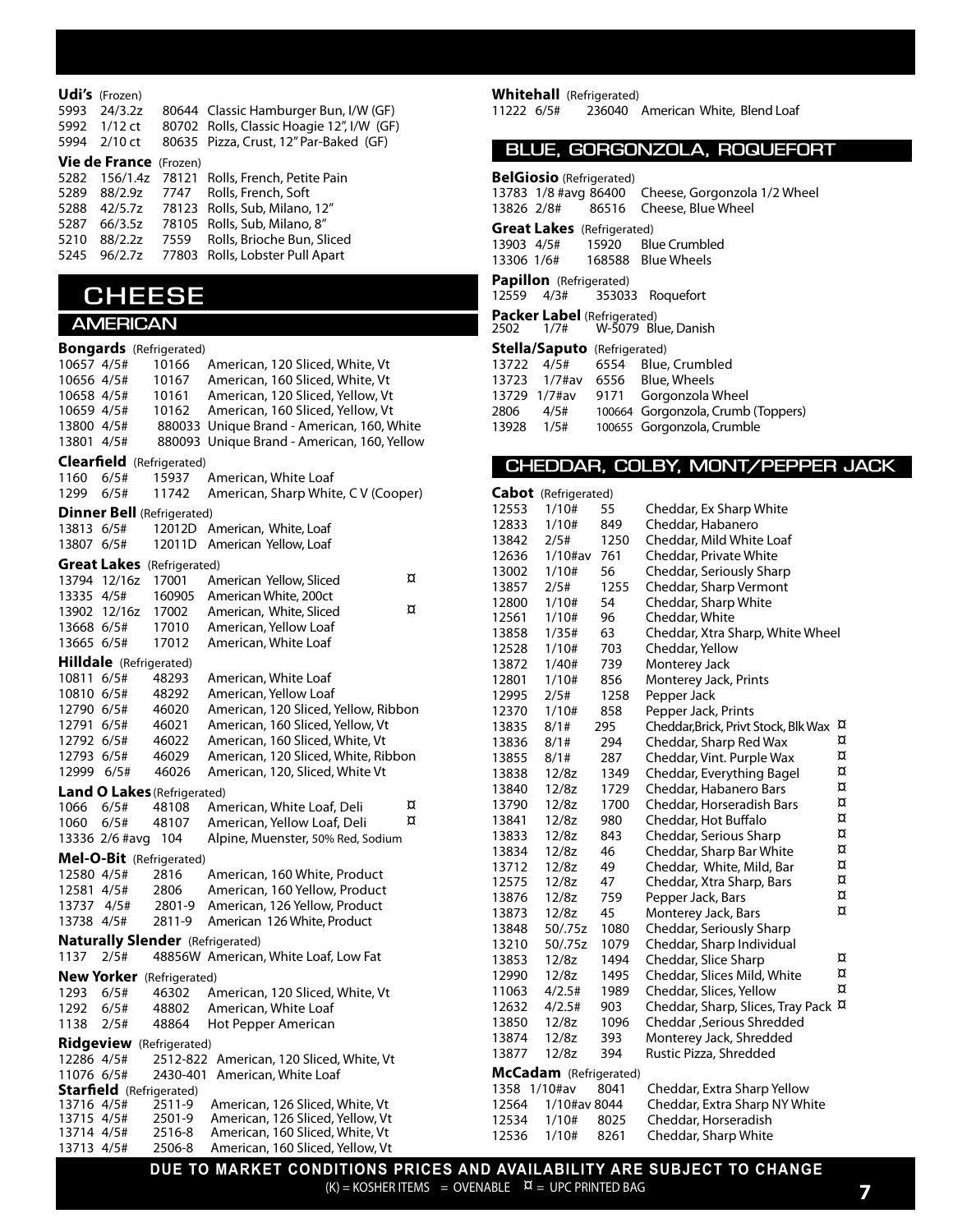**Udi's** (Frozen)

| | | | |
|---|---|---|---|
| 5993 | 24/3.2z | 80644 | Classic Hamburger Bun, I/W (GF) |
| 5992 | 1/12 ct | 80702 | Rolls, Classic Hoagie 12", I/W (GF) |
| 5994 | 2/10 ct | 80635 | Pizza, Crust, 12" Par-Baked (GF) |

**Vie de France** (Frozen)

| | | | |
|---|---|---|---|
| 5282 | 156/1.4z | 78121 | Rolls, French, Petite Pain |
| 5289 | 88/2.9z | 7747 | Rolls, French, Soft |
| 5288 | 42/5.7z | 78123 | Rolls, Sub, Milano, 12" |
| 5287 | 66/3.5z | 78105 | Rolls, Sub, Milano, 8" |
| 5210 | 88/2.2z | 7559 | Rolls, Brioche Bun, Sliced |
| 5245 | 96/2.7z | 77803 | Rolls, Lobster Pull Apart |

# CHEESE

## AMERICAN

**Bongards** (Refrigerated)

| | | | |
|---|---|---|---|
| 10657 | 4/5# | 10166 | American, 120 Sliced, White, Vt |
| 10656 | 4/5# | 10167 | American, 160 Sliced, White, Vt |
| 10658 | 4/5# | 10161 | American, 120 Sliced, Yellow, Vt |
| 10659 | 4/5# | 10162 | American, 160 Sliced, Yellow, Vt |
| 13800 | 4/5# | 880033 | Unique Brand - American, 160, White |
| 13801 | 4/5# | 880093 | Unique Brand - American, 160, Yellow |

**Clearfield** (Refrigerated)

| | | | |
|---|---|---|---|
| 1160 | 6/5# | 15937 | American, White Loaf |
| 1299 | 6/5# | 11742 | American, Sharp White, C V (Cooper) |

**Dinner Bell** (Refrigerated)

| | | | |
|---|---|---|---|
| 13813 | 6/5# | 12012D | American, White, Loaf |
| 13807 | 6/5# | 12011D | American Yellow, Loaf |

**Great Lakes** (Refrigerated)

| | | | | |
|---|---|---|---|---|
| 13794 | 12/16z | 17001 | American Yellow, Sliced | ¤ |
| 13335 | 4/5# | 160905 | American White, 200ct | |
| 13902 | 12/16z | 17002 | American, White, Sliced | ¤ |
| 13668 | 6/5# | 17010 | American, Yellow Loaf | |
| 13665 | 6/5# | 17012 | American, White Loaf | |

**Hilldale** (Refrigerated)

| | | | |
|---|---|---|---|
| 10811 | 6/5# | 48293 | American, White Loaf |
| 10810 | 6/5# | 48292 | American, Yellow Loaf |
| 12790 | 6/5# | 46020 | American, 120 Sliced, Yellow, Ribbon |
| 12791 | 6/5# | 46021 | American, 160 Sliced, Yellow, Vt |
| 12792 | 6/5# | 46022 | American, 160 Sliced, White, Vt |
| 12793 | 6/5# | 46029 | American, 120 Sliced, White, Ribbon |
| 12999 | 6/5# | 46026 | American, 120, Sliced, White Vt |

**Land O Lakes** (Refrigerated)

| | | | | |
|---|---|---|---|---|
| 1066 | 6/5# | 48108 | American, White Loaf, Deli | ¤ |
| 1060 | 6/5# | 48107 | American, Yellow Loaf, Deli | ¤ |
| 13336 | 2/6 #avg | 104 | Alpine, Muenster, 50% Red, Sodium | |

**Mel-O-Bit** (Refrigerated)

| | | | |
|---|---|---|---|
| 12580 | 4/5# | 2816 | American, 160 White, Product |
| 12581 | 4/5# | 2806 | American, 160 Yellow, Product |
| 13737 | 4/5# | 2801-9 | American, 126 Yellow, Product |
| 13738 | 4/5# | 2811-9 | American 126 White, Product |

**Naturally Slender** (Refrigerated)

| | | | |
|---|---|---|---|
| 1137 | 2/5# | 48856W | American, White Loaf, Low Fat |

**New Yorker** (Refrigerated)

| | | | |
|---|---|---|---|
| 1293 | 6/5# | 46302 | American, 120 Sliced, White, Vt |
| 1292 | 6/5# | 48802 | American, White Loaf |
| 1138 | 2/5# | 48864 | Hot Pepper American |

**Ridgeview** (Refrigerated)

| | | | |
|---|---|---|---|
| 12286 | 4/5# | 2512-822 | American, 120 Sliced, White, Vt |
| 11076 | 6/5# | 2430-401 | American, White Loaf |

**Starfield** (Refrigerated)

| | | | |
|---|---|---|---|
| 13716 | 4/5# | 2511-9 | American, 126 Sliced, White, Vt |
| 13715 | 4/5# | 2501-9 | American, 126 Sliced, Yellow, Vt |
| 13714 | 4/5# | 2516-8 | American, 160 Sliced, White, Vt |
| 13713 | 4/5# | 2506-8 | American, 160 Sliced, Yellow, Vt |

**Whitehall** (Refrigerated)

| | | | |
|---|---|---|---|
| 11222 | 6/5# | 236040 | American White, Blend Loaf |

## BLUE, GORGONZOLA, ROQUEFORT

**BelGiosio** (Refrigerated)

| | | | |
|---|---|---|---|
| 13783 | 1/8 #avg | 86400 | Cheese, Gorgonzola 1/2 Wheel |
| 13826 | 2/8# | 86516 | Cheese, Blue Wheel |

**Great Lakes** (Refrigerated)

| | | | |
|---|---|---|---|
| 13903 | 4/5# | 15920 | Blue Crumbled |
| 13306 | 1/6# | 168588 | Blue Wheels |

**Papillon** (Refrigerated)

| | | | |
|---|---|---|---|
| 12559 | 4/3# | 353033 | Roquefort |

**Packer Label** (Refrigerated)

| | | | |
|---|---|---|---|
| 2502 | 1/7# | W-5079 | Blue, Danish |

**Stella/Saputo** (Refrigerated)

| | | | |
|---|---|---|---|
| 13722 | 4/5# | 6554 | Blue, Crumbled |
| 13723 | 1/7#av | 6556 | Blue, Wheels |
| 13729 | 1/7#av | 9171 | Gorgonzola Wheel |
| 2806 | 4/5# | 100664 | Gorgonzola, Crumb (Toppers) |
| 13928 | 1/5# | 100655 | Gorgonzola, Crumble |

## CHEDDAR, COLBY, MONT/PEPPER JACK

**Cabot** (Refrigerated)

| | | | | |
|---|---|---|---|---|
| 12553 | 1/10# | 55 | Cheddar, Ex Sharp White | |
| 12833 | 1/10# | 849 | Cheddar, Habanero | |
| 13842 | 2/5# | 1250 | Cheddar, Mild White Loaf | |
| 12636 | 1/10#av | 761 | Cheddar, Private White | |
| 13002 | 1/10# | 56 | Cheddar, Seriously Sharp | |
| 13857 | 2/5# | 1255 | Cheddar, Sharp Vermont | |
| 12800 | 1/10# | 54 | Cheddar, Sharp White | |
| 12561 | 1/10# | 96 | Cheddar, White | |
| 13858 | 1/35# | 63 | Cheddar, Xtra Sharp, White Wheel | |
| 12528 | 1/10# | 703 | Cheddar, Yellow | |
| 13872 | 1/40# | 739 | Monterey Jack | |
| 12801 | 1/10# | 856 | Monterey Jack, Prints | |
| 12995 | 2/5# | 1258 | Pepper Jack | |
| 12370 | 1/10# | 858 | Pepper Jack, Prints | |
| 13835 | 8/1# | 295 | Cheddar,Brick, Privt Stock, Blk Wax | ¤ |
| 13836 | 8/1# | 294 | Cheddar, Sharp Red Wax | ¤ |
| 13855 | 8/1# | 287 | Cheddar, Vint. Purple Wax | ¤ |
| 13838 | 12/8z | 1349 | Cheddar, Everything Bagel | ¤ |
| 13840 | 12/8z | 1729 | Cheddar, Habanero Bars | ¤ |
| 13790 | 12/8z | 1700 | Cheddar, Horseradish Bars | ¤ |
| 13841 | 12/8z | 980 | Cheddar, Hot Buffalo | ¤ |
| 13833 | 12/8z | 843 | Cheddar, Serious Sharp | ¤ |
| 13834 | 12/8z | 46 | Cheddar, Sharp Bar White | ¤ |
| 13712 | 12/8z | 49 | Cheddar, White, Mild, Bar | ¤ |
| 12575 | 12/8z | 47 | Cheddar, Xtra Sharp, Bars | ¤ |
| 13876 | 12/8z | 759 | Pepper Jack, Bars | ¤ |
| 13873 | 12/8z | 45 | Monterey Jack, Bars | ¤ |
| 13848 | 50/.75z | 1080 | Cheddar, Seriously Sharp | |
| 13210 | 50/.75z | 1079 | Cheddar, Sharp Individual | |
| 13853 | 12/8z | 1494 | Cheddar, Slice Sharp | ¤ |
| 12990 | 12/8z | 1495 | Cheddar, Slices Mild, White | ¤ |
| 11063 | 4/2.5# | 1989 | Cheddar, Slices, Yellow | ¤ |
| 12632 | 4/2.5# | 903 | Cheddar, Sharp, Slices, Tray Pack | ¤ |
| 13850 | 12/8z | 1096 | Cheddar ,Serious Shredded | |
| 13874 | 12/8z | 393 | Monterey Jack, Shredded | |
| 13877 | 12/8z | 394 | Rustic Pizza, Shredded | |

**McCadam** (Refrigerated)

| | | | |
|---|---|---|---|
| 1358 | 1/10#av | 8041 | Cheddar, Extra Sharp Yellow |
| 12564 | 1/10#av | 8044 | Cheddar, Extra Sharp NY White |
| 12534 | 1/10# | 8025 | Cheddar, Horseradish |
| 12536 | 1/10# | 8261 | Cheddar, Sharp White |

**DUE TO MARKET CONDITIONS PRICES AND AVAILABILITY ARE SUBJECT TO CHANGE**

(K) = KOSHER ITEMS = OVENABLE ¤ = UPC PRINTED BAG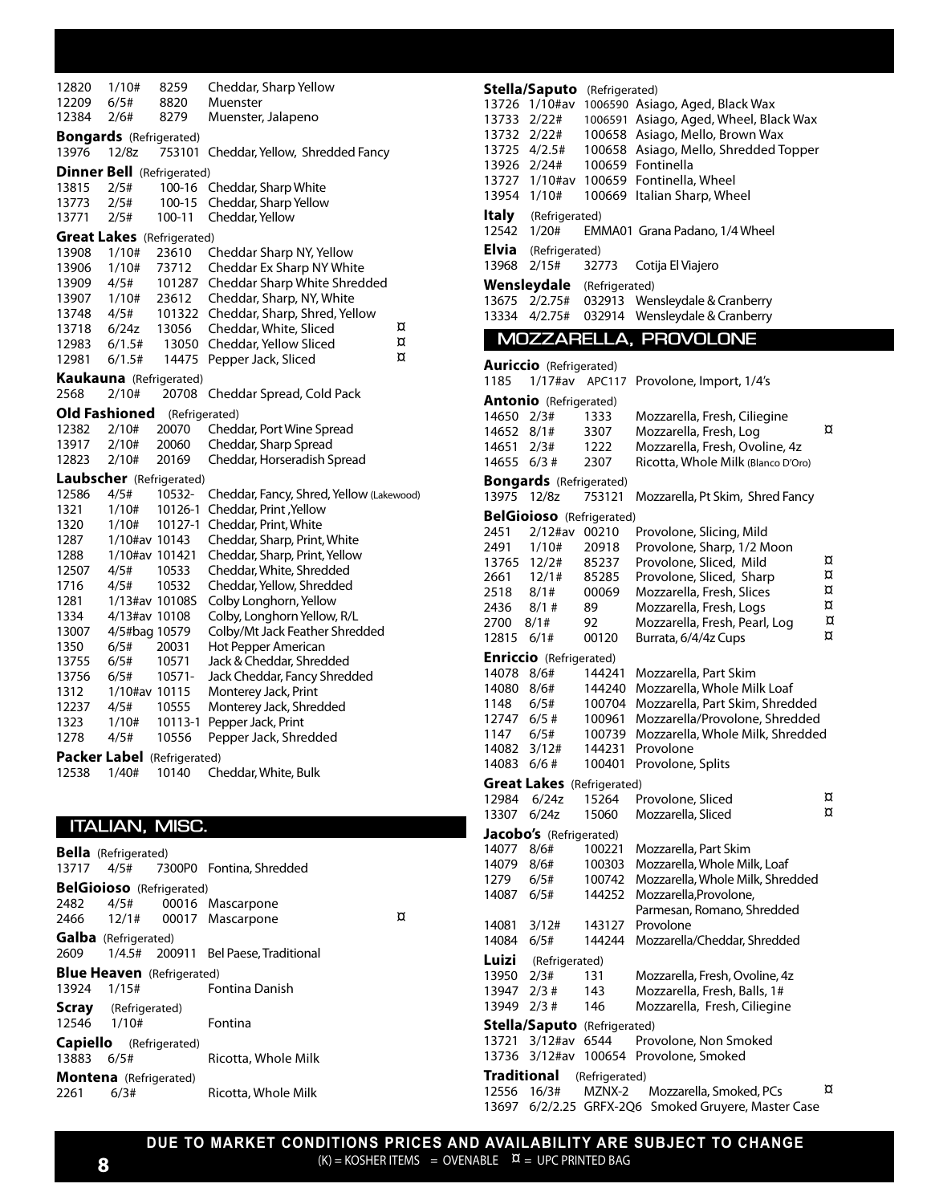| | | | | |
|---|---|---|---|---|
| 12820 | 1/10# | 8259 | Cheddar, Sharp Yellow | |
| 12209 | 6/5# | 8820 | Muenster | |
| 12384 | 2/6# | 8279 | Muenster, Jalapeno | |

**Bongards** (Refrigerated)

| | | | | |
|---|---|---|---|---|
| 13976 | 12/8z | 753101 | Cheddar, Yellow, Shredded Fancy | |

**Dinner Bell** (Refrigerated)

| | | | | |
|---|---|---|---|---|
| 13815 | 2/5# | 100-16 | Cheddar, Sharp White | |
| 13773 | 2/5# | 100-15 | Cheddar, Sharp Yellow | |
| 13771 | 2/5# | 100-11 | Cheddar, Yellow | |

**Great Lakes** (Refrigerated)

| | | | | |
|---|---|---|---|---|
| 13908 | 1/10# | 23610 | Cheddar Sharp NY, Yellow | |
| 13906 | 1/10# | 73712 | Cheddar Ex Sharp NY White | |
| 13909 | 4/5# | 101287 | Cheddar Sharp White Shredded | |
| 13907 | 1/10# | 23612 | Cheddar, Sharp, NY, White | |
| 13748 | 4/5# | 101322 | Cheddar, Sharp, Shred, Yellow | |
| 13718 | 6/24z | 13056 | Cheddar, White, Sliced | ¤ |
| 12983 | 6/1.5# | 13050 | Cheddar, Yellow Sliced | ¤ |
| 12981 | 6/1.5# | 14475 | Pepper Jack, Sliced | ¤ |

**Kaukauna** (Refrigerated)

| | | | | |
|---|---|---|---|---|
| 2568 | 2/10# | 20708 | Cheddar Spread, Cold Pack | |

**Old Fashioned** (Refrigerated)

| | | | | |
|---|---|---|---|---|
| 12382 | 2/10# | 20070 | Cheddar, Port Wine Spread | |
| 13917 | 2/10# | 20060 | Cheddar, Sharp Spread | |
| 12823 | 2/10# | 20169 | Cheddar, Horseradish Spread | |

**Laubscher** (Refrigerated)

| | | | | |
|---|---|---|---|---|
| 12586 | 4/5# | 10532- | Cheddar, Fancy, Shred, Yellow (Lakewood) | |
| 1321 | 1/10# | 10126-1 | Cheddar, Print ,Yellow | |
| 1320 | 1/10# | 10127-1 | Cheddar, Print, White | |
| 1287 | 1/10#av | 10143 | Cheddar, Sharp, Print, White | |
| 1288 | 1/10#av | 101421 | Cheddar, Sharp, Print, Yellow | |
| 12507 | 4/5# | 10533 | Cheddar, White, Shredded | |
| 1716 | 4/5# | 10532 | Cheddar, Yellow, Shredded | |
| 1281 | 1/13#av | 10108S | Colby Longhorn, Yellow | |
| 1334 | 4/13#av | 10108 | Colby, Longhorn Yellow, R/L | |
| 13007 | 4/5#bag | 10579 | Colby/Mt Jack Feather Shredded | |
| 1350 | 6/5# | 20031 | Hot Pepper American | |
| 13755 | 6/5# | 10571 | Jack & Cheddar, Shredded | |
| 13756 | 6/5# | 10571- | Jack Cheddar, Fancy Shredded | |
| 1312 | 1/10#av | 10115 | Monterey Jack, Print | |
| 12237 | 4/5# | 10555 | Monterey Jack, Shredded | |
| 1323 | 1/10# | 10113-1 | Pepper Jack, Print | |
| 1278 | 4/5# | 10556 | Pepper Jack, Shredded | |

**Packer Label** (Refrigerated)

| | | | | |
|---|---|---|---|---|
| 12538 | 1/40# | 10140 | Cheddar, White, Bulk | |

## ITALIAN, MISC.

**Bella** (Refrigerated)

| | | | | |
|---|---|---|---|---|
| 13717 | 4/5# | 7300P0 | Fontina, Shredded | |

**BelGioioso** (Refrigerated)

| | | | | |
|---|---|---|---|---|
| 2482 | 4/5# | 00016 | Mascarpone | |
| 2466 | 12/1# | 00017 | Mascarpone | ¤ |

**Galba** (Refrigerated)

| | | | | |
|---|---|---|---|---|
| 2609 | 1/4.5# | 200911 | Bel Paese, Traditional | |

**Blue Heaven** (Refrigerated)

| | | | | |
|---|---|---|---|---|
| 13924 | 1/15# | | Fontina Danish | |

**Scray** (Refrigerated)

| | | | | |
|---|---|---|---|---|
| 12546 | 1/10# | | Fontina | |

**Capiello** (Refrigerated)

| | | | | |
|---|---|---|---|---|
| 13883 | 6/5# | | Ricotta, Whole Milk | |

**Montena** (Refrigerated)

| | | | | |
|---|---|---|---|---|
| 2261 | 6/3# | | Ricotta, Whole Milk | |

**Stella/Saputo** (Refrigerated)

| | | | | |
|---|---|---|---|---|
| 13726 | 1/10#av | 1006590 | Asiago, Aged, Black Wax | |
| 13733 | 2/22# | 1006591 | Asiago, Aged, Wheel, Black Wax | |
| 13732 | 2/22# | 100658 | Asiago, Mello, Brown Wax | |
| 13725 | 4/2.5# | 100658 | Asiago, Mello, Shredded Topper | |
| 13926 | 2/24# | 100659 | Fontinella | |
| 13727 | 1/10#av | 100659 | Fontinella, Wheel | |
| 13954 | 1/10# | 100669 | Italian Sharp, Wheel | |

**Italy** (Refrigerated)

| | | | | |
|---|---|---|---|---|
| 12542 | 1/20# | EMMA01 | Grana Padano, 1/4 Wheel | |

**Elvia** (Refrigerated)

| | | | | |
|---|---|---|---|---|
| 13968 | 2/15# | 32773 | Cotija El Viajero | |

**Wensleydale** (Refrigerated)

| | | | | |
|---|---|---|---|---|
| 13675 | 2/2.75# | 032913 | Wensleydale & Cranberry | |
| 13334 | 4/2.75# | 032914 | Wensleydale & Cranberry | |

## MOZZARELLA, PROVOLONE

**Auriccio** (Refrigerated)

| | | | | |
|---|---|---|---|---|
| 1185 | 1/17#av | APC117 | Provolone, Import, 1/4's | |

**Antonio** (Refrigerated)

| | | | | |
|---|---|---|---|---|
| 14650 | 2/3# | 1333 | Mozzarella, Fresh, Ciliegine | |
| 14652 | 8/1# | 3307 | Mozzarella, Fresh, Log | ¤ |
| 14651 | 2/3# | 1222 | Mozzarella, Fresh, Ovoline, 4z | |
| 14655 | 6/3 # | 2307 | Ricotta, Whole Milk (Blanco D'Oro) | |

**Bongards** (Refrigerated)

| | | | | |
|---|---|---|---|---|
| 13975 | 12/8z | 753121 | Mozzarella, Pt Skim, Shred Fancy | |

**BelGioioso** (Refrigerated)

| | | | | |
|---|---|---|---|---|
| 2451 | 2/12#av | 00210 | Provolone, Slicing, Mild | |
| 2491 | 1/10# | 20918 | Provolone, Sharp, 1/2 Moon | |
| 13765 | 12/2# | 85237 | Provolone, Sliced, Mild | ¤ |
| 2661 | 12/1# | 85285 | Provolone, Sliced, Sharp | ¤ |
| 2518 | 8/1# | 00069 | Mozzarella, Fresh, Slices | ¤ |
| 2436 | 8/1 # | 89 | Mozzarella, Fresh, Logs | ¤ |
| 2700 | 8/1# | 92 | Mozzarella, Fresh, Pearl, Log | ¤ |
| 12815 | 6/1# | 00120 | Burrata, 6/4/4z Cups | ¤ |

**Enriccio** (Refrigerated)

| | | | | |
|---|---|---|---|---|
| 14078 | 8/6# | 144241 | Mozzarella, Part Skim | |
| 14080 | 8/6# | 144240 | Mozzarella, Whole Milk Loaf | |
| 1148 | 6/5# | 100704 | Mozzarella, Part Skim, Shredded | |
| 12747 | 6/5 # | 100961 | Mozzarella/Provolone, Shredded | |
| 1147 | 6/5# | 100739 | Mozzarella, Whole Milk, Shredded | |
| 14082 | 3/12# | 144231 | Provolone | |
| 14083 | 6/6 # | 100401 | Provolone, Splits | |

**Great Lakes** (Refrigerated)

| | | | | |
|---|---|---|---|---|
| 12984 | 6/24z | 15264 | Provolone, Sliced | ¤ |
| 13307 | 6/24z | 15060 | Mozzarella, Sliced | ¤ |

**Jacobo's** (Refrigerated)

| | | | | |
|---|---|---|---|---|
| 14077 | 8/6# | 100221 | Mozzarella, Part Skim | |
| 14079 | 8/6# | 100303 | Mozzarella, Whole Milk, Loaf | |
| 1279 | 6/5# | 100742 | Mozzarella, Whole Milk, Shredded | |
| 14087 | 6/5# | 144252 | Mozzarella,Provolone, Parmesan, Romano, Shredded | |
| 14081 | 3/12# | 143127 | Provolone | |
| 14084 | 6/5# | 144244 | Mozzarella/Cheddar, Shredded | |

**Luizi** (Refrigerated)

| | | | | |
|---|---|---|---|---|
| 13950 | 2/3# | 131 | Mozzarella, Fresh, Ovoline, 4z | |
| 13947 | 2/3 # | 143 | Mozzarella, Fresh, Balls, 1# | |
| 13949 | 2/3 # | 146 | Mozzarella, Fresh, Ciliegine | |

**Stella/Saputo** (Refrigerated)

| | | | | |
|---|---|---|---|---|
| 13721 | 3/12#av | 6544 | Provolone, Non Smoked | |
| 13736 | 3/12#av | 100654 | Provolone, Smoked | |

**Traditional** (Refrigerated)

| | | | | |
|---|---|---|---|---|
| 12556 | 16/3# | MZNX-2 | Mozzarella, Smoked, PCs | ¤ |
| 13697 | 6/2/2.25 | GRFX-2Q6 | Smoked Gruyere, Master Case | |

**DUE TO MARKET CONDITIONS PRICES AND AVAILABILITY ARE SUBJECT TO CHANGE**

(K) = KOSHER ITEMS = OVENABLE ¤ = UPC PRINTED BAG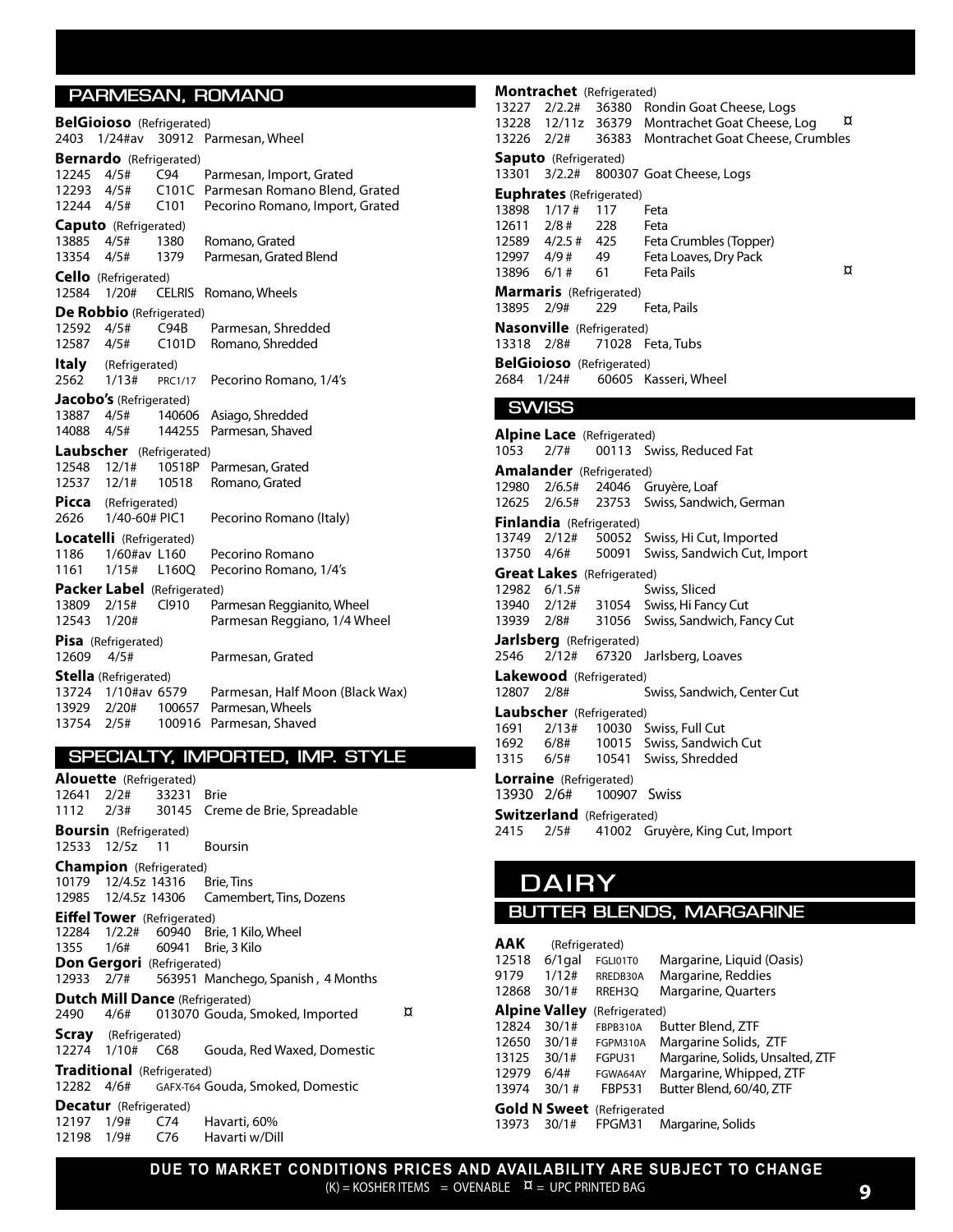## PARMESAN, ROMANO

**BelGioioso** (Refrigerated)
2403 1/24#av 30912 Parmesan, Wheel

**Bernardo** (Refrigerated)
12245 4/5# C94 Parmesan, Import, Grated
12293 4/5# C101C Parmesan Romano Blend, Grated
12244 4/5# C101 Pecorino Romano, Import, Grated

**Caputo** (Refrigerated)
13885 4/5# 1380 Romano, Grated
13354 4/5# 1379 Parmesan, Grated Blend

**Cello** (Refrigerated)
12584 1/20# CELRIS Romano, Wheels

**De Robbio** (Refrigerated)
12592 4/5# C94B Parmesan, Shredded
12587 4/5# C101D Romano, Shredded

**Italy** (Refrigerated)
2562 1/13# PRC1/17 Pecorino Romano, 1/4's

**Jacobo's** (Refrigerated)
13887 4/5# 140606 Asiago, Shredded
14088 4/5# 144255 Parmesan, Shaved

**Laubscher** (Refrigerated)
12548 12/1# 10518P Parmesan, Grated
12537 12/1# 10518 Romano, Grated

**Picca** (Refrigerated)
2626 1/40-60# PIC1 Pecorino Romano (Italy)

**Locatelli** (Refrigerated)
1186 1/60#av L160 Pecorino Romano
1161 1/15# L160Q Pecorino Romano, 1/4's

**Packer Label** (Refrigerated)
13809 2/15# CI910 Parmesan Reggianito, Wheel
12543 1/20# Parmesan Reggiano, 1/4 Wheel

**Pisa** (Refrigerated)
12609 4/5# Parmesan, Grated

**Stella** (Refrigerated)
13724 1/10#av 6579 Parmesan, Half Moon (Black Wax)
13929 2/20# 100657 Parmesan, Wheels
13754 2/5# 100916 Parmesan, Shaved

## SPECIALTY, IMPORTED, IMP. STYLE

**Alouette** (Refrigerated)
12641 2/2# 33231 Brie
1112 2/3# 30145 Creme de Brie, Spreadable

**Boursin** (Refrigerated)
12533 12/5z 11 Boursin

**Champion** (Refrigerated)
10179 12/4.5z 14316 Brie, Tins
12985 12/4.5z 14306 Camembert, Tins, Dozens

**Eiffel Tower** (Refrigerated)
12284 1/2.2# 60940 Brie, 1 Kilo, Wheel
1355 1/6# 60941 Brie, 3 Kilo

**Don Gergori** (Refrigerated)
12933 2/7# 563951 Manchego, Spanish , 4 Months

**Dutch Mill Dance** (Refrigerated)
2490 4/6# 013070 Gouda, Smoked, Imported ¤

**Scray** (Refrigerated)
12274 1/10# C68 Gouda, Red Waxed, Domestic

**Traditional** (Refrigerated)
12282 4/6# GAFX-T64 Gouda, Smoked, Domestic

**Decatur** (Refrigerated)
12197 1/9# C74 Havarti, 60%
12198 1/9# C76 Havarti w/Dill

**Montrachet** (Refrigerated)
13227 2/2.2# 36380 Rondin Goat Cheese, Logs
13228 12/11z 36379 Montrachet Goat Cheese, Log ¤
13226 2/2# 36383 Montrachet Goat Cheese, Crumbles

**Saputo** (Refrigerated)
13301 3/2.2# 800307 Goat Cheese, Logs

**Euphrates** (Refrigerated)
13898 1/17 # 117 Feta
12611 2/8 # 228 Feta
12589 4/2.5 # 425 Feta Crumbles (Topper)
12997 4/9 # 49 Feta Loaves, Dry Pack
13896 6/1 # 61 Feta Pails ¤

**Marmaris** (Refrigerated)
13895 2/9# 229 Feta, Pails

**Nasonville** (Refrigerated)
13318 2/8# 71028 Feta, Tubs

**BelGioioso** (Refrigerated)
2684 1/24# 60605 Kasseri, Wheel

## SWISS

**Alpine Lace** (Refrigerated)
1053 2/7# 00113 Swiss, Reduced Fat

**Amalander** (Refrigerated)
12980 2/6.5# 24046 Gruyère, Loaf
12625 2/6.5# 23753 Swiss, Sandwich, German

**Finlandia** (Refrigerated)
13749 2/12# 50052 Swiss, Hi Cut, Imported
13750 4/6# 50091 Swiss, Sandwich Cut, Import

**Great Lakes** (Refrigerated)
12982 6/1.5# Swiss, Sliced
13940 2/12# 31054 Swiss, Hi Fancy Cut
13939 2/8# 31056 Swiss, Sandwich, Fancy Cut

**Jarlsberg** (Refrigerated)
2546 2/12# 67320 Jarlsberg, Loaves

**Lakewood** (Refrigerated)
12807 2/8# Swiss, Sandwich, Center Cut

**Laubscher** (Refrigerated)
1691 2/13# 10030 Swiss, Full Cut
1692 6/8# 10015 Swiss, Sandwich Cut
1315 6/5# 10541 Swiss, Shredded

**Lorraine** (Refrigerated)
13930 2/6# 100907 Swiss

**Switzerland** (Refrigerated)
2415 2/5# 41002 Gruyère, King Cut, Import

# DAIRY

## BUTTER BLENDS, MARGARINE

**AAK** (Refrigerated)
12518 6/1gal FGLI01T0 Margarine, Liquid (Oasis)
9179 1/12# RREDB30A Margarine, Reddies
12868 30/1# RREH3Q Margarine, Quarters

**Alpine Valley** (Refrigerated)
12824 30/1# FBPB310A Butter Blend, ZTF
12650 30/1# FGPM310A Margarine Solids, ZTF
13125 30/1# FGPU31 Margarine, Solids, Unsalted, ZTF
12979 6/4# FGWA64AY Margarine, Whipped, ZTF
13974 30/1 # FBP531 Butter Blend, 60/40, ZTF

**Gold N Sweet** (Refrigerated
13973 30/1# FPGM31 Margarine, Solids

**DUE TO MARKET CONDITIONS PRICES AND AVAILABILITY ARE SUBJECT TO CHANGE**
(K) = KOSHER ITEMS = OVENABLE ¤ = UPC PRINTED BAG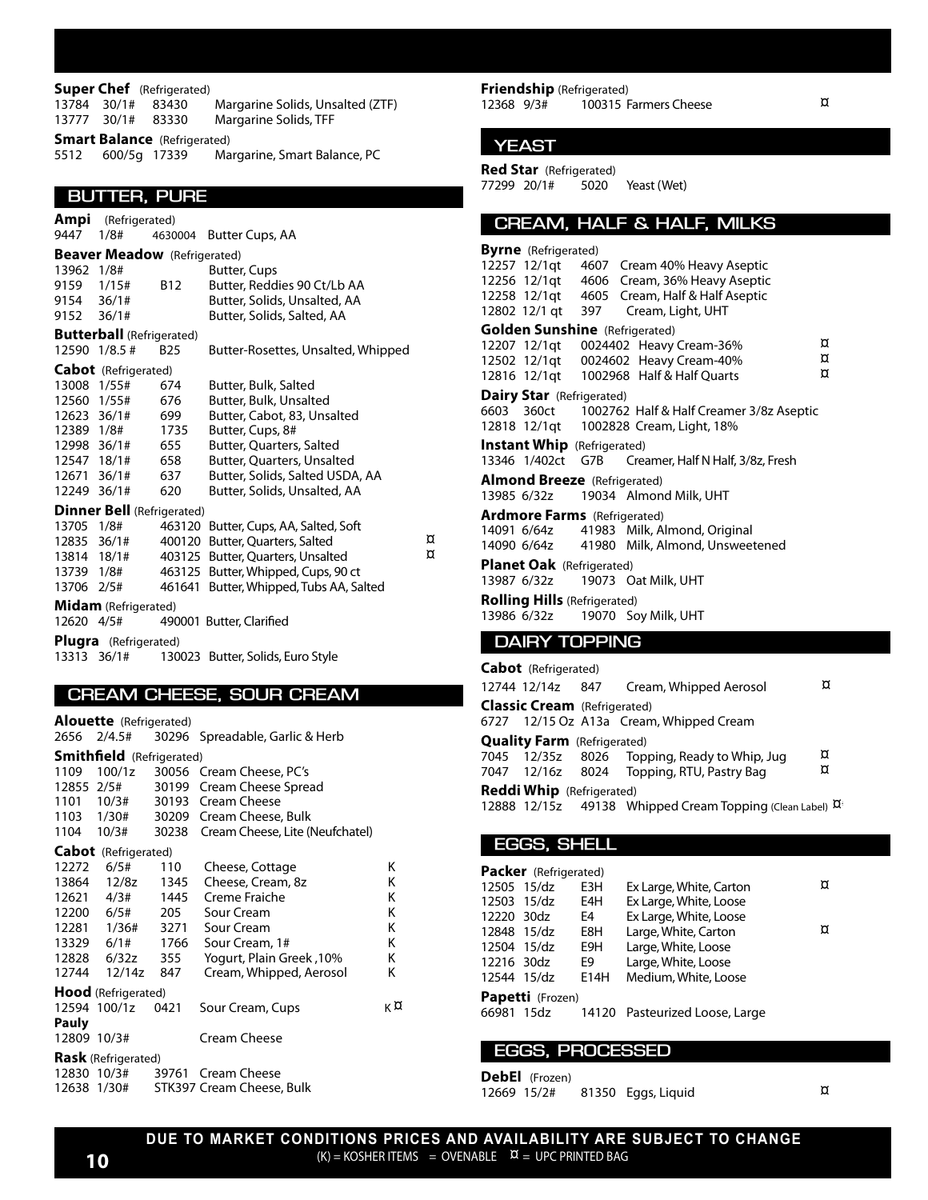**Super Chef** (Refrigerated)

| | | | | |
|---|---|---|---|---|
| 13784 | 30/1# | 83430 | Margarine Solids, Unsalted (ZTF) | |
| 13777 | 30/1# | 83330 | Margarine Solids, TFF | |

**Smart Balance** (Refrigerated)

| | | | | |
|---|---|---|---|---|
| 5512 | 600/5g | 17339 | Margarine, Smart Balance, PC | |

## BUTTER, PURE

**Ampi** (Refrigerated)

| | | | | |
|---|---|---|---|---|
| 9447 | 1/8# | 4630004 | Butter Cups, AA | |

**Beaver Meadow** (Refrigerated)

| | | | | |
|---|---|---|---|---|
| 13962 | 1/8# | | Butter, Cups | |
| 9159 | 1/15# | B12 | Butter, Reddies 90 Ct/Lb AA | |
| 9154 | 36/1# | | Butter, Solids, Unsalted, AA | |
| 9152 | 36/1# | | Butter, Solids, Salted, AA | |

**Butterball** (Refrigerated)

| | | | | |
|---|---|---|---|---|
| 12590 | 1/8.5 # | B25 | Butter-Rosettes, Unsalted, Whipped | |

**Cabot** (Refrigerated)

| | | | | |
|---|---|---|---|---|
| 13008 | 1/55# | 674 | Butter, Bulk, Salted | |
| 12560 | 1/55# | 676 | Butter, Bulk, Unsalted | |
| 12623 | 36/1# | 699 | Butter, Cabot, 83, Unsalted | |
| 12389 | 1/8# | 1735 | Butter, Cups, 8# | |
| 12998 | 36/1# | 655 | Butter, Quarters, Salted | |
| 12547 | 18/1# | 658 | Butter, Quarters, Unsalted | |
| 12671 | 36/1# | 637 | Butter, Solids, Salted USDA, AA | |
| 12249 | 36/1# | 620 | Butter, Solids, Unsalted, AA | |

**Dinner Bell** (Refrigerated)

| | | | | |
|---|---|---|---|---|
| 13705 | 1/8# | 463120 | Butter, Cups, AA, Salted, Soft | |
| 12835 | 36/1# | 400120 | Butter, Quarters, Salted | ¤ |
| 13814 | 18/1# | 403125 | Butter, Quarters, Unsalted | ¤ |
| 13739 | 1/8# | 463125 | Butter, Whipped, Cups, 90 ct | |
| 13706 | 2/5# | 461641 | Butter, Whipped, Tubs AA, Salted | |

**Midam** (Refrigerated)

| | | | | |
|---|---|---|---|---|
| 12620 | 4/5# | 490001 | Butter, Clarified | |

**Plugra** (Refrigerated)

| | | | | |
|---|---|---|---|---|
| 13313 | 36/1# | 130023 | Butter, Solids, Euro Style | |

## CREAM CHEESE, SOUR CREAM

**Alouette** (Refrigerated)

| | | | | |
|---|---|---|---|---|
| 2656 | 2/4.5# | 30296 | Spreadable, Garlic & Herb | |

**Smithfield** (Refrigerated)

| | | | | |
|---|---|---|---|---|
| 1109 | 100/1z | 30056 | Cream Cheese, PC's | |
| 12855 | 2/5# | 30199 | Cream Cheese Spread | |
| 1101 | 10/3# | 30193 | Cream Cheese | |
| 1103 | 1/30# | 30209 | Cream Cheese, Bulk | |
| 1104 | 10/3# | 30238 | Cream Cheese, Lite (Neufchatel) | |

**Cabot** (Refrigerated)

| | | | | |
|---|---|---|---|---|
| 12272 | 6/5# | 110 | Cheese, Cottage | K |
| 13864 | 12/8z | 1345 | Cheese, Cream, 8z | K |
| 12621 | 4/3# | 1445 | Creme Fraiche | K |
| 12200 | 6/5# | 205 | Sour Cream | K |
| 12281 | 1/36# | 3271 | Sour Cream | K |
| 13329 | 6/1# | 1766 | Sour Cream, 1# | K |
| 12828 | 6/32z | 355 | Yogurt, Plain Greek ,10% | K |
| 12744 | 12/14z | 847 | Cream, Whipped, Aerosol | K |

**Hood** (Refrigerated)

| | | | | |
|---|---|---|---|---|
| 12594 | 100/1z | 0421 | Sour Cream, Cups | K ¤ |

**Pauly**

| | | | | |
|---|---|---|---|---|
| 12809 | 10/3# | | Cream Cheese | |

**Rask** (Refrigerated)

| | | | | |
|---|---|---|---|---|
| 12830 | 10/3# | 39761 | Cream Cheese | |
| 12638 | 1/30# | STK397 | Cream Cheese, Bulk | |

**Friendship** (Refrigerated)

| | | | | |
|---|---|---|---|---|
| 12368 | 9/3# | 100315 | Farmers Cheese | ¤ |

## YEAST

**Red Star** (Refrigerated)

| | | | | |
|---|---|---|---|---|
| 77299 | 20/1# | 5020 | Yeast (Wet) | |

## CREAM, HALF & HALF, MILKS

**Byrne** (Refrigerated)

| | | | | |
|---|---|---|---|---|
| 12257 | 12/1qt | 4607 | Cream 40% Heavy Aseptic | |
| 12256 | 12/1qt | 4606 | Cream, 36% Heavy Aseptic | |
| 12258 | 12/1qt | 4605 | Cream, Half & Half Aseptic | |
| 12802 | 12/1 qt | 397 | Cream, Light, UHT | |

**Golden Sunshine** (Refrigerated)

| | | | | |
|---|---|---|---|---|
| 12207 | 12/1qt | 0024402 | Heavy Cream-36% | ¤ |
| 12502 | 12/1qt | 0024602 | Heavy Cream-40% | ¤ |
| 12816 | 12/1qt | 1002968 | Half & Half Quarts | ¤ |

**Dairy Star** (Refrigerated)

| | | | | |
|---|---|---|---|---|
| 6603 | 360ct | 1002762 | Half & Half Creamer 3/8z Aseptic | |
| 12818 | 12/1qt | 1002828 | Cream, Light, 18% | |

**Instant Whip** (Refrigerated)

| | | | | |
|---|---|---|---|---|
| 13346 | 1/402ct | G7B | Creamer, Half N Half, 3/8z, Fresh | |

**Almond Breeze** (Refrigerated)

| | | | | |
|---|---|---|---|---|
| 13985 | 6/32z | 19034 | Almond Milk, UHT | |

**Ardmore Farms** (Refrigerated)

| | | | | |
|---|---|---|---|---|
| 14091 | 6/64z | 41983 | Milk, Almond, Original | |
| 14090 | 6/64z | 41980 | Milk, Almond, Unsweetened | |

**Planet Oak** (Refrigerated)

| | | | | |
|---|---|---|---|---|
| 13987 | 6/32z | 19073 | Oat Milk, UHT | |

**Rolling Hills** (Refrigerated)

| | | | | |
|---|---|---|---|---|
| 13986 | 6/32z | 19070 | Soy Milk, UHT | |

## DAIRY TOPPING

**Cabot** (Refrigerated)

| | | | | |
|---|---|---|---|---|
| 12744 | 12/14z | 847 | Cream, Whipped Aerosol | ¤ |

**Classic Cream** (Refrigerated)

| | | | | |
|---|---|---|---|---|
| 6727 | 12/15 Oz | A13a | Cream, Whipped Cream | |

**Quality Farm** (Refrigerated)

| | | | | |
|---|---|---|---|---|
| 7045 | 12/35z | 8026 | Topping, Ready to Whip, Jug | ¤ |
| 7047 | 12/16z | 8024 | Topping, RTU, Pastry Bag | ¤ |

**Reddi Whip** (Refrigerated)

| | | | | |
|---|---|---|---|---|
| 12888 | 12/15z | 49138 | Whipped Cream Topping (Clean Label) | ¤ |

## EGGS, SHELL

**Packer** (Refrigerated)

| | | | | |
|---|---|---|---|---|
| 12505 | 15/dz | E3H | Ex Large, White, Carton | ¤ |
| 12503 | 15/dz | E4H | Ex Large, White, Loose | |
| 12220 | 30dz | E4 | Ex Large, White, Loose | |
| 12848 | 15/dz | E8H | Large, White, Carton | ¤ |
| 12504 | 15/dz | E9H | Large, White, Loose | |
| 12216 | 30dz | E9 | Large, White, Loose | |
| 12544 | 15/dz | E14H | Medium, White, Loose | |

**Papetti** (Frozen)

| | | | | |
|---|---|---|---|---|
| 66981 | 15dz | 14120 | Pasteurized Loose, Large | |

## EGGS, PROCESSED

**DebEl** (Frozen)

| | | | | |
|---|---|---|---|---|
| 12669 | 15/2# | 81350 | Eggs, Liquid | ¤ |

**DUE TO MARKET CONDITIONS PRICES AND AVAILABILITY ARE SUBJECT TO CHANGE**

(K) = KOSHER ITEMS = OVENABLE ¤ = UPC PRINTED BAG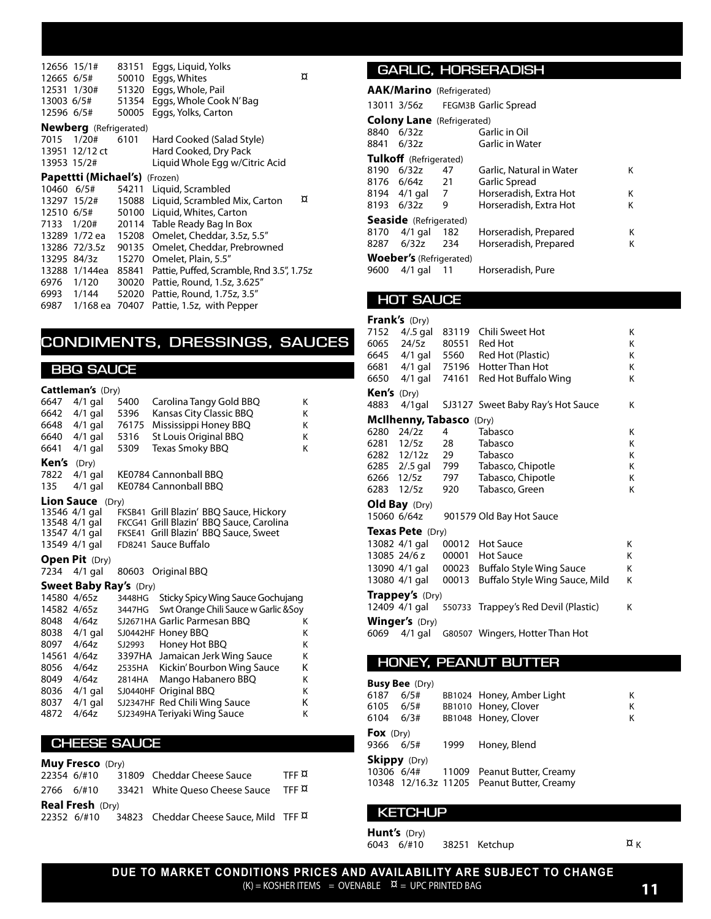| | | | | |
|---|---|---|---|---|
| 12656 | 15/1# | 83151 | Eggs, Liquid, Yolks | |
| 12665 | 6/5# | 50010 | Eggs, Whites | ¤ |
| 12531 | 1/30# | 51320 | Eggs, Whole, Pail | |
| 13003 | 6/5# | 51354 | Eggs, Whole Cook N' Bag | |
| 12596 | 6/5# | 50005 | Eggs, Yolks, Carton | |

**Newberg** (Refrigerated)

| | | | | |
|---|---|---|---|---|
| 7015 | 1/20# | 6101 | Hard Cooked (Salad Style) | |
| 13951 | 12/12 ct | | Hard Cooked, Dry Pack | |
| 13953 | 15/2# | | Liquid Whole Egg w/Citric Acid | |

**Papettti (Michael's)** (Frozen)

| | | | | |
|---|---|---|---|---|
| 10460 | 6/5# | 54211 | Liquid, Scrambled | |
| 13297 | 15/2# | 15088 | Liquid, Scrambled Mix, Carton | ¤ |
| 12510 | 6/5# | 50100 | Liquid, Whites, Carton | |
| 7133 | 1/20# | 20114 | Table Ready Bag In Box | |
| 13289 | 1/72 ea | 15208 | Omelet, Cheddar, 3.5z, 5.5" | |
| 13286 | 72/3.5z | 90135 | Omelet, Cheddar, Prebrowned | |
| 13295 | 84/3z | 15270 | Omelet, Plain, 5.5" | |
| 13288 | 1/144ea | 85841 | Pattie, Puffed, Scramble, Rnd 3.5", 1.75z | |
| 6976 | 1/120 | 30020 | Pattie, Round, 1.5z, 3.625" | |
| 6993 | 1/144 | 52020 | Pattie, Round, 1.75z, 3.5" | |
| 6987 | 1/168 ea | 70407 | Pattie, 1.5z, with Pepper | |

# CONDIMENTS, DRESSINGS, SAUCES

## BBQ SAUCE

**Cattleman's** (Dry)

| | | | | |
|---|---|---|---|---|
| 6647 | 4/1 gal | 5400 | Carolina Tangy Gold BBQ | K |
| 6642 | 4/1 gal | 5396 | Kansas City Classic BBQ | K |
| 6648 | 4/1 gal | 76175 | Mississippi Honey BBQ | K |
| 6640 | 4/1 gal | 5316 | St Louis Original BBQ | K |
| 6641 | 4/1 gal | 5309 | Texas Smoky BBQ | K |

**Ken's** (Dry)

| | | | | |
|---|---|---|---|---|
| 7822 | 4/1 gal | KE0784 | Cannonball BBQ | |
| 135 | 4/1 gal | KE0784 | Cannonball BBQ | |

**Lion Sauce** (Dry)

| | | | | |
|---|---|---|---|---|
| 13546 | 4/1 gal | FKSB41 | Grill Blazin' BBQ Sauce, Hickory | |
| 13548 | 4/1 gal | FKCG41 | Grill Blazin' BBQ Sauce, Carolina | |
| 13547 | 4/1 gal | FKSE41 | Grill Blazin' BBQ Sauce, Sweet | |
| 13549 | 4/1 gal | FD8241 | Sauce Buffalo | |

**Open Pit** (Dry)

| | | | | |
|---|---|---|---|---|
| 7234 | 4/1 gal | 80603 | Original BBQ | |

**Sweet Baby Ray's** (Dry)

| | | | | |
|---|---|---|---|---|
| 14580 | 4/65z | 3448HG | Sticky Spicy Wing Sauce Gochujang | |
| 14582 | 4/65z | 3447HG | Swt Orange Chili Sauce w Garlic &Soy | |
| 8048 | 4/64z | SJ2671HA | Garlic Parmesan BBQ | K |
| 8038 | 4/1 gal | SJ0442HF | Honey BBQ | K |
| 8097 | 4/64z | SJ2993 | Honey Hot BBQ | K |
| 14561 | 4/64z | 3397HA | Jamaican Jerk Wing Sauce | K |
| 8056 | 4/64z | 2535HA | Kickin' Bourbon Wing Sauce | K |
| 8049 | 4/64z | 2814HA | Mango Habanero BBQ | K |
| 8036 | 4/1 gal | SJ0440HF | Original BBQ | K |
| 8037 | 4/1 gal | SJ2347HF | Red Chili Wing Sauce | K |
| 4872 | 4/64z | SJ2349HA | Teriyaki Wing Sauce | K |

## CHEESE SAUCE

**Muy Fresco** (Dry)

| | | | | |
|---|---|---|---|---|
| 22354 | 6/#10 | 31809 | Cheddar Cheese Sauce | TFF ¤ |
| 2766 | 6/#10 | 33421 | White Queso Cheese Sauce | TFF ¤ |

**Real Fresh** (Dry)

| | | | | |
|---|---|---|---|---|
| 22352 | 6/#10 | 34823 | Cheddar Cheese Sauce, Mild | TFF ¤ |

## GARLIC, HORSERADISH

**AAK/Marino** (Refrigerated)

| | | | | |
|---|---|---|---|---|
| 13011 | 3/56z | FEGM3B | Garlic Spread | |

**Colony Lane** (Refrigerated)

| | | | | |
|---|---|---|---|---|
| 8840 | 6/32z | | Garlic in Oil | |
| 8841 | 6/32z | | Garlic in Water | |

**Tulkoff** (Refrigerated)

| | | | | |
|---|---|---|---|---|
| 8190 | 6/32z | 47 | Garlic, Natural in Water | K |
| 8176 | 6/64z | 21 | Garlic Spread | |
| 8194 | 4/1 gal | 7 | Horseradish, Extra Hot | K |
| 8193 | 6/32z | 9 | Horseradish, Extra Hot | K |

**Seaside** (Refrigerated)

| | | | | |
|---|---|---|---|---|
| 8170 | 4/1 gal | 182 | Horseradish, Prepared | K |
| 8287 | 6/32z | 234 | Horseradish, Prepared | K |

**Woeber's** (Refrigerated)

| | | | | |
|---|---|---|---|---|
| 9600 | 4/1 gal | 11 | Horseradish, Pure | |

## HOT SAUCE

**Frank's** (Dry)

| | | | | |
|---|---|---|---|---|
| 7152 | 4/.5 gal | 83119 | Chili Sweet Hot | K |
| 6065 | 24/5z | 80551 | Red Hot | K |
| 6645 | 4/1 gal | 5560 | Red Hot (Plastic) | K |
| 6681 | 4/1 gal | 75196 | Hotter Than Hot | K |
| 6650 | 4/1 gal | 74161 | Red Hot Buffalo Wing | K |

**Ken's** (Dry)

| | | | | |
|---|---|---|---|---|
| 4883 | 4/1gal | SJ3127 | Sweet Baby Ray's Hot Sauce | K |

**McIlhenny, Tabasco** (Dry)

| | | | | |
|---|---|---|---|---|
| 6280 | 24/2z | 4 | Tabasco | K |
| 6281 | 12/5z | 28 | Tabasco | K |
| 6282 | 12/12z | 29 | Tabasco | K |
| 6285 | 2/.5 gal | 799 | Tabasco, Chipotle | K |
| 6266 | 12/5z | 797 | Tabasco, Chipotle | K |
| 6283 | 12/5z | 920 | Tabasco, Green | K |

**Old Bay** (Dry)

| | | | | |
|---|---|---|---|---|
| 15060 | 6/64z | 901579 | Old Bay Hot Sauce | |

**Texas Pete** (Dry)

| | | | | |
|---|---|---|---|---|
| 13082 | 4/1 gal | 00012 | Hot Sauce | K |
| 13085 | 24/6 z | 00001 | Hot Sauce | K |
| 13090 | 4/1 gal | 00023 | Buffalo Style Wing Sauce | K |
| 13080 | 4/1 gal | 00013 | Buffalo Style Wing Sauce, Mild | K |

**Trappey's** (Dry)

| | | | | |
|---|---|---|---|---|
| 12409 | 4/1 gal | 550733 | Trappey's Red Devil (Plastic) | K |

**Winger's** (Dry)

| | | | | |
|---|---|---|---|---|
| 6069 | 4/1 gal | G80507 | Wingers, Hotter Than Hot | |

## HONEY, PEANUT BUTTER

**Busy Bee** (Dry)

| | | | | |
|---|---|---|---|---|
| 6187 | 6/5# | BB1024 | Honey, Amber Light | K |
| 6105 | 6/5# | BB1010 | Honey, Clover | K |
| 6104 | 6/3# | BB1048 | Honey, Clover | K |

**Fox** (Dry)

| | | | | |
|---|---|---|---|---|
| 9366 | 6/5# | 1999 | Honey, Blend | |

**Skippy** (Dry)

| | | | | |
|---|---|---|---|---|
| 10306 | 6/4# | 11009 | Peanut Butter, Creamy | |
| 10348 | 12/16.3z | 11205 | Peanut Butter, Creamy | |

## KETCHUP

**Hunt's** (Dry)

| | | | | |
|---|---|---|---|---|
| 6043 | 6/#10 | 38251 | Ketchup | ¤ K |

**DUE TO MARKET CONDITIONS PRICES AND AVAILABILITY ARE SUBJECT TO CHANGE**

(K) = KOSHER ITEMS = OVENABLE ¤ = UPC PRINTED BAG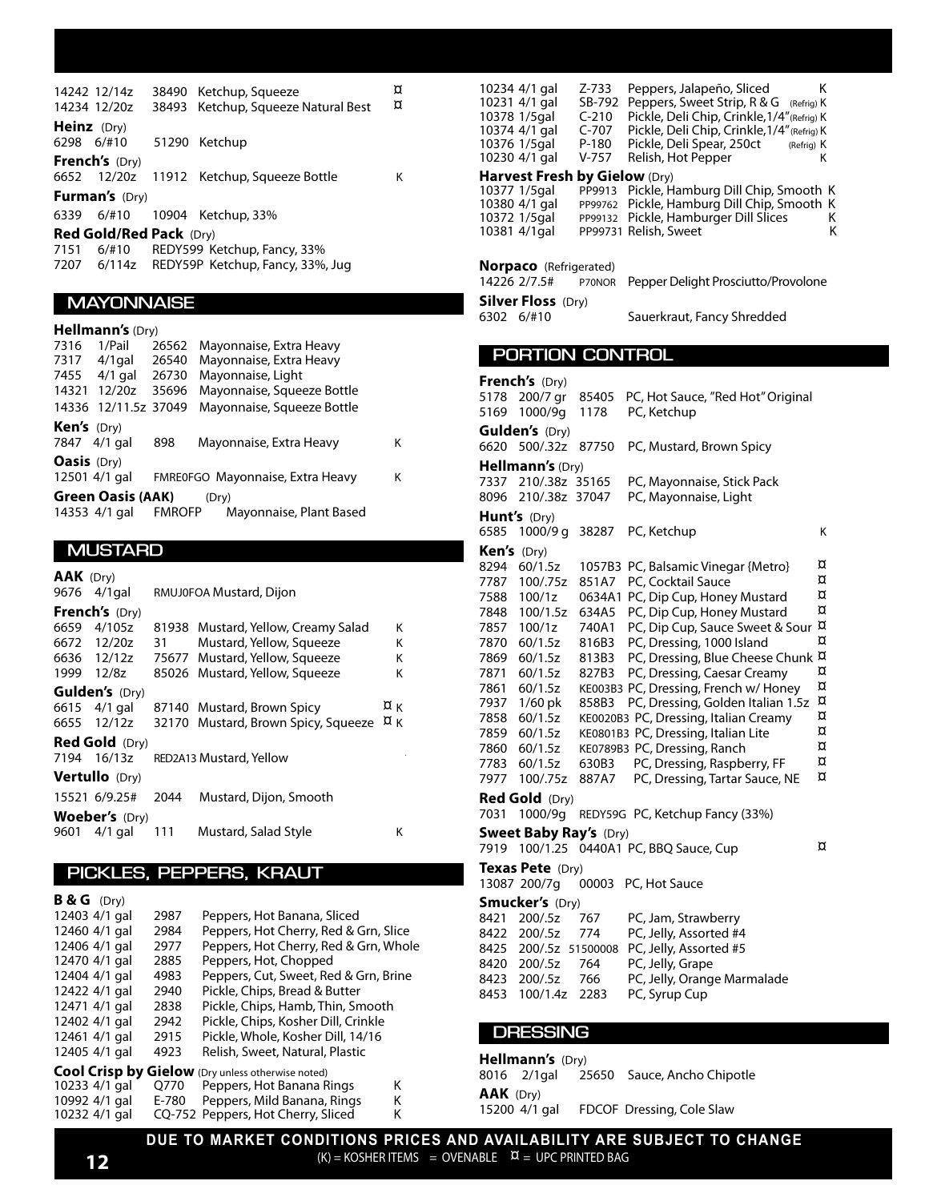14242 12/14z 38490 Ketchup, Squeeze ¤
14234 12/20z 38493 Ketchup, Squeeze Natural Best ¤

**Heinz** (Dry)
6298 6/#10 51290 Ketchup

**French's** (Dry)
6652 12/20z 11912 Ketchup, Squeeze Bottle K

**Furman's** (Dry)
6339 6/#10 10904 Ketchup, 33%

**Red Gold/Red Pack** (Dry)
7151 6/#10 REDY599 Ketchup, Fancy, 33%
7207 6/114z REDY59P Ketchup, Fancy, 33%, Jug

## MAYONNAISE

**Hellmann's** (Dry)
7316 1/Pail 26562 Mayonnaise, Extra Heavy
7317 4/1gal 26540 Mayonnaise, Extra Heavy
7455 4/1 gal 26730 Mayonnaise, Light
14321 12/20z 35696 Mayonnaise, Squeeze Bottle
14336 12/11.5z 37049 Mayonnaise, Squeeze Bottle

**Ken's** (Dry)
7847 4/1 gal 898 Mayonnaise, Extra Heavy K

**Oasis** (Dry)
12501 4/1 gal FMRE0FGO Mayonnaise, Extra Heavy K

**Green Oasis (AAK)** (Dry)
14353 4/1 gal FMROFP Mayonnaise, Plant Based

## MUSTARD

**AAK** (Dry)
9676 4/1gal RMUJ0FOA Mustard, Dijon

**French's** (Dry)
6659 4/105z 81938 Mustard, Yellow, Creamy Salad K
6672 12/20z 31 Mustard, Yellow, Squeeze K
6636 12/12z 75677 Mustard, Yellow, Squeeze K
1999 12/8z 85026 Mustard, Yellow, Squeeze K

**Gulden's** (Dry)
6615 4/1 gal 87140 Mustard, Brown Spicy ¤ K
6655 12/12z 32170 Mustard, Brown Spicy, Squeeze ¤ K

**Red Gold** (Dry)
7194 16/13z RED2A13 Mustard, Yellow

**Vertullo** (Dry)
15521 6/9.25# 2044 Mustard, Dijon, Smooth

**Woeber's** (Dry)
9601 4/1 gal 111 Mustard, Salad Style K

## PICKLES, PEPPERS, KRAUT

**B & G** (Dry)
12403 4/1 gal 2987 Peppers, Hot Banana, Sliced
12460 4/1 gal 2984 Peppers, Hot Cherry, Red & Grn, Slice
12406 4/1 gal 2977 Peppers, Hot Cherry, Red & Grn, Whole
12470 4/1 gal 2885 Peppers, Hot, Chopped
12404 4/1 gal 4983 Peppers, Cut, Sweet, Red & Grn, Brine
12422 4/1 gal 2940 Pickle, Chips, Bread & Butter
12471 4/1 gal 2838 Pickle, Chips, Hamb, Thin, Smooth
12402 4/1 gal 2942 Pickle, Chips, Kosher Dill, Crinkle
12461 4/1 gal 2915 Pickle, Whole, Kosher Dill, 14/16
12405 4/1 gal 4923 Relish, Sweet, Natural, Plastic

**Cool Crisp by Gielow** (Dry unless otherwise noted)
10233 4/1 gal Q770 Peppers, Hot Banana Rings K
10992 4/1 gal E-780 Peppers, Mild Banana, Rings K
10232 4/1 gal CQ-752 Peppers, Hot Cherry, Sliced K
10234 4/1 gal Z-733 Peppers, Jalapeño, Sliced K
10231 4/1 gal SB-792 Peppers, Sweet Strip, R & G (Refrig) K
10378 1/5gal C-210 Pickle, Deli Chip, Crinkle,1/4" (Refrig) K
10374 4/1 gal C-707 Pickle, Deli Chip, Crinkle,1/4" (Refrig) K
10376 1/5gal P-180 Pickle, Deli Spear, 250ct (Refrig) K
10230 4/1 gal V-757 Relish, Hot Pepper K

**Harvest Fresh by Gielow** (Dry)
10377 1/5gal PP9913 Pickle, Hamburg Dill Chip, Smooth K
10380 4/1 gal PP99762 Pickle, Hamburg Dill Chip, Smooth K
10372 1/5gal PP99132 Pickle, Hamburger Dill Slices K
10381 4/1gal PP99731 Relish, Sweet K

**Norpaco** (Refrigerated)
14226 2/7.5# P70NOR Pepper Delight Prosciutto/Provolone

**Silver Floss** (Dry)
6302 6/#10 Sauerkraut, Fancy Shredded

## PORTION CONTROL

**French's** (Dry)
5178 200/7 gr 85405 PC, Hot Sauce, "Red Hot" Original
5169 1000/9g 1178 PC, Ketchup

**Gulden's** (Dry)
6620 500/.32z 87750 PC, Mustard, Brown Spicy

**Hellmann's** (Dry)
7337 210/.38z 35165 PC, Mayonnaise, Stick Pack
8096 210/.38z 37047 PC, Mayonnaise, Light

**Hunt's** (Dry)
6585 1000/9 g 38287 PC, Ketchup K

**Ken's** (Dry)
8294 60/1.5z 1057B3 PC, Balsamic Vinegar {Metro} ¤
7787 100/.75z 851A7 PC, Cocktail Sauce ¤
7588 100/1z 0634A1 PC, Dip Cup, Honey Mustard ¤
7848 100/1.5z 634A5 PC, Dip Cup, Honey Mustard ¤
7857 100/1z 740A1 PC, Dip Cup, Sauce Sweet & Sour ¤
7870 60/1.5z 816B3 PC, Dressing, 1000 Island ¤
7869 60/1.5z 813B3 PC, Dressing, Blue Cheese Chunk ¤
7871 60/1.5z 827B3 PC, Dressing, Caesar Creamy ¤
7861 60/1.5z KE003B3 PC, Dressing, French w/ Honey ¤
7937 1/60 pk 858B3 PC, Dressing, Golden Italian 1.5z ¤
7858 60/1.5z KE0020B3 PC, Dressing, Italian Creamy ¤
7859 60/1.5z KE0801B3 PC, Dressing, Italian Lite ¤
7860 60/1.5z KE0789B3 PC, Dressing, Ranch ¤
7783 60/1.5z 630B3 PC, Dressing, Raspberry, FF ¤
7977 100/.75z 887A7 PC, Dressing, Tartar Sauce, NE ¤

**Red Gold** (Dry)
7031 1000/9g REDY59G PC, Ketchup Fancy (33%)

**Sweet Baby Ray's** (Dry)
7919 100/1.25 0440A1 PC, BBQ Sauce, Cup ¤

**Texas Pete** (Dry)
13087 200/7g 00003 PC, Hot Sauce

**Smucker's** (Dry)
8421 200/.5z 767 PC, Jam, Strawberry
8422 200/.5z 774 PC, Jelly, Assorted #4
8425 200/.5z 51500008 PC, Jelly, Assorted #5
8420 200/.5z 764 PC, Jelly, Grape
8423 200/.5z 766 PC, Jelly, Orange Marmalade
8453 100/1.4z 2283 PC, Syrup Cup

## DRESSING

**Hellmann's** (Dry)
8016 2/1gal 25650 Sauce, Ancho Chipotle

**AAK** (Dry)
15200 4/1 gal FDCOF Dressing, Cole Slaw

**DUE TO MARKET CONDITIONS PRICES AND AVAILABILITY ARE SUBJECT TO CHANGE**
(K) = KOSHER ITEMS = OVENABLE ¤ = UPC PRINTED BAG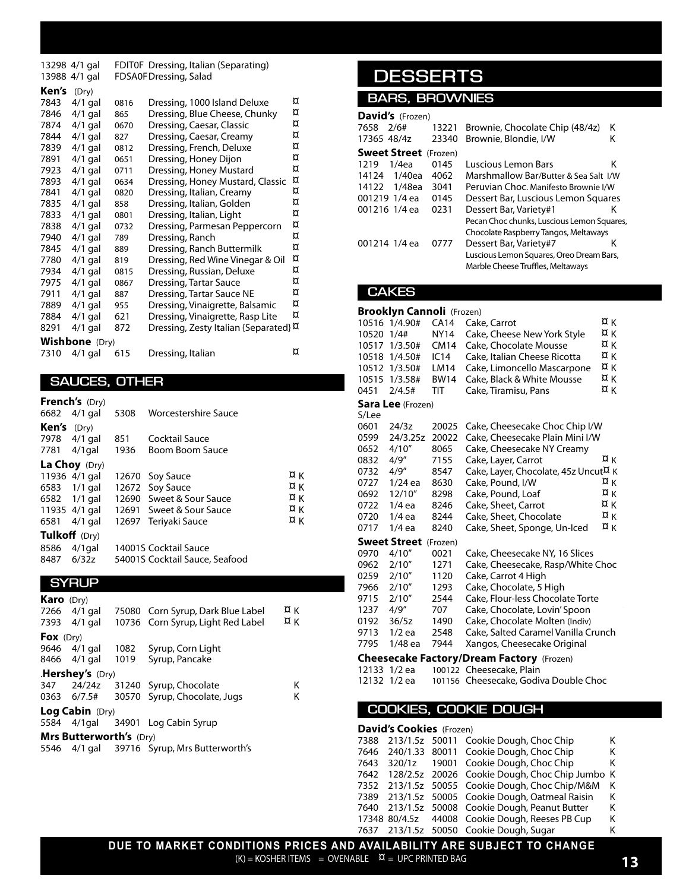| | | | | |
|---|---|---|---|---|
| 13298 | 4/1 gal | FDIT0F | Dressing, Italian (Separating) | |
| 13988 | 4/1 gal | FDSA0F | Dressing, Salad | |

**Ken's** (Dry)

| | | | | |
|---|---|---|---|---|
| 7843 | 4/1 gal | 0816 | Dressing, 1000 Island Deluxe | ¤ |
| 7846 | 4/1 gal | 865 | Dressing, Blue Cheese, Chunky | ¤ |
| 7874 | 4/1 gal | 0670 | Dressing, Caesar, Classic | ¤ |
| 7844 | 4/1 gal | 827 | Dressing, Caesar, Creamy | ¤ |
| 7839 | 4/1 gal | 0812 | Dressing, French, Deluxe | ¤ |
| 7891 | 4/1 gal | 0651 | Dressing, Honey Dijon | ¤ |
| 7923 | 4/1 gal | 0711 | Dressing, Honey Mustard | ¤ |
| 7893 | 4/1 gal | 0634 | Dressing, Honey Mustard, Classic | ¤ |
| 7841 | 4/1 gal | 0820 | Dressing, Italian, Creamy | ¤ |
| 7835 | 4/1 gal | 858 | Dressing, Italian, Golden | ¤ |
| 7833 | 4/1 gal | 0801 | Dressing, Italian, Light | ¤ |
| 7838 | 4/1 gal | 0732 | Dressing, Parmesan Peppercorn | ¤ |
| 7940 | 4/1 gal | 789 | Dressing, Ranch | ¤ |
| 7845 | 4/1 gal | 889 | Dressing, Ranch Buttermilk | ¤ |
| 7780 | 4/1 gal | 819 | Dressing, Red Wine Vinegar & Oil | ¤ |
| 7934 | 4/1 gal | 0815 | Dressing, Russian, Deluxe | ¤ |
| 7975 | 4/1 gal | 0867 | Dressing, Tartar Sauce | ¤ |
| 7911 | 4/1 gal | 887 | Dressing, Tartar Sauce NE | ¤ |
| 7889 | 4/1 gal | 955 | Dressing, Vinaigrette, Balsamic | ¤ |
| 7884 | 4/1 gal | 621 | Dressing, Vinaigrette, Rasp Lite | ¤ |
| 8291 | 4/1 gal | 872 | Dressing, Zesty Italian {Separated} | ¤ |

**Wishbone** (Dry)

| | | | | |
|---|---|---|---|---|
| 7310 | 4/1 gal | 615 | Dressing, Italian | ¤ |

## SAUCES, OTHER

**French's** (Dry)

| | | | | |
|---|---|---|---|---|
| 6682 | 4/1 gal | 5308 | Worcestershire Sauce | |

**Ken's** (Dry)

| | | | | |
|---|---|---|---|---|
| 7978 | 4/1 gal | 851 | Cocktail Sauce | |
| 7781 | 4/1gal | 1936 | Boom Boom Sauce | |

**La Choy** (Dry)

| | | | | |
|---|---|---|---|---|
| 11936 | 4/1 gal | 12670 | Soy Sauce | ¤ K |
| 6583 | 1/1 gal | 12672 | Soy Sauce | ¤ K |
| 6582 | 1/1 gal | 12690 | Sweet & Sour Sauce | ¤ K |
| 11935 | 4/1 gal | 12691 | Sweet & Sour Sauce | ¤ K |
| 6581 | 4/1 gal | 12697 | Teriyaki Sauce | ¤ K |

**Tulkoff** (Dry)

| | | | | |
|---|---|---|---|---|
| 8586 | 4/1gal | 14001S | Cocktail Sauce | |
| 8487 | 6/32z | 54001S | Cocktail Sauce, Seafood | |

## SYRUP

**Karo** (Dry)

| | | | | |
|---|---|---|---|---|
| 7266 | 4/1 gal | 75080 | Corn Syrup, Dark Blue Label | ¤ K |
| 7393 | 4/1 gal | 10736 | Corn Syrup, Light Red Label | ¤ K |

**Fox** (Dry)

| | | | | |
|---|---|---|---|---|
| 9646 | 4/1 gal | 1082 | Syrup, Corn Light | |
| 8466 | 4/1 gal | 1019 | Syrup, Pancake | |

**Hershey's** (Dry)

| | | | | |
|---|---|---|---|---|
| 347 | 24/24z | 31240 | Syrup, Chocolate | K |
| 0363 | 6/7.5# | 30570 | Syrup, Chocolate, Jugs | K |

**Log Cabin** (Dry)

| | | | | |
|---|---|---|---|---|
| 5584 | 4/1gal | 34901 | Log Cabin Syrup | |

**Mrs Butterworth's** (Dry)

| | | | | |
|---|---|---|---|---|
| 5546 | 4/1 gal | 39716 | Syrup, Mrs Butterworth's | |

# DESSERTS

## BARS, BROWNIES

**David's** (Frozen)

| | | | | |
|---|---|---|---|---|
| 7658 | 2/6# | 13221 | Brownie, Chocolate Chip (48/4z) | K |
| 17365 | 48/4z | 23340 | Brownie, Blondie, I/W | K |

**Sweet Street** (Frozen)

| | | | | |
|---|---|---|---|---|
| 1219 | 1/4ea | 0145 | Luscious Lemon Bars | K |
| 14124 | 1/40ea | 4062 | Marshmallow Bar/Butter & Sea Salt I/W | |
| 14122 | 1/48ea | 3041 | Peruvian Choc. Manifesto Brownie I/W | |
| 001219 | 1/4 ea | 0145 | Dessert Bar, Luscious Lemon Squares | |
| 001216 | 1/4 ea | 0231 | Dessert Bar, Variety#1<br>Pecan Choc chunks, Luscious Lemon Squares, Chocolate Raspberry Tangos, Meltaways | K |
| 001214 | 1/4 ea | 0777 | Dessert Bar, Variety#7<br>Luscious Lemon Squares, Oreo Dream Bars, Marble Cheese Truffles, Meltaways | K |

## CAKES

**Brooklyn Cannoli** (Frozen)

| | | | | |
|---|---|---|---|---|
| 10516 | 1/4.90# | CA14 | Cake, Carrot | ¤ K |
| 10520 | 1/4# | NY14 | Cake, Cheese New York Style | ¤ K |
| 10517 | 1/3.50# | CM14 | Cake, Chocolate Mousse | ¤ K |
| 10518 | 1/4.50# | IC14 | Cake, Italian Cheese Ricotta | ¤ K |
| 10512 | 1/3.50# | LM14 | Cake, Limoncello Mascarpone | ¤ K |
| 10515 | 1/3.58# | BW14 | Cake, Black & White Mousse | ¤ K |
| 0451 | 2/4.5# | TIT | Cake, Tiramisu, Pans | ¤ K |

**Sara Lee** (Frozen)

S/Lee

| | | | | |
|---|---|---|---|---|
| 0601 | 24/3z | 20025 | Cake, Cheesecake Choc Chip I/W | |
| 0599 | 24/3.25z | 20022 | Cake, Cheesecake Plain Mini I/W | |
| 0652 | 4/10" | 8065 | Cake, Cheesecake NY Creamy | |
| 0832 | 4/9" | 7155 | Cake, Layer, Carrot | ¤ K |
| 0732 | 4/9" | 8547 | Cake, Layer, Chocolate, 45z Uncut | ¤ K |
| 0727 | 1/24 ea | 8630 | Cake, Pound, I/W | ¤ K |
| 0692 | 12/10" | 8298 | Cake, Pound, Loaf | ¤ K |
| 0722 | 1/4 ea | 8246 | Cake, Sheet, Carrot | ¤ K |
| 0720 | 1/4 ea | 8244 | Cake, Sheet, Chocolate | ¤ K |
| 0717 | 1/4 ea | 8240 | Cake, Sheet, Sponge, Un-Iced | ¤ K |

**Sweet Street** (Frozen)

| | | | | |
|---|---|---|---|---|
| 0970 | 4/10" | 0021 | Cake, Cheesecake NY, 16 Slices | |
| 0962 | 2/10" | 1271 | Cake, Cheesecake, Rasp/White Choc | |
| 0259 | 2/10" | 1120 | Cake, Carrot 4 High | |
| 7966 | 2/10" | 1293 | Cake, Chocolate, 5 High | |
| 9715 | 2/10" | 2544 | Cake, Flour-less Chocolate Torte | |
| 1237 | 4/9" | 707 | Cake, Chocolate, Lovin' Spoon | |
| 0192 | 36/5z | 1490 | Cake, Chocolate Molten (Indiv) | |
| 9713 | 1/2 ea | 2548 | Cake, Salted Caramel Vanilla Crunch | |
| 7795 | 1/48 ea | 7944 | Xangos, Cheesecake Original | |

**Cheesecake Factory/Dream Factory** (Frozen)

| | | | | |
|---|---|---|---|---|
| 12133 | 1/2 ea | 100122 | Cheesecake, Plain | |
| 12132 | 1/2 ea | 101156 | Cheesecake, Godiva Double Choc | |

## COOKIES, COOKIE DOUGH

**David's Cookies** (Frozen)

| | | | | |
|---|---|---|---|---|
| 7388 | 213/1.5z | 50011 | Cookie Dough, Choc Chip | K |
| 7646 | 240/1.33 | 80011 | Cookie Dough, Choc Chip | K |
| 7643 | 320/1z | 19001 | Cookie Dough, Choc Chip | K |
| 7642 | 128/2.5z | 20026 | Cookie Dough, Choc Chip Jumbo | K |
| 7352 | 213/1.5z | 50055 | Cookie Dough, Choc Chip/M&M | K |
| 7389 | 213/1.5z | 50005 | Cookie Dough, Oatmeal Raisin | K |
| 7640 | 213/1.5z | 50008 | Cookie Dough, Peanut Butter | K |
| 17348 | 80/4.5z | 44008 | Cookie Dough, Reeses PB Cup | K |
| 7637 | 213/1.5z | 50050 | Cookie Dough, Sugar | K |

**DUE TO MARKET CONDITIONS PRICES AND AVAILABILITY ARE SUBJECT TO CHANGE**

(K) = KOSHER ITEMS = OVENABLE ¤ = UPC PRINTED BAG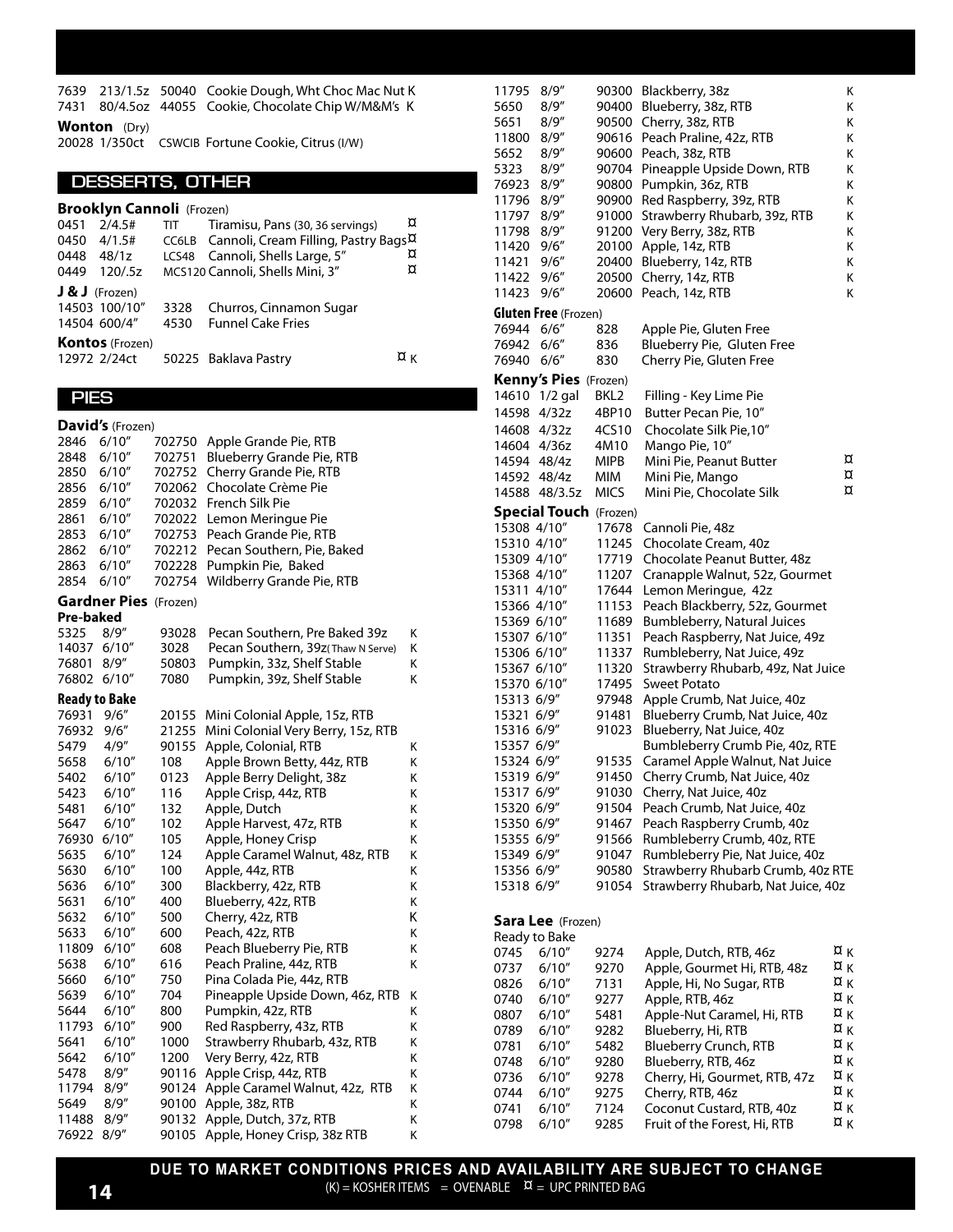| | | | | |
|---|---|---|---|---|
| 7639 | 213/1.5z | 50040 | Cookie Dough, Wht Choc Mac Nut | K |
| 7431 | 80/4.5oz | 44055 | Cookie, Chocolate Chip W/M&M's | K |

**Wonton** (Dry)

| | | | |
|---|---|---|---|
| 20028 | 1/350ct | CSWCIB | Fortune Cookie, Citrus (I/W) |

## DESSERTS, OTHER

**Brooklyn Cannoli** (Frozen)

| | | | | |
|---|---|---|---|---|
| 0451 | 2/4.5# | TIT | Tiramisu, Pans (30, 36 servings) | ¤ |
| 0450 | 4/1.5# | CC6LB | Cannoli, Cream Filling, Pastry Bags | ¤ |
| 0448 | 48/1z | LCS48 | Cannoli, Shells Large, 5" | ¤ |
| 0449 | 120/.5z | MCS120 | Cannoli, Shells Mini, 3" | ¤ |

**J & J** (Frozen)

| | | | |
|---|---|---|---|
| 14503 | 100/10" | 3328 | Churros, Cinnamon Sugar |
| 14504 | 600/4" | 4530 | Funnel Cake Fries |

**Kontos** (Frozen)

| | | | | |
|---|---|---|---|---|
| 12972 | 2/24ct | 50225 | Baklava Pastry | ¤ K |

## PIES

**David's** (Frozen)

| | | | |
|---|---|---|---|
| 2846 | 6/10" | 702750 | Apple Grande Pie, RTB |
| 2848 | 6/10" | 702751 | Blueberry Grande Pie, RTB |
| 2850 | 6/10" | 702752 | Cherry Grande Pie, RTB |
| 2856 | 6/10" | 702062 | Chocolate Crème Pie |
| 2859 | 6/10" | 702032 | French Silk Pie |
| 2861 | 6/10" | 702022 | Lemon Meringue Pie |
| 2853 | 6/10" | 702753 | Peach Grande Pie, RTB |
| 2862 | 6/10" | 702212 | Pecan Southern, Pie, Baked |
| 2863 | 6/10" | 702228 | Pumpkin Pie, Baked |
| 2854 | 6/10" | 702754 | Wildberry Grande Pie, RTB |

**Gardner Pies** (Frozen)

**Pre-baked**

| | | | | |
|---|---|---|---|---|
| 5325 | 8/9" | 93028 | Pecan Southern, Pre Baked 39z | K |
| 14037 | 6/10" | 3028 | Pecan Southern, 39z(Thaw N Serve) | K |
| 76801 | 8/9" | 50803 | Pumpkin, 33z, Shelf Stable | K |
| 76802 | 6/10" | 7080 | Pumpkin, 39z, Shelf Stable | K |

**Ready to Bake**

| | | | | |
|---|---|---|---|---|
| 76931 | 9/6" | 20155 | Mini Colonial Apple, 15z, RTB | |
| 76932 | 9/6" | 21255 | Mini Colonial Very Berry, 15z, RTB | |
| 5479 | 4/9" | 90155 | Apple, Colonial, RTB | K |
| 5658 | 6/10" | 108 | Apple Brown Betty, 44z, RTB | K |
| 5402 | 6/10" | 0123 | Apple Berry Delight, 38z | K |
| 5423 | 6/10" | 116 | Apple Crisp, 44z, RTB | K |
| 5481 | 6/10" | 132 | Apple, Dutch | K |
| 5647 | 6/10" | 102 | Apple Harvest, 47z, RTB | K |
| 76930 | 6/10" | 105 | Apple, Honey Crisp | K |
| 5635 | 6/10" | 124 | Apple Caramel Walnut, 48z, RTB | K |
| 5630 | 6/10" | 100 | Apple, 44z, RTB | K |
| 5636 | 6/10" | 300 | Blackberry, 42z, RTB | K |
| 5631 | 6/10" | 400 | Blueberry, 42z, RTB | K |
| 5632 | 6/10" | 500 | Cherry, 42z, RTB | K |
| 5633 | 6/10" | 600 | Peach, 42z, RTB | K |
| 11809 | 6/10" | 608 | Peach Blueberry Pie, RTB | K |
| 5638 | 6/10" | 616 | Peach Praline, 44z, RTB | K |
| 5660 | 6/10" | 750 | Pina Colada Pie, 44z, RTB | |
| 5639 | 6/10" | 704 | Pineapple Upside Down, 46z, RTB | K |
| 5644 | 6/10" | 800 | Pumpkin, 42z, RTB | K |
| 11793 | 6/10" | 900 | Red Raspberry, 43z, RTB | K |
| 5641 | 6/10" | 1000 | Strawberry Rhubarb, 43z, RTB | K |
| 5642 | 6/10" | 1200 | Very Berry, 42z, RTB | K |
| 5478 | 8/9" | 90116 | Apple Crisp, 44z, RTB | K |
| 11794 | 8/9" | 90124 | Apple Caramel Walnut, 42z, RTB | K |
| 5649 | 8/9" | 90100 | Apple, 38z, RTB | K |
| 11488 | 8/9" | 90132 | Apple, Dutch, 37z, RTB | K |
| 76922 | 8/9" | 90105 | Apple, Honey Crisp, 38z RTB | K |
| 11795 | 8/9" | 90300 | Blackberry, 38z | K |
| 5650 | 8/9" | 90400 | Blueberry, 38z, RTB | K |
| 5651 | 8/9" | 90500 | Cherry, 38z, RTB | K |
| 11800 | 8/9" | 90616 | Peach Praline, 42z, RTB | K |
| 5652 | 8/9" | 90600 | Peach, 38z, RTB | K |
| 5323 | 8/9" | 90704 | Pineapple Upside Down, RTB | K |
| 76923 | 8/9" | 90800 | Pumpkin, 36z, RTB | K |
| 11796 | 8/9" | 90900 | Red Raspberry, 39z, RTB | K |
| 11797 | 8/9" | 91000 | Strawberry Rhubarb, 39z, RTB | K |
| 11798 | 8/9" | 91200 | Very Berry, 38z, RTB | K |
| 11420 | 9/6" | 20100 | Apple, 14z, RTB | K |
| 11421 | 9/6" | 20400 | Blueberry, 14z, RTB | K |
| 11422 | 9/6" | 20500 | Cherry, 14z, RTB | K |
| 11423 | 9/6" | 20600 | Peach, 14z, RTB | K |

**Gluten Free** (Frozen)

| | | | |
|---|---|---|---|
| 76944 | 6/6" | 828 | Apple Pie, Gluten Free |
| 76942 | 6/6" | 836 | Blueberry Pie, Gluten Free |
| 76940 | 6/6" | 830 | Cherry Pie, Gluten Free |

**Kenny's Pies** (Frozen)

| | | | | |
|---|---|---|---|---|
| 14610 | 1/2 gal | BKL2 | Filling - Key Lime Pie | |
| 14598 | 4/32z | 4BP10 | Butter Pecan Pie, 10" | |
| 14608 | 4/32z | 4CS10 | Chocolate Silk Pie,10" | |
| 14604 | 4/36z | 4M10 | Mango Pie, 10" | |
| 14594 | 48/4z | MIPB | Mini Pie, Peanut Butter | ¤ |
| 14592 | 48/4z | MIM | Mini Pie, Mango | ¤ |
| 14588 | 48/3.5z | MICS | Mini Pie, Chocolate Silk | ¤ |

**Special Touch** (Frozen)

| | | | |
|---|---|---|---|
| 15308 | 4/10" | 17678 | Cannoli Pie, 48z |
| 15310 | 4/10" | 11245 | Chocolate Cream, 40z |
| 15309 | 4/10" | 17719 | Chocolate Peanut Butter, 48z |
| 15368 | 4/10" | 11207 | Cranapple Walnut, 52z, Gourmet |
| 15311 | 4/10" | 17644 | Lemon Meringue, 42z |
| 15366 | 4/10" | 11153 | Peach Blackberry, 52z, Gourmet |
| 15369 | 6/10" | 11689 | Bumbleberry, Natural Juices |
| 15307 | 6/10" | 11351 | Peach Raspberry, Nat Juice, 49z |
| 15306 | 6/10" | 11337 | Rumbleberry, Nat Juice, 49z |
| 15367 | 6/10" | 11320 | Strawberry Rhubarb, 49z, Nat Juice |
| 15370 | 6/10" | 17495 | Sweet Potato |
| 15313 | 6/9" | 97948 | Apple Crumb, Nat Juice, 40z |
| 15321 | 6/9" | 91481 | Blueberry Crumb, Nat Juice, 40z |
| 15316 | 6/9" | 91023 | Blueberry, Nat Juice, 40z |
| 15357 | 6/9" | | Bumbleberry Crumb Pie, 40z, RTE |
| 15324 | 6/9" | 91535 | Caramel Apple Walnut, Nat Juice |
| 15319 | 6/9" | 91450 | Cherry Crumb, Nat Juice, 40z |
| 15317 | 6/9" | 91030 | Cherry, Nat Juice, 40z |
| 15320 | 6/9" | 91504 | Peach Crumb, Nat Juice, 40z |
| 15350 | 6/9" | 91467 | Peach Raspberry Crumb, 40z |
| 15355 | 6/9" | 91566 | Rumbleberry Crumb, 40z, RTE |
| 15349 | 6/9" | 91047 | Rumbleberry Pie, Nat Juice, 40z |
| 15356 | 6/9" | 90580 | Strawberry Rhubarb Crumb, 40z RTE |
| 15318 | 6/9" | 91054 | Strawberry Rhubarb, Nat Juice, 40z |

**Sara Lee** (Frozen)

Ready to Bake

| | | | | |
|---|---|---|---|---|
| 0745 | 6/10" | 9274 | Apple, Dutch, RTB, 46z | ¤ K |
| 0737 | 6/10" | 9270 | Apple, Gourmet Hi, RTB, 48z | ¤ K |
| 0826 | 6/10" | 7131 | Apple, Hi, No Sugar, RTB | ¤ K |
| 0740 | 6/10" | 9277 | Apple, RTB, 46z | ¤ K |
| 0807 | 6/10" | 5481 | Apple-Nut Caramel, Hi, RTB | ¤ K |
| 0789 | 6/10" | 9282 | Blueberry, Hi, RTB | ¤ K |
| 0781 | 6/10" | 5482 | Blueberry Crunch, RTB | ¤ K |
| 0748 | 6/10" | 9280 | Blueberry, RTB, 46z | ¤ K |
| 0736 | 6/10" | 9278 | Cherry, Hi, Gourmet, RTB, 47z | ¤ K |
| 0744 | 6/10" | 9275 | Cherry, RTB, 46z | ¤ K |
| 0741 | 6/10" | 7124 | Coconut Custard, RTB, 40z | ¤ K |
| 0798 | 6/10" | 9285 | Fruit of the Forest, Hi, RTB | ¤ K |

**DUE TO MARKET CONDITIONS PRICES AND AVAILABILITY ARE SUBJECT TO CHANGE**

(K) = KOSHER ITEMS = OVENABLE ¤ = UPC PRINTED BAG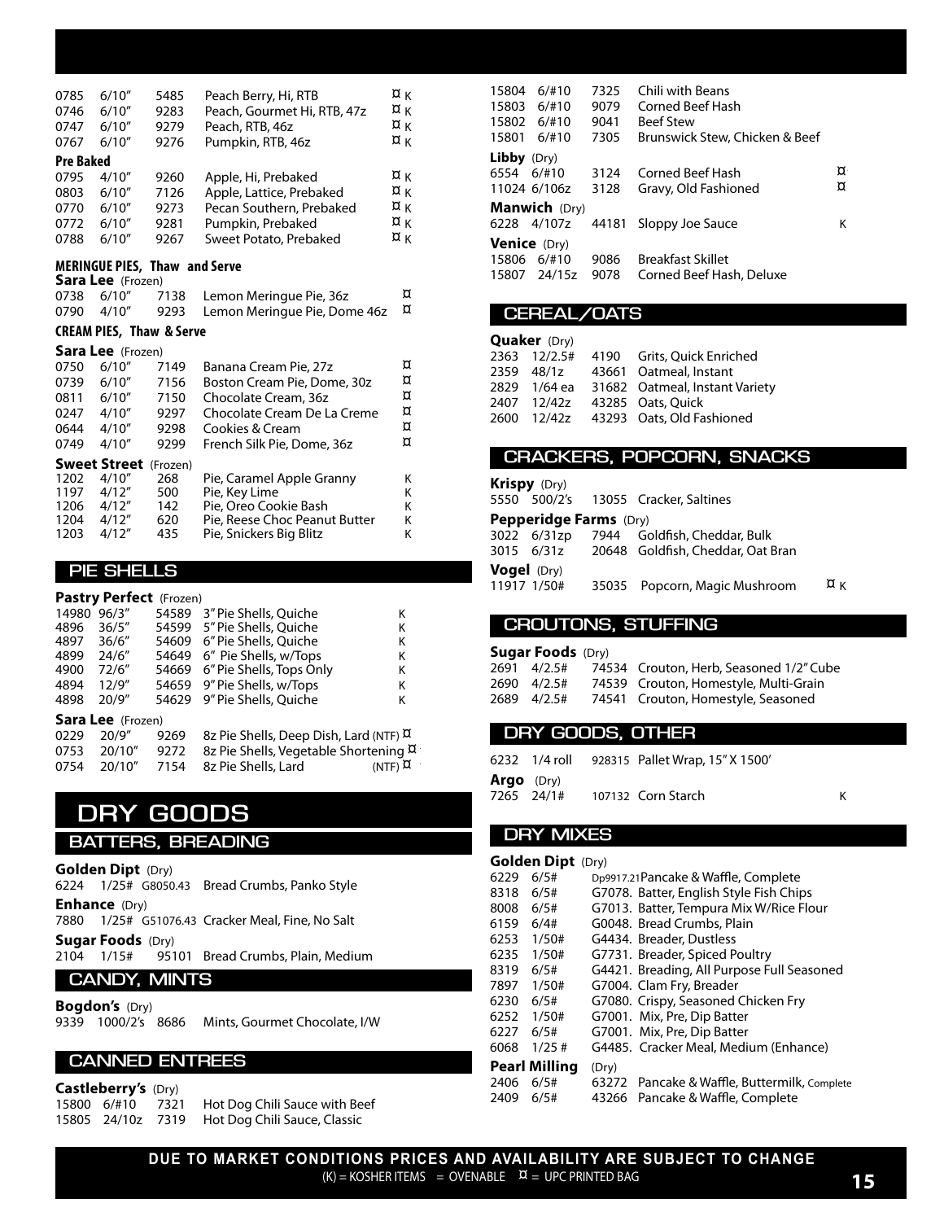| | | | | |
|---|---|---|---|---|
| 0785 | 6/10" | 5485 | Peach Berry, Hi, RTB | ¤ K |
| 0746 | 6/10" | 9283 | Peach, Gourmet Hi, RTB, 47z | ¤ K |
| 0747 | 6/10" | 9279 | Peach, RTB, 46z | ¤ K |
| 0767 | 6/10" | 9276 | Pumpkin, RTB, 46z | ¤ K |

**Pre Baked**

| | | | | |
|---|---|---|---|---|
| 0795 | 4/10" | 9260 | Apple, Hi, Prebaked | ¤ K |
| 0803 | 6/10" | 7126 | Apple, Lattice, Prebaked | ¤ K |
| 0770 | 6/10" | 9273 | Pecan Southern, Prebaked | ¤ K |
| 0772 | 6/10" | 9281 | Pumpkin, Prebaked | ¤ K |
| 0788 | 6/10" | 9267 | Sweet Potato, Prebaked | ¤ K |

**MERINGUE PIES, Thaw and Serve**

**Sara Lee** (Frozen)

| | | | | |
|---|---|---|---|---|
| 0738 | 6/10" | 7138 | Lemon Meringue Pie, 36z | ¤ |
| 0790 | 4/10" | 9293 | Lemon Meringue Pie, Dome 46z | ¤ |

**CREAM PIES, Thaw & Serve**

**Sara Lee** (Frozen)

| | | | | |
|---|---|---|---|---|
| 0750 | 6/10" | 7149 | Banana Cream Pie, 27z | ¤ |
| 0739 | 6/10" | 7156 | Boston Cream Pie, Dome, 30z | ¤ |
| 0811 | 6/10" | 7150 | Chocolate Cream, 36z | ¤ |
| 0247 | 4/10" | 9297 | Chocolate Cream De La Creme | ¤ |
| 0644 | 4/10" | 9298 | Cookies & Cream | ¤ |
| 0749 | 4/10" | 9299 | French Silk Pie, Dome, 36z | ¤ |

**Sweet Street** (Frozen)

| | | | | |
|---|---|---|---|---|
| 1202 | 4/10" | 268 | Pie, Caramel Apple Granny | K |
| 1197 | 4/12" | 500 | Pie, Key Lime | K |
| 1206 | 4/12" | 142 | Pie, Oreo Cookie Bash | K |
| 1204 | 4/12" | 620 | Pie, Reese Choc Peanut Butter | K |
| 1203 | 4/12" | 435 | Pie, Snickers Big Blitz | K |

## PIE SHELLS

**Pastry Perfect** (Frozen)

| | | | | |
|---|---|---|---|---|
| 14980 | 96/3" | 54589 | 3" Pie Shells, Quiche | K |
| 4896 | 36/5" | 54599 | 5" Pie Shells, Quiche | K |
| 4897 | 36/6" | 54609 | 6" Pie Shells, Quiche | K |
| 4899 | 24/6" | 54649 | 6" Pie Shells, w/Tops | K |
| 4900 | 72/6" | 54669 | 6" Pie Shells, Tops Only | K |
| 4894 | 12/9" | 54659 | 9" Pie Shells, w/Tops | K |
| 4898 | 20/9" | 54629 | 9" Pie Shells, Quiche | K |

**Sara Lee** (Frozen)

| | | | | |
|---|---|---|---|---|
| 0229 | 20/9" | 9269 | 8z Pie Shells, Deep Dish, Lard (NTF) | ¤ |
| 0753 | 20/10" | 9272 | 8z Pie Shells, Vegetable Shortening | ¤ |
| 0754 | 20/10" | 7154 | 8z Pie Shells, Lard (NTF) | ¤ |

# DRY GOODS

## BATTERS, BREADING

**Golden Dipt** (Dry)

| | | | |
|---|---|---|---|
| 6224 | 1/25# | G8050.43 | Bread Crumbs, Panko Style |

**Enhance** (Dry)

| | | | |
|---|---|---|---|
| 7880 | 1/25# | G51076.43 | Cracker Meal, Fine, No Salt |

**Sugar Foods** (Dry)

| | | | |
|---|---|---|---|
| 2104 | 1/15# | 95101 | Bread Crumbs, Plain, Medium |

## CANDY, MINTS

**Bogdon's** (Dry)

| | | | |
|---|---|---|---|
| 9339 | 1000/2's | 8686 | Mints, Gourmet Chocolate, I/W |

## CANNED ENTREES

**Castleberry's** (Dry)

| | | | |
|---|---|---|---|
| 15800 | 6/#10 | 7321 | Hot Dog Chili Sauce with Beef |
| 15805 | 24/10z | 7319 | Hot Dog Chili Sauce, Classic |
| 15804 | 6/#10 | 7325 | Chili with Beans |
| 15803 | 6/#10 | 9079 | Corned Beef Hash |
| 15802 | 6/#10 | 9041 | Beef Stew |
| 15801 | 6/#10 | 7305 | Brunswick Stew, Chicken & Beef |

**Libby** (Dry)

| | | | | |
|---|---|---|---|---|
| 6554 | 6/#10 | 3124 | Corned Beef Hash | ¤ |
| 11024 | 6/106z | 3128 | Gravy, Old Fashioned | ¤ |

**Manwich** (Dry)

| | | | | |
|---|---|---|---|---|
| 6228 | 4/107z | 44181 | Sloppy Joe Sauce | K |

**Venice** (Dry)

| | | | |
|---|---|---|---|
| 15806 | 6/#10 | 9086 | Breakfast Skillet |
| 15807 | 24/15z | 9078 | Corned Beef Hash, Deluxe |

## CEREAL/OATS

**Quaker** (Dry)

| | | | |
|---|---|---|---|
| 2363 | 12/2.5# | 4190 | Grits, Quick Enriched |
| 2359 | 48/1z | 43661 | Oatmeal, Instant |
| 2829 | 1/64 ea | 31682 | Oatmeal, Instant Variety |
| 2407 | 12/42z | 43285 | Oats, Quick |
| 2600 | 12/42z | 43293 | Oats, Old Fashioned |

## CRACKERS, POPCORN, SNACKS

**Krispy** (Dry)

| | | | |
|---|---|---|---|
| 5550 | 500/2's | 13055 | Cracker, Saltines |

**Pepperidge Farms** (Dry)

| | | | |
|---|---|---|---|
| 3022 | 6/31zp | 7944 | Goldfish, Cheddar, Bulk |
| 3015 | 6/31z | 20648 | Goldfish, Cheddar, Oat Bran |

**Vogel** (Dry)

| | | | | |
|---|---|---|---|---|
| 11917 | 1/50# | 35035 | Popcorn, Magic Mushroom | ¤ K |

## CROUTONS, STUFFING

**Sugar Foods** (Dry)

| | | | |
|---|---|---|---|
| 2691 | 4/2.5# | 74534 | Crouton, Herb, Seasoned 1/2" Cube |
| 2690 | 4/2.5# | 74539 | Crouton, Homestyle, Multi-Grain |
| 2689 | 4/2.5# | 74541 | Crouton, Homestyle, Seasoned |

## DRY GOODS, OTHER

| | | | |
|---|---|---|---|
| 6232 | 1/4 roll | 928315 | Pallet Wrap, 15" X 1500' |

**Argo** (Dry)

| | | | | |
|---|---|---|---|---|
| 7265 | 24/1# | 107132 | Corn Starch | K |

## DRY MIXES

**Golden Dipt** (Dry)

| | | | |
|---|---|---|---|
| 6229 | 6/5# | Dp9917.21 | Pancake & Waffle, Complete |
| 8318 | 6/5# | G7078. | Batter, English Style Fish Chips |
| 8008 | 6/5# | G7013. | Batter, Tempura Mix W/Rice Flour |
| 6159 | 6/4# | G0048. | Bread Crumbs, Plain |
| 6253 | 1/50# | G4434. | Breader, Dustless |
| 6235 | 1/50# | G7731. | Breader, Spiced Poultry |
| 8319 | 6/5# | G4421. | Breading, All Purpose Full Seasoned |
| 7897 | 1/50# | G7004. | Clam Fry, Breader |
| 6230 | 6/5# | G7080. | Crispy, Seasoned Chicken Fry |
| 6252 | 1/50# | G7001. | Mix, Pre, Dip Batter |
| 6227 | 6/5# | G7001. | Mix, Pre, Dip Batter |
| 6068 | 1/25 # | G4485. | Cracker Meal, Medium (Enhance) |

**Pearl Milling** (Dry)

| | | | |
|---|---|---|---|
| 2406 | 6/5# | 63272 | Pancake & Waffle, Buttermilk, Complete |
| 2409 | 6/5# | 43266 | Pancake & Waffle, Complete |

**DUE TO MARKET CONDITIONS PRICES AND AVAILABILITY ARE SUBJECT TO CHANGE**

(K) = KOSHER ITEMS = OVENABLE ¤ = UPC PRINTED BAG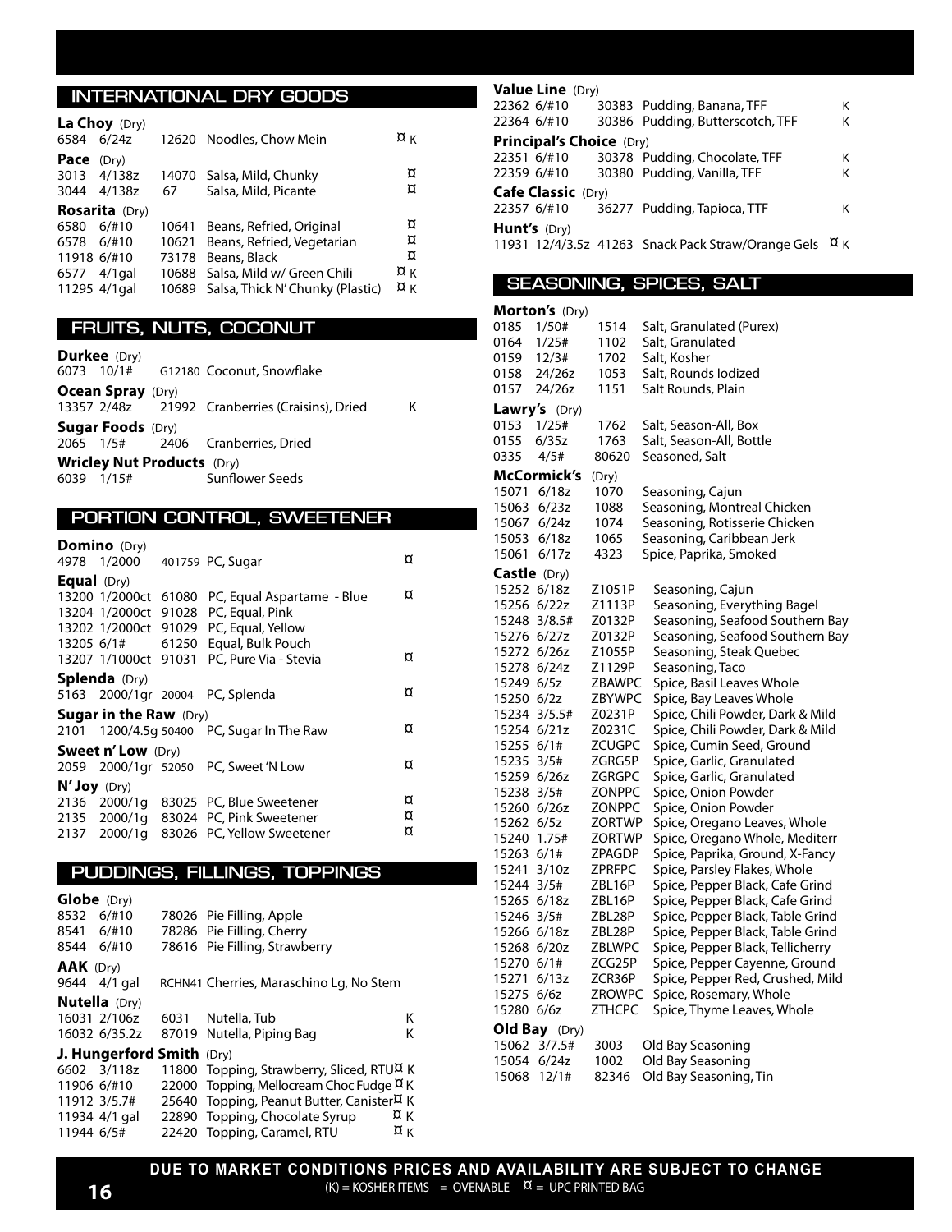## INTERNATIONAL DRY GOODS

**La Choy** (Dry)

| | | | | |
|---|---|---|---|---|
| 6584 | 6/24z | 12620 | Noodles, Chow Mein | ¤ K |

**Pace** (Dry)

| | | | | |
|---|---|---|---|---|
| 3013 | 4/138z | 14070 | Salsa, Mild, Chunky | ¤ |
| 3044 | 4/138z | 67 | Salsa, Mild, Picante | ¤ |

**Rosarita** (Dry)

| | | | | |
|---|---|---|---|---|
| 6580 | 6/#10 | 10641 | Beans, Refried, Original | ¤ |
| 6578 | 6/#10 | 10621 | Beans, Refried, Vegetarian | ¤ |
| 11918 | 6/#10 | 73178 | Beans, Black | ¤ |
| 6577 | 4/1gal | 10688 | Salsa, Mild w/ Green Chili | ¤ K |
| 11295 | 4/1gal | 10689 | Salsa, Thick N' Chunky (Plastic) | ¤ K |

## FRUITS, NUTS, COCONUT

**Durkee** (Dry)

| | | | | |
|---|---|---|---|---|
| 6073 | 10/1# | G12180 | Coconut, Snowflake | |

**Ocean Spray** (Dry)

| | | | | |
|---|---|---|---|---|
| 13357 | 2/48z | 21992 | Cranberries (Craisins), Dried | K |

**Sugar Foods** (Dry)

| | | | | |
|---|---|---|---|---|
| 2065 | 1/5# | 2406 | Cranberries, Dried | |

**Wricley Nut Products** (Dry)

| | | | | |
|---|---|---|---|---|
| 6039 | 1/15# | | Sunflower Seeds | |

## PORTION CONTROL, SWEETENER

**Domino** (Dry)

| | | | | |
|---|---|---|---|---|
| 4978 | 1/2000 | 401759 | PC, Sugar | ¤ |

**Equal** (Dry)

| | | | | |
|---|---|---|---|---|
| 13200 | 1/2000ct | 61080 | PC, Equal Aspartame - Blue | ¤ |
| 13204 | 1/2000ct | 91028 | PC, Equal, Pink | |
| 13202 | 1/2000ct | 91029 | PC, Equal, Yellow | |
| 13205 | 6/1# | 61250 | Equal, Bulk Pouch | |
| 13207 | 1/1000ct | 91031 | PC, Pure Via - Stevia | ¤ |

**Splenda** (Dry)

| | | | | |
|---|---|---|---|---|
| 5163 | 2000/1gr | 20004 | PC, Splenda | ¤ |

**Sugar in the Raw** (Dry)

| | | | | |
|---|---|---|---|---|
| 2101 | 1200/4.5g | 50400 | PC, Sugar In The Raw | ¤ |

**Sweet n' Low** (Dry)

| | | | | |
|---|---|---|---|---|
| 2059 | 2000/1gr | 52050 | PC, Sweet 'N Low | ¤ |

**N' Joy** (Dry)

| | | | | |
|---|---|---|---|---|
| 2136 | 2000/1g | 83025 | PC, Blue Sweetener | ¤ |
| 2135 | 2000/1g | 83024 | PC, Pink Sweetener | ¤ |
| 2137 | 2000/1g | 83026 | PC, Yellow Sweetener | ¤ |

## PUDDINGS, FILLINGS, TOPPINGS

**Globe** (Dry)

| | | | | |
|---|---|---|---|---|
| 8532 | 6/#10 | 78026 | Pie Filling, Apple | |
| 8541 | 6/#10 | 78286 | Pie Filling, Cherry | |
| 8544 | 6/#10 | 78616 | Pie Filling, Strawberry | |

**AAK** (Dry)

| | | | | |
|---|---|---|---|---|
| 9644 | 4/1 gal | RCHN41 | Cherries, Maraschino Lg, No Stem | |

**Nutella** (Dry)

| | | | | |
|---|---|---|---|---|
| 16031 | 2/106z | 6031 | Nutella, Tub | K |
| 16032 | 6/35.2z | 87019 | Nutella, Piping Bag | K |

**J. Hungerford Smith** (Dry)

| | | | | |
|---|---|---|---|---|
| 6602 | 3/118z | 11800 | Topping, Strawberry, Sliced, RTU | ¤ K |
| 11906 | 6/#10 | 22000 | Topping, Mellocream Choc Fudge | ¤ K |
| 11912 | 3/5.7# | 25640 | Topping, Peanut Butter, Canister | ¤ K |
| 11934 | 4/1 gal | 22890 | Topping, Chocolate Syrup | ¤ K |
| 11944 | 6/5# | 22420 | Topping, Caramel, RTU | ¤ K |

**Value Line** (Dry)

| | | | | |
|---|---|---|---|---|
| 22362 | 6/#10 | 30383 | Pudding, Banana, TFF | K |
| 22364 | 6/#10 | 30386 | Pudding, Butterscotch, TFF | K |

**Principal's Choice** (Dry)

| | | | | |
|---|---|---|---|---|
| 22351 | 6/#10 | 30378 | Pudding, Chocolate, TFF | K |
| 22359 | 6/#10 | 30380 | Pudding, Vanilla, TFF | K |

**Cafe Classic** (Dry)

| | | | | |
|---|---|---|---|---|
| 22357 | 6/#10 | 36277 | Pudding, Tapioca, TTF | K |

**Hunt's** (Dry)

| | | | | |
|---|---|---|---|---|
| 11931 | 12/4/3.5z | 41263 | Snack Pack Straw/Orange Gels | ¤ K |

## SEASONING, SPICES, SALT

**Morton's** (Dry)

| | | | |
|---|---|---|---|
| 0185 | 1/50# | 1514 | Salt, Granulated (Purex) |
| 0164 | 1/25# | 1102 | Salt, Granulated |
| 0159 | 12/3# | 1702 | Salt, Kosher |
| 0158 | 24/26z | 1053 | Salt, Rounds Iodized |
| 0157 | 24/26z | 1151 | Salt Rounds, Plain |

**Lawry's** (Dry)

| | | | |
|---|---|---|---|
| 0153 | 1/25# | 1762 | Salt, Season-All, Box |
| 0155 | 6/35z | 1763 | Salt, Season-All, Bottle |
| 0335 | 4/5# | 80620 | Seasoned, Salt |

**McCormick's** (Dry)

| | | | |
|---|---|---|---|
| 15071 | 6/18z | 1070 | Seasoning, Cajun |
| 15063 | 6/23z | 1088 | Seasoning, Montreal Chicken |
| 15067 | 6/24z | 1074 | Seasoning, Rotisserie Chicken |
| 15053 | 6/18z | 1065 | Seasoning, Caribbean Jerk |
| 15061 | 6/17z | 4323 | Spice, Paprika, Smoked |

**Castle** (Dry)

| | | | |
|---|---|---|---|
| 15252 | 6/18z | Z1051P | Seasoning, Cajun |
| 15256 | 6/22z | Z1113P | Seasoning, Everything Bagel |
| 15248 | 3/8.5# | Z0132P | Seasoning, Seafood Southern Bay |
| 15276 | 6/27z | Z0132P | Seasoning, Seafood Southern Bay |
| 15272 | 6/26z | Z1055P | Seasoning, Steak Quebec |
| 15278 | 6/24z | Z1129P | Seasoning, Taco |
| 15249 | 6/5z | ZBAWPC | Spice, Basil Leaves Whole |
| 15250 | 6/2z | ZBYWPC | Spice, Bay Leaves Whole |
| 15234 | 3/5.5# | Z0231P | Spice, Chili Powder, Dark & Mild |
| 15254 | 6/21z | Z0231C | Spice, Chili Powder, Dark & Mild |
| 15255 | 6/1# | ZCUGPC | Spice, Cumin Seed, Ground |
| 15235 | 3/5# | ZGRG5P | Spice, Garlic, Granulated |
| 15259 | 6/26z | ZGRGPC | Spice, Garlic, Granulated |
| 15238 | 3/5# | ZONPPC | Spice, Onion Powder |
| 15260 | 6/26z | ZONPPC | Spice, Onion Powder |
| 15262 | 6/5z | ZORTWP | Spice, Oregano Leaves, Whole |
| 15240 | 1.75# | ZORTWP | Spice, Oregano Whole, Mediterr |
| 15263 | 6/1# | ZPAGDP | Spice, Paprika, Ground, X-Fancy |
| 15241 | 3/10z | ZPRFPC | Spice, Parsley Flakes, Whole |
| 15244 | 3/5# | ZBL16P | Spice, Pepper Black, Cafe Grind |
| 15265 | 6/18z | ZBL16P | Spice, Pepper Black, Cafe Grind |
| 15246 | 3/5# | ZBL28P | Spice, Pepper Black, Table Grind |
| 15266 | 6/18z | ZBL28P | Spice, Pepper Black, Table Grind |
| 15268 | 6/20z | ZBLWPC | Spice, Pepper Black, Tellicherry |
| 15270 | 6/1# | ZCG25P | Spice, Pepper Cayenne, Ground |
| 15271 | 6/13z | ZCR36P | Spice, Pepper Red, Crushed, Mild |
| 15275 | 6/6z | ZROWPC | Spice, Rosemary, Whole |
| 15280 | 6/6z | ZTHCPC | Spice, Thyme Leaves, Whole |

**Old Bay** (Dry)

| | | | |
|---|---|---|---|
| 15062 | 3/7.5# | 3003 | Old Bay Seasoning |
| 15054 | 6/24z | 1002 | Old Bay Seasoning |
| 15068 | 12/1# | 82346 | Old Bay Seasoning, Tin |

**DUE TO MARKET CONDITIONS PRICES AND AVAILABILITY ARE SUBJECT TO CHANGE**

(K) = KOSHER ITEMS = OVENABLE ¤ = UPC PRINTED BAG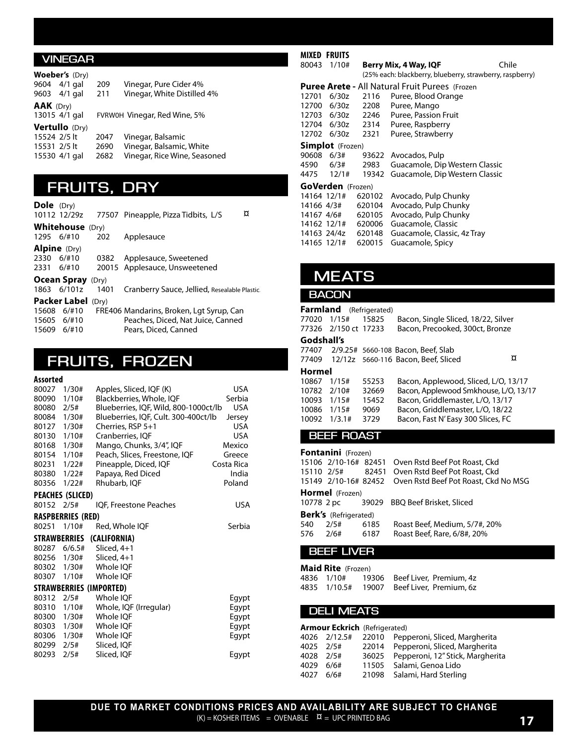## VINEGAR

**Woeber's** (Dry)

| | | | |
|---|---|---|---|
| 9604 | 4/1 gal | 209 | Vinegar, Pure Cider 4% |
| 9603 | 4/1 gal | 211 | Vinegar, White Distilled 4% |

**AAK** (Dry)

| | | | |
|---|---|---|---|
| 13015 | 4/1 gal | FVRW0H | Vinegar, Red Wine, 5% |

**Vertullo** (Dry)

| | | | |
|---|---|---|---|
| 15524 | 2/5 lt | 2047 | Vinegar, Balsamic |
| 15531 | 2/5 lt | 2690 | Vinegar, Balsamic, White |
| 15530 | 4/1 gal | 2682 | Vinegar, Rice Wine, Seasoned |

# FRUITS, DRY

**Dole** (Dry)

| | | | | |
|---|---|---|---|---|
| 10112 | 12/29z | 77507 | Pineapple, Pizza Tidbits, L/S | ¤ |

**Whitehouse** (Dry)

| | | | |
|---|---|---|---|
| 1295 | 6/#10 | 202 | Applesauce |

**Alpine** (Dry)

| | | | |
|---|---|---|---|
| 2330 | 6/#10 | 0382 | Applesauce, Sweetened |
| 2331 | 6/#10 | 20015 | Applesauce, Unsweetened |

**Ocean Spray** (Dry)

| | | | |
|---|---|---|---|
| 1863 | 6/101z | 1401 | Cranberry Sauce, Jellied, Resealable Plastic. |

**Packer Label** (Dry)

| | | | |
|---|---|---|---|
| 15608 | 6/#10 | FRE406 | Mandarins, Broken, Lgt Syrup, Can |
| 15605 | 6/#10 | | Peaches, Diced, Nat Juice, Canned |
| 15609 | 6/#10 | | Pears, Diced, Canned |

# FRUITS, FROZEN

**Assorted**

| | | | |
|---|---|---|---|
| 80027 | 1/30# | Apples, Sliced, IQF (K) | USA |
| 80090 | 1/10# | Blackberries, Whole, IQF | Serbia |
| 80080 | 2/5# | Blueberries, IQF, Wild, 800-1000ct/lb | USA |
| 80084 | 1/30# | Blueberries, IQF, Cult. 300-400ct/lb | Jersey |
| 80127 | 1/30# | Cherries, RSP 5+1 | USA |
| 80130 | 1/10# | Cranberries, IQF | USA |
| 80168 | 1/30# | Mango, Chunks, 3/4", IQF | Mexico |
| 80154 | 1/10# | Peach, Slices, Freestone, IQF | Greece |
| 80231 | 1/22# | Pineapple, Diced, IQF | Costa Rica |
| 80380 | 1/22# | Papaya, Red Diced | India |
| 80356 | 1/22# | Rhubarb, IQF | Poland |

**PEACHES (SLICED)**

| | | | |
|---|---|---|---|
| 80152 | 2/5# | IQF, Freestone Peaches | USA |

**RASPBERRIES (RED)**

| | | | |
|---|---|---|---|
| 80251 | 1/10# | Red, Whole IQF | Serbia |

**STRAWBERRIES (CALIFORNIA)**

| | | |
|---|---|---|
| 80287 | 6/6.5# | Sliced, 4+1 |
| 80256 | 1/30# | Sliced, 4+1 |
| 80302 | 1/30# | Whole IQF |
| 80307 | 1/10# | Whole IQF |

**STRAWBERRIES (IMPORTED)**

| | | | |
|---|---|---|---|
| 80312 | 2/5# | Whole IQF | Egypt |
| 80310 | 1/10# | Whole, IQF (Irregular) | Egypt |
| 80300 | 1/30# | Whole IQF | Egypt |
| 80303 | 1/30# | Whole IQF | Egypt |
| 80306 | 1/30# | Whole IQF | Egypt |
| 80299 | 2/5# | Sliced, IQF | |
| 80293 | 2/5# | Sliced, IQF | Egypt |

**MIXED FRUITS**

| | | | |
|---|---|---|---|
| 80043 | 1/10# | **Berry Mix, 4 Way, IQF** (25% each: blackberry, blueberry, strawberry, raspberry) | Chile |

**Puree Arete** - All Natural Fruit Purees (Frozen

| | | | |
|---|---|---|---|
| 12701 | 6/30z | 2116 | Puree, Blood Orange |
| 12700 | 6/30z | 2208 | Puree, Mango |
| 12703 | 6/30z | 2246 | Puree, Passion Fruit |
| 12704 | 6/30z | 2314 | Puree, Raspberry |
| 12702 | 6/30z | 2321 | Puree, Strawberry |

**Simplot** (Frozen)

| | | | |
|---|---|---|---|
| 90608 | 6/3# | 93622 | Avocados, Pulp |
| 4590 | 6/3# | 2983 | Guacamole, Dip Western Classic |
| 4475 | 12/1# | 19342 | Guacamole, Dip Western Classic |

**GoVerden** (Frozen)

| | | | |
|---|---|---|---|
| 14164 | 12/1# | 620102 | Avocado, Pulp Chunky |
| 14166 | 4/3# | 620104 | Avocado, Pulp Chunky |
| 14167 | 4/6# | 620105 | Avocado, Pulp Chunky |
| 14162 | 12/1# | 620006 | Guacamole, Classic |
| 14163 | 24/4z | 620148 | Guacamole, Classic, 4z Tray |
| 14165 | 12/1# | 620015 | Guacamole, Spicy |

# MEATS

## BACON

**Farmland** (Refrigerated)

| | | | |
|---|---|---|---|
| 77020 | 1/15# | 15825 | Bacon, Single Sliced, 18/22, Silver |
| 77326 | 2/150 ct | 17233 | Bacon, Precooked, 300ct, Bronze |

**Godshall's**

| | | | | |
|---|---|---|---|---|
| 77407 | 2/9.25# | 5660-108 | Bacon, Beef, Slab | |
| 77409 | 12/12z | 5660-116 | Bacon, Beef, Sliced | ¤ |

**Hormel**

| | | | |
|---|---|---|---|
| 10867 | 1/15# | 55253 | Bacon, Applewood, Sliced, L/O, 13/17 |
| 10782 | 2/10# | 32669 | Bacon, Applewood Smkhouse, L/O, 13/17 |
| 10093 | 1/15# | 15452 | Bacon, Griddlemaster, L/O, 13/17 |
| 10086 | 1/15# | 9069 | Bacon, Griddlemaster, L/O, 18/22 |
| 10092 | 1/3.1# | 3729 | Bacon, Fast N' Easy 300 Slices, FC |

## BEEF ROAST

**Fontanini** (Frozen)

| | | | |
|---|---|---|---|
| 15106 | 2/10-16# | 82451 | Oven Rstd Beef Pot Roast, Ckd |
| 15110 | 2/5# | 82451 | Oven Rstd Beef Pot Roast, Ckd |
| 15149 | 2/10-16# | 82452 | Oven Rstd Beef Pot Roast, Ckd No MSG |

**Hormel** (Frozen)

| | | | |
|---|---|---|---|
| 10778 | 2 pc | 39029 | BBQ Beef Brisket, Sliced |

**Berk's** (Refrigerated)

| | | | |
|---|---|---|---|
| 540 | 2/5# | 6185 | Roast Beef, Medium, 5/7#, 20% |
| 576 | 2/6# | 6187 | Roast Beef, Rare, 6/8#, 20% |

## BEEF LIVER

**Maid Rite** (Frozen)

| | | | |
|---|---|---|---|
| 4836 | 1/10# | 19306 | Beef Liver, Premium, 4z |
| 4835 | 1/10.5# | 19007 | Beef Liver, Premium, 6z |

## DELI MEATS

**Armour Eckrich** (Refrigerated)

| | | | |
|---|---|---|---|
| 4026 | 2/12.5# | 22010 | Pepperoni, Sliced, Margherita |
| 4025 | 2/5# | 22014 | Pepperoni, Sliced, Margherita |
| 4028 | 2/5# | 36025 | Pepperoni, 12" Stick, Margherita |
| 4029 | 6/6# | 11505 | Salami, Genoa Lido |
| 4027 | 6/6# | 21098 | Salami, Hard Sterling |

**DUE TO MARKET CONDITIONS PRICES AND AVAILABILITY ARE SUBJECT TO CHANGE**

(K) = KOSHER ITEMS = OVENABLE ¤ = UPC PRINTED BAG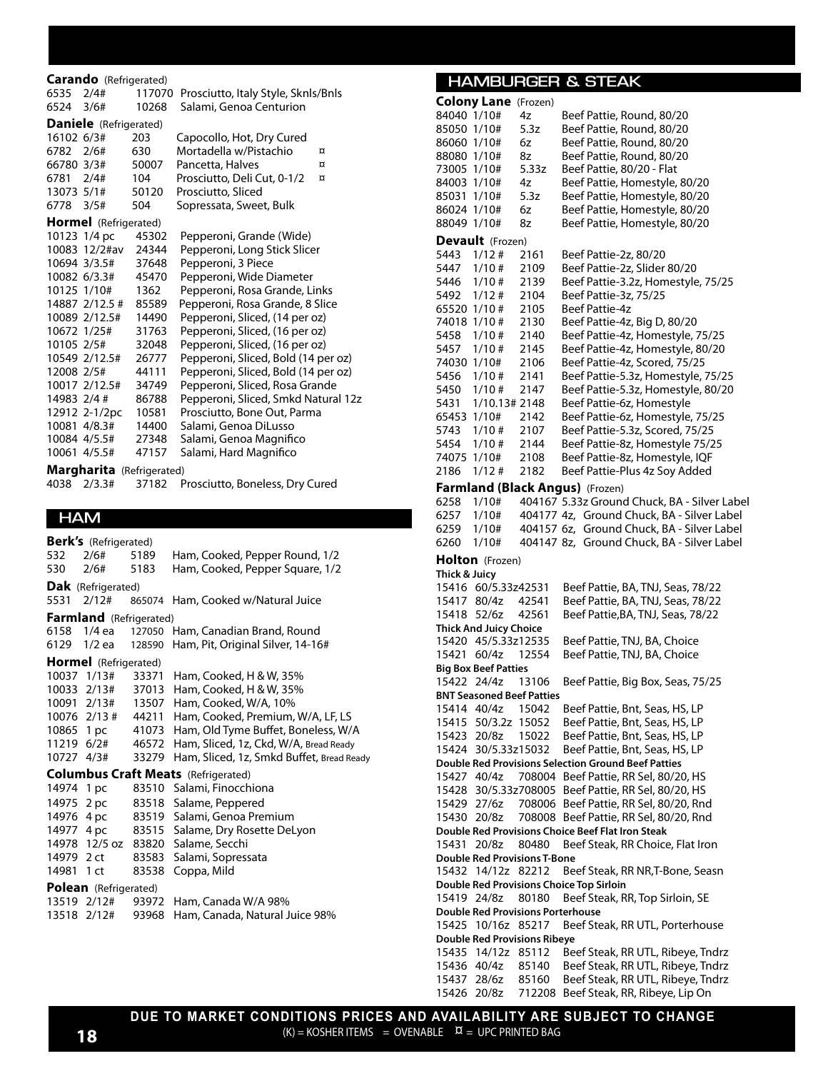**Carando** (Refrigerated)

| | | | |
|---|---|---|---|
| 6535 | 2/4# | 117070 | Prosciutto, Italy Style, Sknls/Bnls |
| 6524 | 3/6# | 10268 | Salami, Genoa Centurion |

**Daniele** (Refrigerated)

| | | | | |
|---|---|---|---|---|
| 16102 | 6/3# | 203 | Capocollo, Hot, Dry Cured | |
| 6782 | 2/6# | 630 | Mortadella w/Pistachio | ¤ |
| 66780 | 3/3# | 50007 | Pancetta, Halves | ¤ |
| 6781 | 2/4# | 104 | Prosciutto, Deli Cut, 0-1/2 | ¤ |
| 13073 | 5/1# | 50120 | Prosciutto, Sliced | |
| 6778 | 3/5# | 504 | Sopressata, Sweet, Bulk | |

**Hormel** (Refrigerated)

| | | | |
|---|---|---|---|
| 10123 | 1/4 pc | 45302 | Pepperoni, Grande (Wide) |
| 10083 | 12/2#av | 24344 | Pepperoni, Long Stick Slicer |
| 10694 | 3/3.5# | 37648 | Pepperoni, 3 Piece |
| 10082 | 6/3.3# | 45470 | Pepperoni, Wide Diameter |
| 10125 | 1/10# | 1362 | Pepperoni, Rosa Grande, Links |
| 14887 | 2/12.5 # | 85589 | Pepperoni, Rosa Grande, 8 Slice |
| 10089 | 2/12.5# | 14490 | Pepperoni, Sliced, (14 per oz) |
| 10672 | 1/25# | 31763 | Pepperoni, Sliced, (16 per oz) |
| 10105 | 2/5# | 32048 | Pepperoni, Sliced, (16 per oz) |
| 10549 | 2/12.5# | 26777 | Pepperoni, Sliced, Bold (14 per oz) |
| 12008 | 2/5# | 44111 | Pepperoni, Sliced, Bold (14 per oz) |
| 10017 | 2/12.5# | 34749 | Pepperoni, Sliced, Rosa Grande |
| 14983 | 2/4 # | 86788 | Pepperoni, Sliced, Smkd Natural 12z |
| 12912 | 2-1/2pc | 10581 | Prosciutto, Bone Out, Parma |
| 10081 | 4/8.3# | 14400 | Salami, Genoa DiLusso |
| 10084 | 4/5.5# | 27348 | Salami, Genoa Magnifico |
| 10061 | 4/5.5# | 47157 | Salami, Hard Magnifico |

**Margharita** (Refrigerated)

| | | | |
|---|---|---|---|
| 4038 | 2/3.3# | 37182 | Prosciutto, Boneless, Dry Cured |

## HAM

**Berk's** (Refrigerated)

| | | | |
|---|---|---|---|
| 532 | 2/6# | 5189 | Ham, Cooked, Pepper Round, 1/2 |
| 530 | 2/6# | 5183 | Ham, Cooked, Pepper Square, 1/2 |

**Dak** (Refrigerated)

| | | | |
|---|---|---|---|
| 5531 | 2/12# | 865074 | Ham, Cooked w/Natural Juice |

**Farmland** (Refrigerated)

| | | | |
|---|---|---|---|
| 6158 | 1/4 ea | 127050 | Ham, Canadian Brand, Round |
| 6129 | 1/2 ea | 128590 | Ham, Pit, Original Silver, 14-16# |

**Hormel** (Refrigerated)

| | | | |
|---|---|---|---|
| 10037 | 1/13# | 33371 | Ham, Cooked, H & W, 35% |
| 10033 | 2/13# | 37013 | Ham, Cooked, H & W, 35% |
| 10091 | 2/13# | 13507 | Ham, Cooked, W/A, 10% |
| 10076 | 2/13 # | 44211 | Ham, Cooked, Premium, W/A, LF, LS |
| 10865 | 1 pc | 41073 | Ham, Old Tyme Buffet, Boneless, W/A |
| 11219 | 6/2# | 46572 | Ham, Sliced, 1z, Ckd, W/A, Bread Ready |
| 10727 | 4/3# | 33279 | Ham, Sliced, 1z, Smkd Buffet, Bread Ready |

**Columbus Craft Meats** (Refrigerated)

| | | | |
|---|---|---|---|
| 14974 | 1 pc | 83510 | Salami, Finocchiona |
| 14975 | 2 pc | 83518 | Salame, Peppered |
| 14976 | 4 pc | 83519 | Salami, Genoa Premium |
| 14977 | 4 pc | 83515 | Salame, Dry Rosette DeLyon |
| 14978 | 12/5 oz | 83820 | Salame, Secchi |
| 14979 | 2 ct | 83583 | Salami, Sopressata |
| 14981 | 1 ct | 83538 | Coppa, Mild |

**Polean** (Refrigerated)

| | | | |
|---|---|---|---|
| 13519 | 2/12# | 93972 | Ham, Canada W/A 98% |
| 13518 | 2/12# | 93968 | Ham, Canada, Natural Juice 98% |

## HAMBURGER & STEAK

**Colony Lane** (Frozen)

| | | | |
|---|---|---|---|
| 84040 | 1/10# | 4z | Beef Pattie, Round, 80/20 |
| 85050 | 1/10# | 5.3z | Beef Pattie, Round, 80/20 |
| 86060 | 1/10# | 6z | Beef Pattie, Round, 80/20 |
| 88080 | 1/10# | 8z | Beef Pattie, Round, 80/20 |
| 73005 | 1/10# | 5.33z | Beef Pattie, 80/20 - Flat |
| 84003 | 1/10# | 4z | Beef Pattie, Homestyle, 80/20 |
| 85031 | 1/10# | 5.3z | Beef Pattie, Homestyle, 80/20 |
| 86024 | 1/10# | 6z | Beef Pattie, Homestyle, 80/20 |
| 88049 | 1/10# | 8z | Beef Pattie, Homestyle, 80/20 |

**Devault** (Frozen)

| | | | |
|---|---|---|---|
| 5443 | 1/12 # | 2161 | Beef Pattie-2z, 80/20 |
| 5447 | 1/10 # | 2109 | Beef Pattie-2z, Slider 80/20 |
| 5446 | 1/10 # | 2139 | Beef Pattie-3.2z, Homestyle, 75/25 |
| 5492 | 1/12 # | 2104 | Beef Pattie-3z, 75/25 |
| 65520 | 1/10 # | 2105 | Beef Pattie-4z |
| 74018 | 1/10 # | 2130 | Beef Pattie-4z, Big D, 80/20 |
| 5458 | 1/10 # | 2140 | Beef Pattie-4z, Homestyle, 75/25 |
| 5457 | 1/10 # | 2145 | Beef Pattie-4z, Homestyle, 80/20 |
| 74030 | 1/10# | 2106 | Beef Pattie-4z, Scored, 75/25 |
| 5456 | 1/10 # | 2141 | Beef Pattie-5.3z, Homestyle, 75/25 |
| 5450 | 1/10 # | 2147 | Beef Pattie-5.3z, Homestyle, 80/20 |
| 5431 | 1/10.13# | 2148 | Beef Pattie-6z, Homestyle |
| 65453 | 1/10# | 2142 | Beef Pattie-6z, Homestyle, 75/25 |
| 5743 | 1/10 # | 2107 | Beef Pattie-5.3z, Scored, 75/25 |
| 5454 | 1/10 # | 2144 | Beef Pattie-8z, Homestyle 75/25 |
| 74075 | 1/10# | 2108 | Beef Pattie-8z, Homestyle, IQF |
| 2186 | 1/12 # | 2182 | Beef Pattie-Plus 4z Soy Added |

**Farmland (Black Angus)** (Frozen)

| | | | |
|---|---|---|---|
| 6258 | 1/10# | 404167 | 5.33z Ground Chuck, BA - Silver Label |
| 6257 | 1/10# | 404177 | 4z, Ground Chuck, BA - Silver Label |
| 6259 | 1/10# | 404157 | 6z, Ground Chuck, BA - Silver Label |
| 6260 | 1/10# | 404147 | 8z, Ground Chuck, BA - Silver Label |

**Holton** (Frozen)

| | | | |
|---|---|---|---|
| **Thick & Juicy** | | | |
| 15416 | 60/5.33z | 42531 | Beef Pattie, BA, TNJ, Seas, 78/22 |
| 15417 | 80/4z | 42541 | Beef Pattie, BA, TNJ, Seas, 78/22 |
| 15418 | 52/6z | 42561 | Beef Pattie,BA, TNJ, Seas, 78/22 |
| **Thick And Juicy Choice** | | | |
| 15420 | 45/5.33z | 12535 | Beef Pattie, TNJ, BA, Choice |
| 15421 | 60/4z | 12554 | Beef Pattie, TNJ, BA, Choice |
| **Big Box Beef Patties** | | | |
| 15422 | 24/4z | 13106 | Beef Pattie, Big Box, Seas, 75/25 |
| **BNT Seasoned Beef Patties** | | | |
| 15414 | 40/4z | 15042 | Beef Pattie, Bnt, Seas, HS, LP |
| 15415 | 50/3.2z | 15052 | Beef Pattie, Bnt, Seas, HS, LP |
| 15423 | 20/8z | 15022 | Beef Pattie, Bnt, Seas, HS, LP |
| 15424 | 30/5.33z | 15032 | Beef Pattie, Bnt, Seas, HS, LP |
| **Double Red Provisions Selection Ground Beef Patties** | | | |
| 15427 | 40/4z | 708004 | Beef Pattie, RR Sel, 80/20, HS |
| 15428 | 30/5.33z | 708005 | Beef Pattie, RR Sel, 80/20, HS |
| 15429 | 27/6z | 708006 | Beef Pattie, RR Sel, 80/20, Rnd |
| 15430 | 20/8z | 708008 | Beef Pattie, RR Sel, 80/20, Rnd |
| **Double Red Provisions Choice Beef Flat Iron Steak** | | | |
| 15431 | 20/8z | 80480 | Beef Steak, RR Choice, Flat Iron |
| **Double Red Provisions T-Bone** | | | |
| 15432 | 14/12z | 82212 | Beef Steak, RR NR,T-Bone, Seasn |
| **Double Red Provisions Choice Top Sirloin** | | | |
| 15419 | 24/8z | 80180 | Beef Steak, RR, Top Sirloin, SE |
| **Double Red Provisions Porterhouse** | | | |
| 15425 | 10/16z | 85217 | Beef Steak, RR UTL, Porterhouse |
| **Double Red Provisions Ribeye** | | | |
| 15435 | 14/12z | 85112 | Beef Steak, RR UTL, Ribeye, Tndrz |
| 15436 | 40/4z | 85140 | Beef Steak, RR UTL, Ribeye, Tndrz |
| 15437 | 28/6z | 85160 | Beef Steak, RR UTL, Ribeye, Tndrz |
| 15426 | 20/8z | 712208 | Beef Steak, RR, Ribeye, Lip On |

**DUE TO MARKET CONDITIONS PRICES AND AVAILABILITY ARE SUBJECT TO CHANGE**

(K) = KOSHER ITEMS = OVENABLE ¤ = UPC PRINTED BAG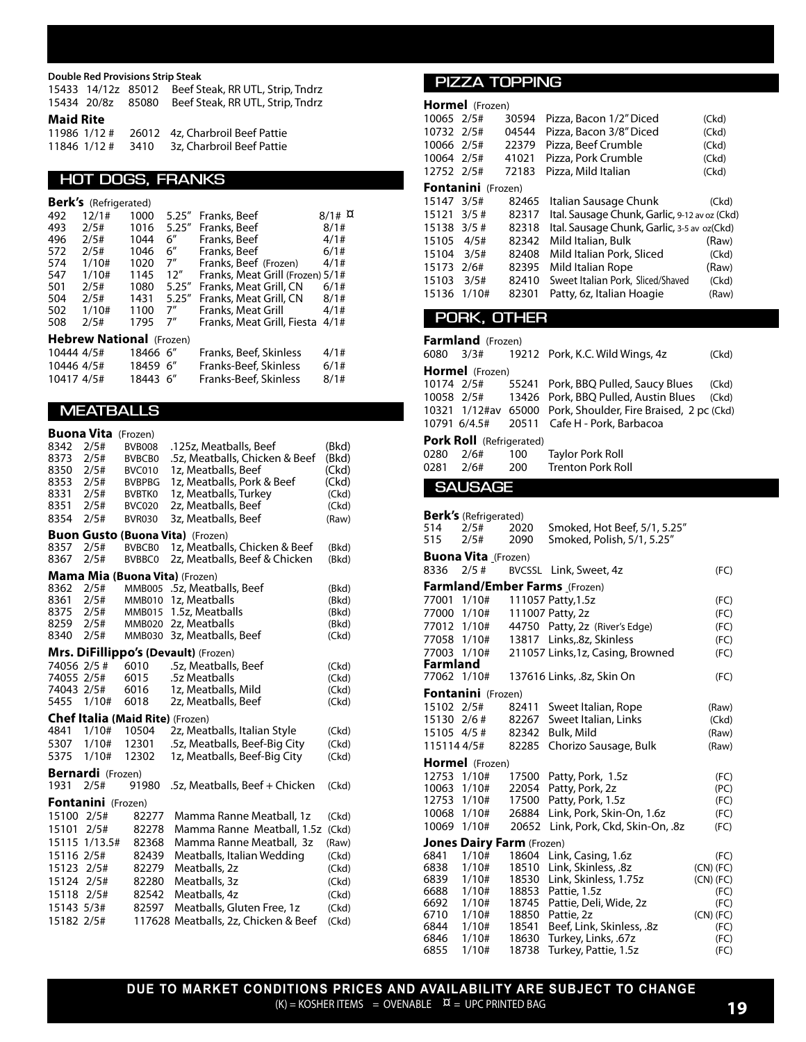**Double Red Provisions Strip Steak**

| | | | |
|---|---|---|---|
| 15433 | 14/12z | 85012 | Beef Steak, RR UTL, Strip, Tndrz |
| 15434 | 20/8z | 85080 | Beef Steak, RR UTL, Strip, Tndrz |

**Maid Rite**

| | | | |
|---|---|---|---|
| 11986 | 1/12 # | 26012 | 4z, Charbroil Beef Pattie |
| 11846 | 1/12 # | 3410 | 3z, Charbroil Beef Pattie |

## HOT DOGS, FRANKS

**Berk's** (Refrigerated)

| | | | | | |
|---|---|---|---|---|---|
| 492 | 12/1# | 1000 | 5.25" | Franks, Beef | 8/1# ¤ |
| 493 | 2/5# | 1016 | 5.25" | Franks, Beef | 8/1# |
| 496 | 2/5# | 1044 | 6" | Franks, Beef | 4/1# |
| 572 | 2/5# | 1046 | 6" | Franks, Beef | 6/1# |
| 574 | 1/10# | 1020 | 7" | Franks, Beef (Frozen) | 4/1# |
| 547 | 1/10# | 1145 | 12" | Franks, Meat Grill (Frozen) | 5/1# |
| 501 | 2/5# | 1080 | 5.25" | Franks, Meat Grill, CN | 6/1# |
| 504 | 2/5# | 1431 | 5.25" | Franks, Meat Grill, CN | 8/1# |
| 502 | 1/10# | 1100 | 7" | Franks, Meat Grill | 4/1# |
| 508 | 2/5# | 1795 | 7" | Franks, Meat Grill, Fiesta | 4/1# |

**Hebrew National** (Frozen)

| | | | | | |
|---|---|---|---|---|---|
| 10444 | 4/5# | 18466 | 6" | Franks, Beef, Skinless | 4/1# |
| 10446 | 4/5# | 18459 | 6" | Franks-Beef, Skinless | 6/1# |
| 10417 | 4/5# | 18443 | 6" | Franks-Beef, Skinless | 8/1# |

## MEATBALLS

**Buona Vita** (Frozen)

| | | | | |
|---|---|---|---|---|
| 8342 | 2/5# | BVB008 | .125z, Meatballs, Beef | (Bkd) |
| 8373 | 2/5# | BVBCB0 | .5z, Meatballs, Chicken & Beef | (Bkd) |
| 8350 | 2/5# | BVC010 | 1z, Meatballs, Beef | (Ckd) |
| 8353 | 2/5# | BVBPBG | 1z, Meatballs, Pork & Beef | (Ckd) |
| 8331 | 2/5# | BVBTK0 | 1z, Meatballs, Turkey | (Ckd) |
| 8351 | 2/5# | BVC020 | 2z, Meatballs, Beef | (Ckd) |
| 8354 | 2/5# | BVR030 | 3z, Meatballs, Beef | (Raw) |

**Buon Gusto (Buona Vita)** (Frozen)

| | | | | |
|---|---|---|---|---|
| 8357 | 2/5# | BVBCB0 | 1z, Meatballs, Chicken & Beef | (Bkd) |
| 8367 | 2/5# | BVBBC0 | 2z, Meatballs, Beef & Chicken | (Bkd) |

**Mama Mia (Buona Vita)** (Frozen)

| | | | | |
|---|---|---|---|---|
| 8362 | 2/5# | MMB005 | .5z, Meatballs, Beef | (Bkd) |
| 8361 | 2/5# | MMB010 | 1z, Meatballs | (Bkd) |
| 8375 | 2/5# | MMB015 | 1.5z, Meatballs | (Bkd) |
| 8259 | 2/5# | MMB020 | 2z, Meatballs | (Bkd) |
| 8340 | 2/5# | MMB030 | 3z, Meatballs, Beef | (Ckd) |

**Mrs. DiFillippo's (Devault)** (Frozen)

| | | | | |
|---|---|---|---|---|
| 74056 | 2/5 # | 6010 | .5z, Meatballs, Beef | (Ckd) |
| 74055 | 2/5# | 6015 | .5z Meatballs | (Ckd) |
| 74043 | 2/5# | 6016 | 1z, Meatballs, Mild | (Ckd) |
| 5455 | 1/10# | 6018 | 2z, Meatballs, Beef | (Ckd) |

**Chef Italia (Maid Rite)** (Frozen)

| | | | | |
|---|---|---|---|---|
| 4841 | 1/10# | 10504 | 2z, Meatballs, Italian Style | (Ckd) |
| 5307 | 1/10# | 12301 | .5z, Meatballs, Beef-Big City | (Ckd) |
| 5375 | 1/10# | 12302 | 1z, Meatballs, Beef-Big City | (Ckd) |

**Bernardi** (Frozen)

| | | | | |
|---|---|---|---|---|
| 1931 | 2/5# | 91980 | .5z, Meatballs, Beef + Chicken | (Ckd) |

**Fontanini** (Frozen)

| | | | | |
|---|---|---|---|---|
| 15100 | 2/5# | 82277 | Mamma Ranne Meatball, 1z | (Ckd) |
| 15101 | 2/5# | 82278 | Mamma Ranne Meatball, 1.5z | (Ckd) |
| 15115 | 1/13.5# | 82368 | Mamma Ranne Meatball, 3z | (Raw) |
| 15116 | 2/5# | 82439 | Meatballs, Italian Wedding | (Ckd) |
| 15123 | 2/5# | 82279 | Meatballs, 2z | (Ckd) |
| 15124 | 2/5# | 82280 | Meatballs, 3z | (Ckd) |
| 15118 | 2/5# | 82542 | Meatballs, 4z | (Ckd) |
| 15143 | 5/3# | 82597 | Meatballs, Gluten Free, 1z | (Ckd) |
| 15182 | 2/5# | 117628 | Meatballs, 2z, Chicken & Beef | (Ckd) |

## PIZZA TOPPING

**Hormel** (Frozen)

| | | | | |
|---|---|---|---|---|
| 10065 | 2/5# | 30594 | Pizza, Bacon 1/2" Diced | (Ckd) |
| 10732 | 2/5# | 04544 | Pizza, Bacon 3/8" Diced | (Ckd) |
| 10066 | 2/5# | 22379 | Pizza, Beef Crumble | (Ckd) |
| 10064 | 2/5# | 41021 | Pizza, Pork Crumble | (Ckd) |
| 12752 | 2/5# | 72183 | Pizza, Mild Italian | (Ckd) |

**Fontanini** (Frozen)

| | | | | |
|---|---|---|---|---|
| 15147 | 3/5# | 82465 | Italian Sausage Chunk | (Ckd) |
| 15121 | 3/5 # | 82317 | Ital. Sausage Chunk, Garlic, 9-12 av oz | (Ckd) |
| 15138 | 3/5 # | 82318 | Ital. Sausage Chunk, Garlic, 3-5 av oz | (Ckd) |
| 15105 | 4/5# | 82342 | Mild Italian, Bulk | (Raw) |
| 15104 | 3/5# | 82408 | Mild Italian Pork, Sliced | (Ckd) |
| 15173 | 2/6# | 82395 | Mild Italian Rope | (Raw) |
| 15103 | 3/5# | 82410 | Sweet Italian Pork, Sliced/Shaved | (Ckd) |
| 15136 | 1/10# | 82301 | Patty, 6z, Italian Hoagie | (Raw) |

## PORK, OTHER

**Farmland** (Frozen)

| | | | | |
|---|---|---|---|---|
| 6080 | 3/3# | 19212 | Pork, K.C. Wild Wings, 4z | (Ckd) |

**Hormel** (Frozen)

| | | | | |
|---|---|---|---|---|
| 10174 | 2/5# | 55241 | Pork, BBQ Pulled, Saucy Blues | (Ckd) |
| 10058 | 2/5# | 13426 | Pork, BBQ Pulled, Austin Blues | (Ckd) |
| 10321 | 1/12#av | 65000 | Pork, Shoulder, Fire Braised, 2 pc | (Ckd) |
| 10791 | 6/4.5# | 20511 | Cafe H - Pork, Barbacoa | |

**Pork Roll** (Refrigerated)

| | | | |
|---|---|---|---|
| 0280 | 2/6# | 100 | Taylor Pork Roll |
| 0281 | 2/6# | 200 | Trenton Pork Roll |

## SAUSAGE

**Berk's** (Refrigerated)

| | | | |
|---|---|---|---|
| 514 | 2/5# | 2020 | Smoked, Hot Beef, 5/1, 5.25" |
| 515 | 2/5# | 2090 | Smoked, Polish, 5/1, 5.25" |

**Buona Vita** (Frozen)

| | | | | |
|---|---|---|---|---|
| 8336 | 2/5 # | BVCSSL | Link, Sweet, 4z | (FC) |

**Farmland/Ember Farms** (Frozen)

| | | | | |
|---|---|---|---|---|
| 77001 | 1/10# | 111057 | Patty,1.5z | (FC) |
| 77000 | 1/10# | 111007 | Patty, 2z | (FC) |
| 77012 | 1/10# | 44750 | Patty, 2z (River's Edge) | (FC) |
| 77058 | 1/10# | 13817 | Links,.8z, Skinless | (FC) |
| 77003 | 1/10# | 211057 | Links,1z, Casing, Browned | (FC) |

**Farmland**

| | | | | |
|---|---|---|---|---|
| 77062 | 1/10# | 137616 | Links, .8z, Skin On | (FC) |

**Fontanini** (Frozen)

| | | | | |
|---|---|---|---|---|
| 15102 | 2/5# | 82411 | Sweet Italian, Rope | (Raw) |
| 15130 | 2/6 # | 82267 | Sweet Italian, Links | (Ckd) |
| 15105 | 4/5 # | 82342 | Bulk, Mild | (Raw) |
| 115114 | 4/5# | 82285 | Chorizo Sausage, Bulk | (Raw) |

**Hormel** (Frozen)

| | | | | |
|---|---|---|---|---|
| 12753 | 1/10# | 17500 | Patty, Pork, 1.5z | (FC) |
| 10063 | 1/10# | 22054 | Patty, Pork, 2z | (PC) |
| 12753 | 1/10# | 17500 | Patty, Pork, 1.5z | (FC) |
| 10068 | 1/10# | 26884 | Link, Pork, Skin-On, 1.6z | (FC) |
| 10069 | 1/10# | 20652 | Link, Pork, Ckd, Skin-On, .8z | (FC) |

**Jones Dairy Farm** (Frozen)

| | | | | |
|---|---|---|---|---|
| 6841 | 1/10# | 18604 | Link, Casing, 1.6z | (FC) |
| 6838 | 1/10# | 18510 | Link, Skinless, .8z | (CN) (FC) |
| 6839 | 1/10# | 18530 | Link, Skinless, 1.75z | (CN) (FC) |
| 6688 | 1/10# | 18853 | Pattie, 1.5z | (FC) |
| 6692 | 1/10# | 18745 | Pattie, Deli, Wide, 2z | (FC) |
| 6710 | 1/10# | 18850 | Pattie, 2z | (CN) (FC) |
| 6844 | 1/10# | 18541 | Beef, Link, Skinless, .8z | (FC) |
| 6846 | 1/10# | 18630 | Turkey, Links, .67z | (FC) |
| 6855 | 1/10# | 18738 | Turkey, Pattie, 1.5z | (FC) |

**DUE TO MARKET CONDITIONS PRICES AND AVAILABILITY ARE SUBJECT TO CHANGE**

(K) = KOSHER ITEMS = OVENABLE ¤ = UPC PRINTED BAG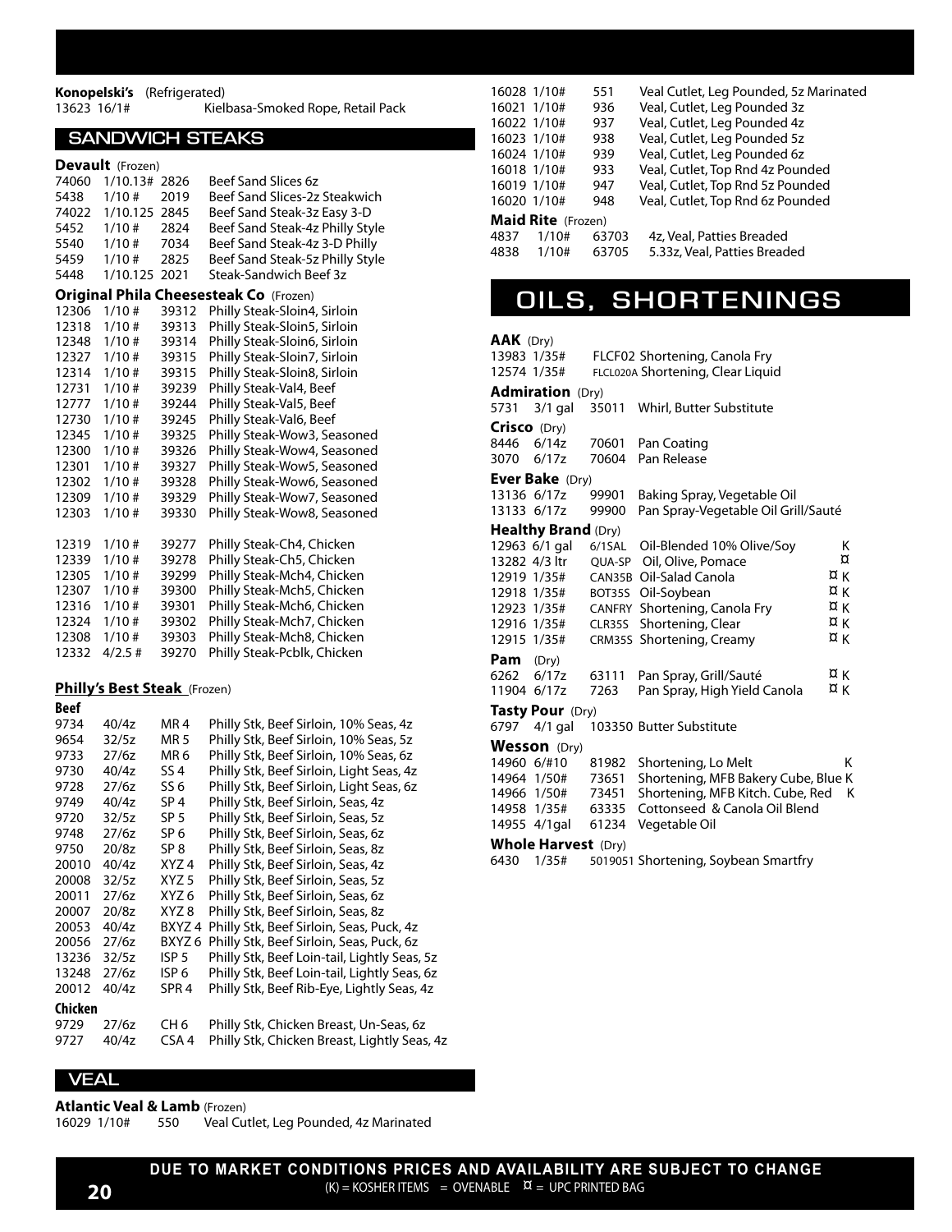**Konopelski's** (Refrigerated)

| | | | |
|---|---|---|---|
| 13623 | 16/1# | | Kielbasa-Smoked Rope, Retail Pack |

## SANDWICH STEAKS

**Devault** (Frozen)

| | | | |
|---|---|---|---|
| 74060 | 1/10.13# | 2826 | Beef Sand Slices 6z |
| 5438 | 1/10 # | 2019 | Beef Sand Slices-2z Steakwich |
| 74022 | 1/10.125 | 2845 | Beef Sand Steak-3z Easy 3-D |
| 5452 | 1/10 # | 2824 | Beef Sand Steak-4z Philly Style |
| 5540 | 1/10 # | 7034 | Beef Sand Steak-4z 3-D Philly |
| 5459 | 1/10 # | 2825 | Beef Sand Steak-5z Philly Style |
| 5448 | 1/10.125 | 2021 | Steak-Sandwich Beef 3z |

**Original Phila Cheesesteak Co** (Frozen)

| | | | |
|---|---|---|---|
| 12306 | 1/10 # | 39312 | Philly Steak-Sloin4, Sirloin |
| 12318 | 1/10 # | 39313 | Philly Steak-Sloin5, Sirloin |
| 12348 | 1/10 # | 39314 | Philly Steak-Sloin6, Sirloin |
| 12327 | 1/10 # | 39315 | Philly Steak-Sloin7, Sirloin |
| 12314 | 1/10 # | 39315 | Philly Steak-Sloin8, Sirloin |
| 12731 | 1/10 # | 39239 | Philly Steak-Val4, Beef |
| 12777 | 1/10 # | 39244 | Philly Steak-Val5, Beef |
| 12730 | 1/10 # | 39245 | Philly Steak-Val6, Beef |
| 12345 | 1/10 # | 39325 | Philly Steak-Wow3, Seasoned |
| 12300 | 1/10 # | 39326 | Philly Steak-Wow4, Seasoned |
| 12301 | 1/10 # | 39327 | Philly Steak-Wow5, Seasoned |
| 12302 | 1/10 # | 39328 | Philly Steak-Wow6, Seasoned |
| 12309 | 1/10 # | 39329 | Philly Steak-Wow7, Seasoned |
| 12303 | 1/10 # | 39330 | Philly Steak-Wow8, Seasoned |
| 12319 | 1/10 # | 39277 | Philly Steak-Ch4, Chicken |
| 12339 | 1/10 # | 39278 | Philly Steak-Ch5, Chicken |
| 12305 | 1/10 # | 39299 | Philly Steak-Mch4, Chicken |
| 12307 | 1/10 # | 39300 | Philly Steak-Mch5, Chicken |
| 12316 | 1/10 # | 39301 | Philly Steak-Mch6, Chicken |
| 12324 | 1/10 # | 39302 | Philly Steak-Mch7, Chicken |
| 12308 | 1/10 # | 39303 | Philly Steak-Mch8, Chicken |
| 12332 | 4/2.5 # | 39270 | Philly Steak-Pcblk, Chicken |

**Philly's Best Steak** (Frozen)

**Beef**

| | | | |
|---|---|---|---|
| 9734 | 40/4z | MR 4 | Philly Stk, Beef Sirloin, 10% Seas, 4z |
| 9654 | 32/5z | MR 5 | Philly Stk, Beef Sirloin, 10% Seas, 5z |
| 9733 | 27/6z | MR 6 | Philly Stk, Beef Sirloin, 10% Seas, 6z |
| 9730 | 40/4z | SS 4 | Philly Stk, Beef Sirloin, Light Seas, 4z |
| 9728 | 27/6z | SS 6 | Philly Stk, Beef Sirloin, Light Seas, 6z |
| 9749 | 40/4z | SP 4 | Philly Stk, Beef Sirloin, Seas, 4z |
| 9720 | 32/5z | SP 5 | Philly Stk, Beef Sirloin, Seas, 5z |
| 9748 | 27/6z | SP 6 | Philly Stk, Beef Sirloin, Seas, 6z |
| 9750 | 20/8z | SP 8 | Philly Stk, Beef Sirloin, Seas, 8z |
| 20010 | 40/4z | XYZ 4 | Philly Stk, Beef Sirloin, Seas, 4z |
| 20008 | 32/5z | XYZ 5 | Philly Stk, Beef Sirloin, Seas, 5z |
| 20011 | 27/6z | XYZ 6 | Philly Stk, Beef Sirloin, Seas, 6z |
| 20007 | 20/8z | XYZ 8 | Philly Stk, Beef Sirloin, Seas, 8z |
| 20053 | 40/4z | BXYZ 4 | Philly Stk, Beef Sirloin, Seas, Puck, 4z |
| 20056 | 27/6z | BXYZ 6 | Philly Stk, Beef Sirloin, Seas, Puck, 6z |
| 13236 | 32/5z | ISP 5 | Philly Stk, Beef Loin-tail, Lightly Seas, 5z |
| 13248 | 27/6z | ISP 6 | Philly Stk, Beef Loin-tail, Lightly Seas, 6z |
| 20012 | 40/4z | SPR 4 | Philly Stk, Beef Rib-Eye, Lightly Seas, 4z |

**Chicken**

| | | | |
|---|---|---|---|
| 9729 | 27/6z | CH 6 | Philly Stk, Chicken Breast, Un-Seas, 6z |
| 9727 | 40/4z | CSA 4 | Philly Stk, Chicken Breast, Lightly Seas, 4z |

## VEAL

**Atlantic Veal & Lamb** (Frozen)

| | | | |
|---|---|---|---|
| 16029 | 1/10# | 550 | Veal Cutlet, Leg Pounded, 4z Marinated |
| 16028 | 1/10# | 551 | Veal Cutlet, Leg Pounded, 5z Marinated |
| 16021 | 1/10# | 936 | Veal, Cutlet, Leg Pounded 3z |
| 16022 | 1/10# | 937 | Veal, Cutlet, Leg Pounded 4z |
| 16023 | 1/10# | 938 | Veal, Cutlet, Leg Pounded 5z |
| 16024 | 1/10# | 939 | Veal, Cutlet, Leg Pounded 6z |
| 16018 | 1/10# | 933 | Veal, Cutlet, Top Rnd 4z Pounded |
| 16019 | 1/10# | 947 | Veal, Cutlet, Top Rnd 5z Pounded |
| 16020 | 1/10# | 948 | Veal, Cutlet, Top Rnd 6z Pounded |

**Maid Rite** (Frozen)

| | | | |
|---|---|---|---|
| 4837 | 1/10# | 63703 | 4z, Veal, Patties Breaded |
| 4838 | 1/10# | 63705 | 5.33z, Veal, Patties Breaded |

# OILS, SHORTENINGS

**AAK** (Dry)

| | | | | |
|---|---|---|---|---|
| 13983 | 1/35# | FLCF02 | Shortening, Canola Fry | |
| 12574 | 1/35# | FLCL020A | Shortening, Clear Liquid | |

**Admiration** (Dry)

| | | | | |
|---|---|---|---|---|
| 5731 | 3/1 gal | 35011 | Whirl, Butter Substitute | |

**Crisco** (Dry)

| | | | | |
|---|---|---|---|---|
| 8446 | 6/14z | 70601 | Pan Coating | |
| 3070 | 6/17z | 70604 | Pan Release | |

**Ever Bake** (Dry)

| | | | | |
|---|---|---|---|---|
| 13136 | 6/17z | 99901 | Baking Spray, Vegetable Oil | |
| 13133 | 6/17z | 99900 | Pan Spray-Vegetable Oil Grill/Sauté | |

**Healthy Brand** (Dry)

| | | | | |
|---|---|---|---|---|
| 12963 | 6/1 gal | 6/1SAL | Oil-Blended 10% Olive/Soy | K |
| 13282 | 4/3 ltr | QUA-SP | Oil, Olive, Pomace | ¤ |
| 12919 | 1/35# | CAN35B | Oil-Salad Canola | ¤ K |
| 12918 | 1/35# | BOT35S | Oil-Soybean | ¤ K |
| 12923 | 1/35# | CANFRY | Shortening, Canola Fry | ¤ K |
| 12916 | 1/35# | CLR35S | Shortening, Clear | ¤ K |
| 12915 | 1/35# | CRM35S | Shortening, Creamy | ¤ K |

**Pam** (Dry)

| | | | | |
|---|---|---|---|---|
| 6262 | 6/17z | 63111 | Pan Spray, Grill/Sauté | ¤ K |
| 11904 | 6/17z | 7263 | Pan Spray, High Yield Canola | ¤ K |

**Tasty Pour** (Dry)

| | | | | |
|---|---|---|---|---|
| 6797 | 4/1 gal | 103350 | Butter Substitute | |

**Wesson** (Dry)

| | | | | |
|---|---|---|---|---|
| 14960 | 6/#10 | 81982 | Shortening, Lo Melt | K |
| 14964 | 1/50# | 73651 | Shortening, MFB Bakery Cube, Blue | K |
| 14966 | 1/50# | 73451 | Shortening, MFB Kitch. Cube, Red | K |
| 14958 | 1/35# | 63335 | Cottonseed & Canola Oil Blend | |
| 14955 | 4/1gal | 61234 | Vegetable Oil | |

**Whole Harvest** (Dry)

| | | | | |
|---|---|---|---|---|
| 6430 | 1/35# | 5019051 | Shortening, Soybean Smartfry | |

**DUE TO MARKET CONDITIONS PRICES AND AVAILABILITY ARE SUBJECT TO CHANGE**

(K) = KOSHER ITEMS = OVENABLE ¤ = UPC PRINTED BAG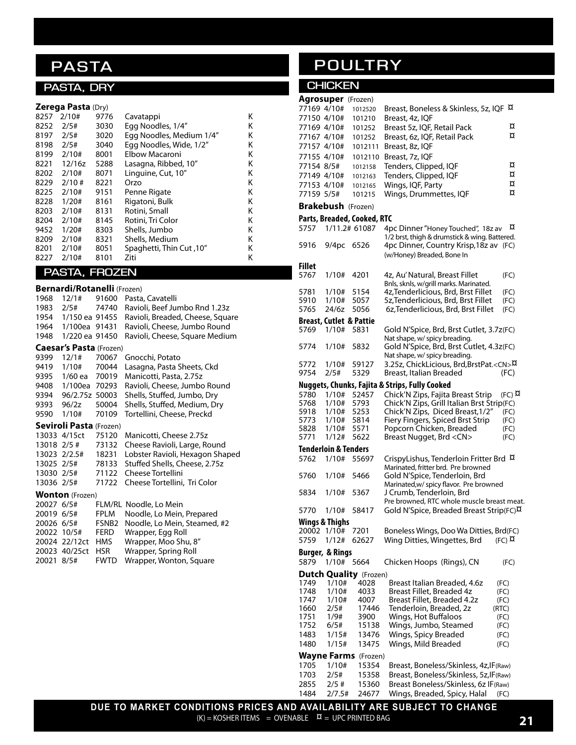# PASTA

## PASTA, DRY

### Zerega Pasta (Dry)

| | | | | |
|---|---|---|---|---|
| 8257 | 2/10# | 9776 | Cavatappi | K |
| 8252 | 2/5# | 3030 | Egg Noodles, 1/4" | K |
| 8197 | 2/5# | 3020 | Egg Noodles, Medium 1/4" | K |
| 8198 | 2/5# | 3040 | Egg Noodles, Wide, 1/2" | K |
| 8199 | 2/10# | 8001 | Elbow Macaroni | K |
| 8221 | 12/16z | 5288 | Lasagna, Ribbed, 10" | K |
| 8202 | 2/10# | 8071 | Linguine, Cut, 10" | K |
| 8229 | 2/10 # | 8221 | Orzo | K |
| 8225 | 2/10# | 9151 | Penne Rigate | K |
| 8228 | 1/20# | 8161 | Rigatoni, Bulk | K |
| 8203 | 2/10# | 8131 | Rotini, Small | K |
| 8204 | 2/10# | 8145 | Rotini, Tri Color | K |
| 9452 | 1/20# | 8303 | Shells, Jumbo | K |
| 8209 | 2/10# | 8321 | Shells, Medium | K |
| 8201 | 2/10# | 8051 | Spaghetti, Thin Cut ,10" | K |
| 8227 | 2/10# | 8101 | Ziti | K |

## PASTA, FROZEN

### Bernardi/Rotanelli (Frozen)

| | | | |
|---|---|---|---|
| 1968 | 12/1# | 91600 | Pasta, Cavatelli |
| 1983 | 2/5# | 74740 | Ravioli, Beef Jumbo Rnd 1.23z |
| 1954 | 1/150 ea | 91455 | Ravioli, Breaded, Cheese, Square |
| 1964 | 1/100ea | 91431 | Ravioli, Cheese, Jumbo Round |
| 1948 | 1/220 ea | 91450 | Ravioli, Cheese, Square Medium |

### Caesar's Pasta (Frozen)

| | | | |
|---|---|---|---|
| 9399 | 12/1# | 70067 | Gnocchi, Potato |
| 9419 | 1/10# | 70044 | Lasagna, Pasta Sheets, Ckd |
| 9395 | 1/60 ea | 70019 | Manicotti, Pasta, 2.75z |
| 9408 | 1/100ea | 70293 | Ravioli, Cheese, Jumbo Round |
| 9394 | 96/2.75z | 50003 | Shells, Stuffed, Jumbo, Dry |
| 9393 | 96/2z | 50004 | Shells, Stuffed, Medium, Dry |
| 9590 | 1/10# | 70109 | Tortellini, Cheese, Preckd |

### Seviroli Pasta (Frozen)

| | | | |
|---|---|---|---|
| 13033 | 4/15ct | 75120 | Manicotti, Cheese 2.75z |
| 13018 | 2/5 # | 73132 | Cheese Ravioli, Large, Round |
| 13023 | 2/2.5# | 18231 | Lobster Ravioli, Hexagon Shaped |
| 13025 | 2/5# | 78133 | Stuffed Shells, Cheese, 2.75z |
| 13030 | 2/5# | 71122 | Cheese Tortellini |
| 13036 | 2/5# | 71722 | Cheese Tortellini, Tri Color |

### Wonton (Frozen)

| | | | |
|---|---|---|---|
| 20027 | 6/5# | FLM/RL | Noodle, Lo Mein |
| 20019 | 6/5# | FPLM | Noodle, Lo Mein, Prepared |
| 20026 | 6/5# | FSNB2 | Noodle, Lo Mein, Steamed, #2 |
| 20022 | 10/5# | FERD | Wrapper, Egg Roll |
| 20024 | 22/12ct | HMS | Wrapper, Moo Shu, 8" |
| 20023 | 40/25ct | HSR | Wrapper, Spring Roll |
| 20021 | 8/5# | FWTD | Wrapper, Wonton, Square |

# POULTRY

## CHICKEN

### Agrosuper (Frozen)

| | | | | |
|---|---|---|---|---|
| 77169 | 4/10# | 1012520 | Breast, Boneless & Skinless, 5z, IQF | ¤ |
| 77150 | 4/10# | 101210 | Breast, 4z, IQF | |
| 77169 | 4/10# | 101252 | Breast 5z, IQF, Retail Pack | ¤ |
| 77167 | 4/10# | 101252 | Breast, 6z, IQF, Retail Pack | ¤ |
| 77157 | 4/10# | 1012111 | Breast, 8z, IQF | |
| 77155 | 4/10# | 1012110 | Breast, 7z, IQF | |
| 77154 | 8/5# | 1012158 | Tenders, Clipped, IQF | ¤ |
| 77149 | 4/10# | 1012163 | Tenders, Clipped, IQF | ¤ |
| 77153 | 4/10# | 1012165 | Wings, IQF, Party | ¤ |
| 77159 | 5/5# | 101215 | Wings, Drummettes, IQF | ¤ |

### Brakebush (Frozen)

**Parts, Breaded, Cooked, RTC**

| | | | | |
|---|---|---|---|---|
| 5757 | 1/11.2# | 61087 | 4pc Dinner "Honey Touched", 18z av<br>1/2 brst, thigh & drumstick & wing. Battered. | ¤ |
| 5916 | 9/4pc | 6526 | 4pc Dinner, Country Krisp,18z av<br>(w/Honey) Breaded, Bone In | (FC) |

**Fillet**

| | | | | |
|---|---|---|---|---|
| 5767 | 1/10# | 4201 | 4z, Au' Natural, Breast Fillet<br>Bnls, sknls, w/grill marks. Marinated. | (FC) |
| 5781 | 1/10# | 5154 | 4z,Tenderlicious, Brd, Brst Fillet | (FC) |
| 5910 | 1/10# | 5057 | 5z,Tenderlicious, Brd, Brst Fillet | (FC) |
| 5765 | 24/6z | 5056 | 6z,Tenderlicious, Brd, Brst Fillet | (FC) |

**Breast, Cutlet & Pattie**

| | | | | |
|---|---|---|---|---|
| 5769 | 1/10# | 5831 | Gold N'Spice, Brd, Brst Cutlet, 3.7z<br>Nat shape, w/ spicy breading. | (FC) |
| 5774 | 1/10# | 5832 | Gold N'Spice, Brd, Brst Cutlet, 4.3z<br>Nat shape, w/ spicy breading. | (FC) |
| 5772 | 1/10# | 59127 | 3.25z, ChickLicious, Brd,BrstPat.<CN> | ¤ |
| 9754 | 2/5# | 5329 | Breast, Italian Breaded | (FC) |

**Nuggets, Chunks, Fajita & Strips, Fully Cooked**

| | | | | |
|---|---|---|---|---|
| 5780 | 1/10# | 52457 | Chick'N Zips, Fajita Breast Strip | (FC) ¤ |
| 5768 | 1/10# | 5793 | Chick'N Zips, Grill Italian Brst Strip | (FC) |
| 5918 | 1/10# | 5253 | Chick'N Zips, Diced Breast,1/2" | (FC) |
| 5773 | 1/10# | 5814 | Fiery Fingers, Spiced Brst Strip | (FC) |
| 5828 | 1/10# | 5571 | Popcorn Chicken, Breaded | (FC) |
| 5771 | 1/12# | 5622 | Breast Nugget, Brd <CN> | (FC) |

**Tenderloin & Tenders**

| | | | | |
|---|---|---|---|---|
| 5762 | 1/10# | 55697 | CrispyLishus, Tenderloin Fritter Brd<br>Marinated, fritter brd. Pre browned | ¤ |
| 5760 | 1/10# | 5466 | Gold N'Spice, Tenderloin, Brd<br>Marinated,w/ spicy flavor. Pre browned | |
| 5834 | 1/10# | 5367 | J Crumb, Tenderloin, Brd<br>Pre browned, RTC whole muscle breast meat. | |
| 5770 | 1/10# | 58417 | Gold N'Spice, Breaded Breast Strip | (FC) ¤ |

**Wings & Thighs**

| | | | | |
|---|---|---|---|---|
| 20002 | 1/10# | 7201 | Boneless Wings, Doo Wa Ditties, Brd | (FC) |
| 5759 | 1/12# | 62627 | Wing Ditties, Wingettes, Brd | (FC) ¤ |

**Burger, & Rings**

| | | | | |
|---|---|---|---|---|
| 5879 | 1/10# | 5664 | Chicken Hoops (Rings), CN | (FC) |

### Dutch Quality (Frozen)

| | | | | |
|---|---|---|---|---|
| 1749 | 1/10# | 4028 | Breast Italian Breaded, 4.6z | (FC) |
| 1748 | 1/10# | 4033 | Breast Fillet, Breaded 4z | (FC) |
| 1747 | 1/10# | 4007 | Breast Fillet, Breaded 4.2z | (FC) |
| 1660 | 2/5# | 17446 | Tenderloin, Breaded, 2z | (RTC) |
| 1751 | 1/9# | 3900 | Wings, Hot Buffaloos | (FC) |
| 1752 | 6/5# | 15138 | Wings, Jumbo, Steamed | (FC) |
| 1483 | 1/15# | 13476 | Wings, Spicy Breaded | (FC) |
| 1480 | 1/15# | 13475 | Wings, Mild Breaded | (FC) |

### Wayne Farms (Frozen)

| | | | | |
|---|---|---|---|---|
| 1705 | 1/10# | 15354 | Breast, Boneless/Skinless, 4z,IF | (Raw) |
| 1703 | 2/5# | 15358 | Breast, Boneless/Skinless, 5z,IF | (Raw) |
| 2855 | 2/5 # | 15360 | Breast Boneless/Skinless, 6z IF | (Raw) |
| 1484 | 2/7.5# | 24677 | Wings, Breaded, Spicy, Halal | (FC) |

**DUE TO MARKET CONDITIONS PRICES AND AVAILABILITY ARE SUBJECT TO CHANGE**

(K) = KOSHER ITEMS = OVENABLE ¤ = UPC PRINTED BAG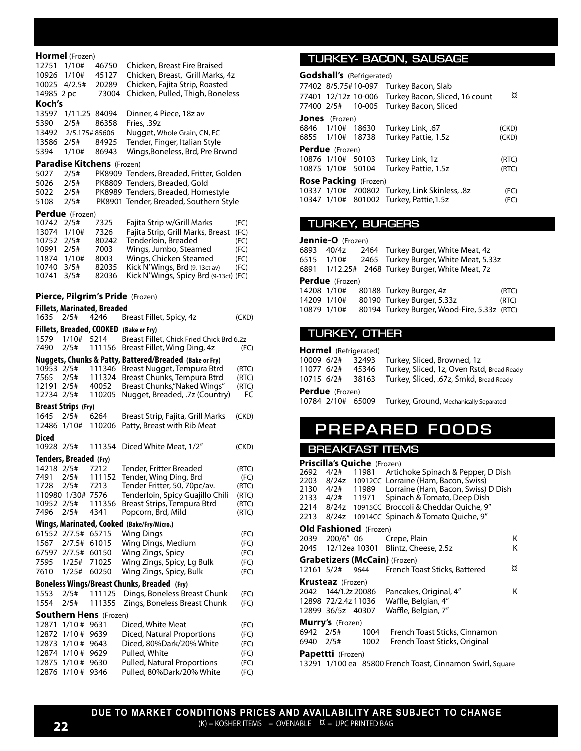**Hormel** (Frozen)

| | | | | |
|---|---|---|---|---|
| 12751 | 1/10# | 46750 | Chicken, Breast Fire Braised | |
| 10926 | 1/10# | 45127 | Chicken, Breast, Grill Marks, 4z | |
| 10025 | 4/2.5# | 20289 | Chicken, Fajita Strip, Roasted | |
| 14985 | 2 pc | 73004 | Chicken, Pulled, Thigh, Boneless | |

**Koch's**

| | | | | |
|---|---|---|---|---|
| 13597 | 1/11.25 | 84094 | Dinner, 4 Piece, 18z av | |
| 5390 | 2/5# | 86358 | Fries, .39z | |
| 13492 | 2/5.175# | 85606 | Nugget, Whole Grain, CN, FC | |
| 13586 | 2/5# | 84925 | Tender, Finger, Italian Style | |
| 5394 | 1/10# | 86943 | Wings,Boneless, Brd, Pre Brwnd | |

**Paradise Kitchens** (Frozen)

| | | | | |
|---|---|---|---|---|
| 5027 | 2/5# | PK8909 | Tenders, Breaded, Fritter, Golden | |
| 5026 | 2/5# | PK8809 | Tenders, Breaded, Gold | |
| 5022 | 2/5# | PK8989 | Tenders, Breaded, Homestyle | |
| 5108 | 2/5# | PK8901 | Tender, Breaded, Southern Style | |

**Perdue** (Frozen)

| | | | | |
|---|---|---|---|---|
| 10742 | 2/5# | 7325 | Fajita Strip w/Grill Marks | (FC) |
| 13074 | 1/10# | 7326 | Fajita Strip, Grill Marks, Breast | (FC) |
| 10752 | 2/5# | 80242 | Tenderloin, Breaded | (FC) |
| 10991 | 2/5# | 7003 | Wings, Jumbo, Steamed | (FC) |
| 11874 | 1/10# | 8003 | Wings, Chicken Steamed | (FC) |
| 10740 | 3/5# | 82035 | Kick N'Wings, Brd (9, 13ct av) | (FC) |
| 10741 | 3/5# | 82036 | Kick N'Wings, Spicy Brd (9-13ct) | (FC) |

**Pierce, Pilgrim's Pride** (Frozen)

**Fillets, Marinated, Breaded**

| | | | | |
|---|---|---|---|---|
| 1635 | 2/5# | 4246 | Breast Fillet, Spicy, 4z | (CKD) |

**Fillets, Breaded, COOKED (Bake or Fry)**

| | | | | |
|---|---|---|---|---|
| 1579 | 1/10# | 5214 | Breast Fillet, Chick Fried Chick Brd 6.2z | |
| 7490 | 2/5# | 111156 | Breast Fillet, Wing Ding, 4z | (FC) |

**Nuggets, Chunks & Patty, Battered/Breaded (Bake or Fry)**

| | | | | |
|---|---|---|---|---|
| 10953 | 2/5# | 111346 | Breast Nugget, Tempura Btrd | (RTC) |
| 7565 | 2/5# | 111324 | Breast Chunks, Tempura Btrd | (RTC) |
| 12191 | 2/5# | 40052 | Breast Chunks,"Naked Wings" | (RTC) |
| 12734 | 2/5# | 110205 | Nugget, Breaded, .7z (Country) | FC |

**Breast Strips (Fry)**

| | | | | |
|---|---|---|---|---|
| 1645 | 2/5# | 6264 | Breast Strip, Fajita, Grill Marks | (CKD) |
| 12486 | 1/10# | 110206 | Patty, Breast with Rib Meat | |

**Diced**

| | | | | |
|---|---|---|---|---|
| 10928 | 2/5# | 111354 | Diced White Meat, 1/2" | (CKD) |

**Tenders, Breaded (Fry)**

| | | | | |
|---|---|---|---|---|
| 14218 | 2/5# | 7212 | Tender, Fritter Breaded | (RTC) |
| 7491 | 2/5# | 111152 | Tender, Wing Ding, Brd | (FC) |
| 1728 | 2/5# | 7213 | Tender Fritter, 50, 70pc/av. | (RTC) |
| 110980 | 1/30# | 7576 | Tenderloin, Spicy Guajillo Chili | (RTC) |
| 10952 | 2/5# | 111356 | Breast Strips, Tempura Btrd | (RTC) |
| 7496 | 2/5# | 4341 | Popcorn, Brd, Mild | (RTC) |

**Wings, Marinated, Cooked (Bake/Fry/Micro.)**

| | | | | |
|---|---|---|---|---|
| 61552 | 2/7.5# | 65715 | Wing Dings | (FC) |
| 1567 | 2/7.5# | 61015 | Wing Dings, Medium | (FC) |
| 67597 | 2/7.5# | 60150 | Wing Zings, Spicy | (FC) |
| 7595 | 1/25# | 71025 | Wing Zings, Spicy, Lg Bulk | (FC) |
| 7610 | 1/25# | 60250 | Wing Zings, Spicy, Bulk | (FC) |

**Boneless Wings/Breast Chunks, Breaded (Fry)**

| | | | | |
|---|---|---|---|---|
| 1553 | 2/5# | 111125 | Dings, Boneless Breast Chunk | (FC) |
| 1554 | 2/5# | 111355 | Zings, Boneless Breast Chunk | (FC) |

**Southern Hens** (Frozen)

| | | | | |
|---|---|---|---|---|
| 12871 | 1/10 # | 9631 | Diced, White Meat | (FC) |
| 12872 | 1/10 # | 9639 | Diced, Natural Proportions | (FC) |
| 12873 | 1/10 # | 9643 | Diced, 80%Dark/20% White | (FC) |
| 12874 | 1/10 # | 9629 | Pulled, White | (FC) |
| 12875 | 1/10 # | 9630 | Pulled, Natural Proportions | (FC) |
| 12876 | 1/10 # | 9346 | Pulled, 80%Dark/20% White | (FC) |

## TURKEY- BACON, SAUSAGE

**Godshall's** (Refrigerated)

| | | | | |
|---|---|---|---|---|
| 77402 | 8/5.75# | 10-097 | Turkey Bacon, Slab | |
| 77401 | 12/12z | 10-006 | Turkey Bacon, Sliced, 16 count | ¤ |
| 77400 | 2/5# | 10-005 | Turkey Bacon, Sliced | |

**Jones** (Frozen)

| | | | | |
|---|---|---|---|---|
| 6846 | 1/10# | 18630 | Turkey Link, .67 | (CKD) |
| 6855 | 1/10# | 18738 | Turkey Pattie, 1.5z | (CKD) |

**Perdue** (Frozen)

| | | | | |
|---|---|---|---|---|
| 10876 | 1/10# | 50103 | Turkey Link, 1z | (RTC) |
| 10875 | 1/10# | 50104 | Turkey Pattie, 1.5z | (RTC) |

**Rose Packing** (Frozen)

| | | | | |
|---|---|---|---|---|
| 10337 | 1/10# | 700802 | Turkey, Link Skinless, .8z | (FC) |
| 10347 | 1/10# | 801002 | Turkey, Pattie,1.5z | (FC) |

## TURKEY, BURGERS

**Jennie-O** (Frozen)

| | | | | |
|---|---|---|---|---|
| 6893 | 40/4z | 2464 | Turkey Burger, White Meat, 4z | |
| 6515 | 1/10# | 2465 | Turkey Burger, White Meat, 5.33z | |
| 6891 | 1/12.25# | 2468 | Turkey Burger, White Meat, 7z | |

**Perdue** (Frozen)

| | | | | |
|---|---|---|---|---|
| 14208 | 1/10# | 80188 | Turkey Burger, 4z | (RTC) |
| 14209 | 1/10# | 80190 | Turkey Burger, 5.33z | (RTC) |
| 10879 | 1/10# | 80194 | Turkey Burger, Wood-Fire, 5.33z | (RTC) |

## TURKEY, OTHER

**Hormel** (Refrigerated)

| | | | |
|---|---|---|---|
| 10009 | 6/2# | 32493 | Turkey, Sliced, Browned, 1z |
| 11077 | 6/2# | 45346 | Turkey, Sliced, 1z, Oven Rstd, Bread Ready |
| 10715 | 6/2# | 38163 | Turkey, Sliced, .67z, Smkd, Bread Ready |

**Perdue** (Frozen)

| | | | |
|---|---|---|---|
| 10784 | 2/10# | 65009 | Turkey, Ground, Mechanically Separated |

# PREPARED FOODS

## BREAKFAST ITEMS

**Priscilla's Quiche** (Frozen)

| | | | |
|---|---|---|---|
| 2692 | 4/2# | 11981 | Artichoke Spinach & Pepper, D Dish |
| 2203 | 8/24z | 10912CC | Lorraine (Ham, Bacon, Swiss) |
| 2130 | 4/2# | 11989 | Lorraine (Ham, Bacon, Swiss) D Dish |
| 2133 | 4/2# | 11971 | Spinach & Tomato, Deep Dish |
| 2214 | 8/24z | 10915CC | Broccoli & Cheddar Quiche, 9" |
| 2213 | 8/24z | 10914CC | Spinach & Tomato Quiche, 9" |

**Old Fashioned** (Frozen)

| | | | | |
|---|---|---|---|---|
| 2039 | 200/6" | 06 | Crepe, Plain | K |
| 2045 | 12/12ea | 10301 | Blintz, Cheese, 2.5z | K |

**Grabetizers (McCain)** (Frozen)

| | | | | |
|---|---|---|---|---|
| 12161 | 5/2# | 9644 | French Toast Sticks, Battered | ¤ |

**Krusteaz** (Frozen)

| | | | | |
|---|---|---|---|---|
| 2042 | 144/1.2z | 20086 | Pancakes, Original, 4" | K |
| 12898 | 72/2.4z | 11036 | Waffle, Belgian, 4" | |
| 12899 | 36/5z | 40307 | Waffle, Belgian, 7" | |

**Murry's** (Frozen)

| | | | |
|---|---|---|---|
| 6942 | 2/5# | 1004 | French Toast Sticks, Cinnamon |
| 6940 | 2/5# | 1002 | French Toast Sticks, Original |

**Papettti** (Frozen)

| | | | |
|---|---|---|---|
| 13291 | 1/100 ea | 85800 | French Toast, Cinnamon Swirl, Square |

**DUE TO MARKET CONDITIONS PRICES AND AVAILABILITY ARE SUBJECT TO CHANGE**

(K) = KOSHER ITEMS = OVENABLE ¤ = UPC PRINTED BAG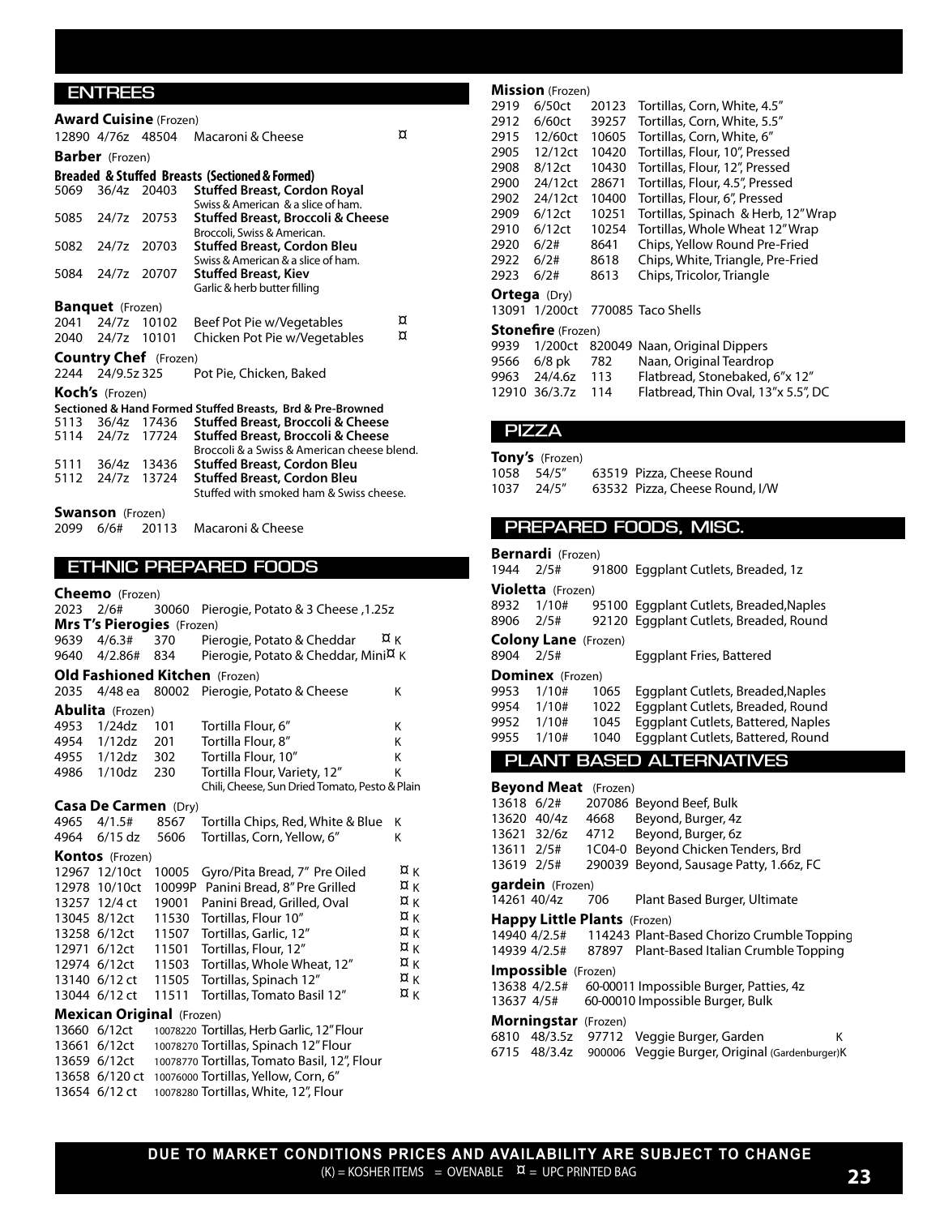## ENTREES

**Award Cuisine** (Frozen)

| | | | | |
|---|---|---|---|---|
| 12890 | 4/76z | 48504 | Macaroni & Cheese | ¤ |

**Barber** (Frozen)

**Breaded & Stuffed Breasts (Sectioned & Formed)**

| | | | |
|---|---|---|---|
| 5069 | 36/4z | 20403 | **Stuffed Breast, Cordon Royal**<br>Swiss & American & a slice of ham. |
| 5085 | 24/7z | 20753 | **Stuffed Breast, Broccoli & Cheese**<br>Broccoli, Swiss & American. |
| 5082 | 24/7z | 20703 | **Stuffed Breast, Cordon Bleu**<br>Swiss & American & a slice of ham. |
| 5084 | 24/7z | 20707 | **Stuffed Breast, Kiev**<br>Garlic & herb butter filling |

**Banquet** (Frozen)

| | | | | |
|---|---|---|---|---|
| 2041 | 24/7z | 10102 | Beef Pot Pie w/Vegetables | ¤ |
| 2040 | 24/7z | 10101 | Chicken Pot Pie w/Vegetables | ¤ |

**Country Chef** (Frozen)

| | | | |
|---|---|---|---|
| 2244 | 24/9.5z | 325 | Pot Pie, Chicken, Baked |

**Koch's** (Frozen)

**Sectioned & Hand Formed Stuffed Breasts, Brd & Pre-Browned**

| | | | |
|---|---|---|---|
| 5113 | 36/4z | 17436 | **Stuffed Breast, Broccoli & Cheese** |
| 5114 | 24/7z | 17724 | **Stuffed Breast, Broccoli & Cheese**<br>Broccoli & a Swiss & American cheese blend. |
| 5111 | 36/4z | 13436 | **Stuffed Breast, Cordon Bleu** |
| 5112 | 24/7z | 13724 | **Stuffed Breast, Cordon Bleu**<br>Stuffed with smoked ham & Swiss cheese. |

**Swanson** (Frozen)

| | | | |
|---|---|---|---|
| 2099 | 6/6# | 20113 | Macaroni & Cheese |

## ETHNIC PREPARED FOODS

**Cheemo** (Frozen)

| | | | | |
|---|---|---|---|---|
| 2023 | 2/6# | 30060 | Pierogie, Potato & 3 Cheese ,1.25z | |

**Mrs T's Pierogies** (Frozen)

| | | | | |
|---|---|---|---|---|
| 9639 | 4/6.3# | 370 | Pierogie, Potato & Cheddar | ¤ K |
| 9640 | 4/2.86# | 834 | Pierogie, Potato & Cheddar, Mini | ¤ K |

**Old Fashioned Kitchen** (Frozen)

| | | | | |
|---|---|---|---|---|
| 2035 | 4/48 ea | 80002 | Pierogie, Potato & Cheese | K |

**Abulita** (Frozen)

| | | | | |
|---|---|---|---|---|
| 4953 | 1/24dz | 101 | Tortilla Flour, 6" | K |
| 4954 | 1/12dz | 201 | Tortilla Flour, 8" | K |
| 4955 | 1/12dz | 302 | Tortilla Flour, 10" | K |
| 4986 | 1/10dz | 230 | Tortilla Flour, Variety, 12"<br>Chili, Cheese, Sun Dried Tomato, Pesto & Plain | K |

**Casa De Carmen** (Dry)

| | | | | |
|---|---|---|---|---|
| 4965 | 4/1.5# | 8567 | Tortilla Chips, Red, White & Blue | K |
| 4964 | 6/15 dz | 5606 | Tortillas, Corn, Yellow, 6" | K |

**Kontos** (Frozen)

| | | | | |
|---|---|---|---|---|
| 12967 | 12/10ct | 10005 | Gyro/Pita Bread, 7" Pre Oiled | ¤ K |
| 12978 | 10/10ct | 10099P | Panini Bread, 8" Pre Grilled | ¤ K |
| 13257 | 12/4 ct | 19001 | Panini Bread, Grilled, Oval | ¤ K |
| 13045 | 8/12ct | 11530 | Tortillas, Flour 10" | ¤ K |
| 13258 | 6/12ct | 11507 | Tortillas, Garlic, 12" | ¤ K |
| 12971 | 6/12ct | 11501 | Tortillas, Flour, 12" | ¤ K |
| 12974 | 6/12ct | 11503 | Tortillas, Whole Wheat, 12" | ¤ K |
| 13140 | 6/12 ct | 11505 | Tortillas, Spinach 12" | ¤ K |
| 13044 | 6/12 ct | 11511 | Tortillas, Tomato Basil 12" | ¤ K |

**Mexican Original** (Frozen)

| | | | |
|---|---|---|---|
| 13660 | 6/12ct | 10078220 | Tortillas, Herb Garlic, 12" Flour |
| 13661 | 6/12ct | 10078270 | Tortillas, Spinach 12" Flour |
| 13659 | 6/12ct | 10078770 | Tortillas, Tomato Basil, 12", Flour |
| 13658 | 6/120 ct | 10076000 | Tortillas, Yellow, Corn, 6" |
| 13654 | 6/12 ct | 10078280 | Tortillas, White, 12", Flour |

**Mission** (Frozen)

| | | | |
|---|---|---|---|
| 2919 | 6/50ct | 20123 | Tortillas, Corn, White, 4.5" |
| 2912 | 6/60ct | 39257 | Tortillas, Corn, White, 5.5" |
| 2915 | 12/60ct | 10605 | Tortillas, Corn, White, 6" |
| 2905 | 12/12ct | 10420 | Tortillas, Flour, 10", Pressed |
| 2908 | 8/12ct | 10430 | Tortillas, Flour, 12", Pressed |
| 2900 | 24/12ct | 28671 | Tortillas, Flour, 4.5", Pressed |
| 2902 | 24/12ct | 10400 | Tortillas, Flour, 6", Pressed |
| 2909 | 6/12ct | 10251 | Tortillas, Spinach & Herb, 12" Wrap |
| 2910 | 6/12ct | 10254 | Tortillas, Whole Wheat 12" Wrap |
| 2920 | 6/2# | 8641 | Chips, Yellow Round Pre-Fried |
| 2922 | 6/2# | 8618 | Chips, White, Triangle, Pre-Fried |
| 2923 | 6/2# | 8613 | Chips, Tricolor, Triangle |

**Ortega** (Dry)

| | | | |
|---|---|---|---|
| 13091 | 1/200ct | 770085 | Taco Shells |

**Stonefire** (Frozen)

| | | | |
|---|---|---|---|
| 9939 | 1/200ct | 820049 | Naan, Original Dippers |
| 9566 | 6/8 pk | 782 | Naan, Original Teardrop |
| 9963 | 24/4.6z | 113 | Flatbread, Stonebaked, 6"x 12" |
| 12910 | 36/3.7z | 114 | Flatbread, Thin Oval, 13"x 5.5", DC |

## PIZZA

**Tony's** (Frozen)

| | | | |
|---|---|---|---|
| 1058 | 54/5" | 63519 | Pizza, Cheese Round |
| 1037 | 24/5" | 63532 | Pizza, Cheese Round, I/W |

## PREPARED FOODS, MISC.

**Bernardi** (Frozen)

| | | | |
|---|---|---|---|
| 1944 | 2/5# | 91800 | Eggplant Cutlets, Breaded, 1z |

**Violetta** (Frozen)

| | | | |
|---|---|---|---|
| 8932 | 1/10# | 95100 | Eggplant Cutlets, Breaded,Naples |
| 8906 | 2/5# | 92120 | Eggplant Cutlets, Breaded, Round |

**Colony Lane** (Frozen)

| | | | |
|---|---|---|---|
| 8904 | 2/5# | | Eggplant Fries, Battered |

**Dominex** (Frozen)

| | | | |
|---|---|---|---|
| 9953 | 1/10# | 1065 | Eggplant Cutlets, Breaded,Naples |
| 9954 | 1/10# | 1022 | Eggplant Cutlets, Breaded, Round |
| 9952 | 1/10# | 1045 | Eggplant Cutlets, Battered, Naples |
| 9955 | 1/10# | 1040 | Eggplant Cutlets, Battered, Round |

## PLANT BASED ALTERNATIVES

**Beyond Meat** (Frozen)

| | | | |
|---|---|---|---|
| 13618 | 6/2# | 207086 | Beyond Beef, Bulk |
| 13620 | 40/4z | 4668 | Beyond, Burger, 4z |
| 13621 | 32/6z | 4712 | Beyond, Burger, 6z |
| 13611 | 2/5# | 1C04-0 | Beyond Chicken Tenders, Brd |
| 13619 | 2/5# | 290039 | Beyond, Sausage Patty, 1.66z, FC |

**gardein** (Frozen)

| | | | |
|---|---|---|---|
| 14261 | 40/4z | 706 | Plant Based Burger, Ultimate |

**Happy Little Plants** (Frozen)

| | | | |
|---|---|---|---|
| 14940 | 4/2.5# | 114243 | Plant-Based Chorizo Crumble Topping |
| 14939 | 4/2.5# | 87897 | Plant-Based Italian Crumble Topping |

**Impossible** (Frozen)

| | | | |
|---|---|---|---|
| 13638 | 4/2.5# | 60-00011 | Impossible Burger, Patties, 4z |
| 13637 | 4/5# | 60-00010 | Impossible Burger, Bulk |

**Morningstar** (Frozen)

| | | | | |
|---|---|---|---|---|
| 6810 | 48/3.5z | 97712 | Veggie Burger, Garden | K |
| 6715 | 48/3.4z | 900006 | Veggie Burger, Original (Gardenburger) | K |

**DUE TO MARKET CONDITIONS PRICES AND AVAILABILITY ARE SUBJECT TO CHANGE**

(K) = KOSHER ITEMS = OVENABLE ¤ = UPC PRINTED BAG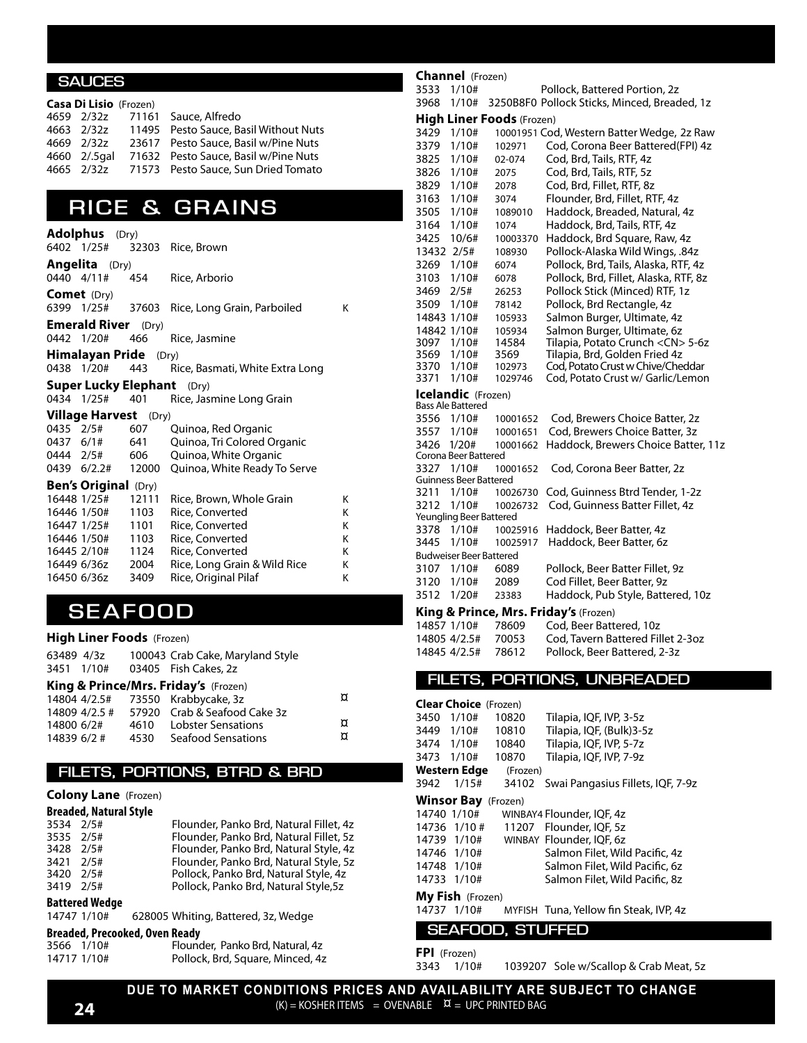## SAUCES

**Casa Di Lisio** (Frozen)

| | | | | |
|---|---|---|---|---|
| 4659 | 2/32z | 71161 | Sauce, Alfredo | |
| 4663 | 2/32z | 11495 | Pesto Sauce, Basil Without Nuts | |
| 4669 | 2/32z | 23617 | Pesto Sauce, Basil w/Pine Nuts | |
| 4660 | 2/.5gal | 71632 | Pesto Sauce, Basil w/Pine Nuts | |
| 4665 | 2/32z | 71573 | Pesto Sauce, Sun Dried Tomato | |

# RICE & GRAINS

**Adolphus** (Dry)

| | | | | |
|---|---|---|---|---|
| 6402 | 1/25# | 32303 | Rice, Brown | |

**Angelita** (Dry)

| | | | | |
|---|---|---|---|---|
| 0440 | 4/11# | 454 | Rice, Arborio | |

**Comet** (Dry)

| | | | | |
|---|---|---|---|---|
| 6399 | 1/25# | 37603 | Rice, Long Grain, Parboiled | K |

**Emerald River** (Dry)

| | | | | |
|---|---|---|---|---|
| 0442 | 1/20# | 466 | Rice, Jasmine | |

**Himalayan Pride** (Dry)

| | | | | |
|---|---|---|---|---|
| 0438 | 1/20# | 443 | Rice, Basmati, White Extra Long | |

**Super Lucky Elephant** (Dry)

| | | | | |
|---|---|---|---|---|
| 0434 | 1/25# | 401 | Rice, Jasmine Long Grain | |

**Village Harvest** (Dry)

| | | | | |
|---|---|---|---|---|
| 0435 | 2/5# | 607 | Quinoa, Red Organic | |
| 0437 | 6/1# | 641 | Quinoa, Tri Colored Organic | |
| 0444 | 2/5# | 606 | Quinoa, White Organic | |
| 0439 | 6/2.2# | 12000 | Quinoa, White Ready To Serve | |

**Ben's Original** (Dry)

| | | | | |
|---|---|---|---|---|
| 16448 | 1/25# | 12111 | Rice, Brown, Whole Grain | K |
| 16446 | 1/50# | 1103 | Rice, Converted | K |
| 16447 | 1/25# | 1101 | Rice, Converted | K |
| 16446 | 1/50# | 1103 | Rice, Converted | K |
| 16445 | 2/10# | 1124 | Rice, Converted | K |
| 16449 | 6/36z | 2004 | Rice, Long Grain & Wild Rice | K |
| 16450 | 6/36z | 3409 | Rice, Original Pilaf | K |

# SEAFOOD

**High Liner Foods** (Frozen)

| | | | | |
|---|---|---|---|---|
| 63489 | 4/3z | 100043 | Crab Cake, Maryland Style | |
| 3451 | 1/10# | 03405 | Fish Cakes, 2z | |

**King & Prince/Mrs. Friday's** (Frozen)

| | | | | |
|---|---|---|---|---|
| 14804 | 4/2.5# | 73550 | Krabbycake, 3z | ¤ |
| 14809 | 4/2.5 # | 57920 | Crab & Seafood Cake 3z | |
| 14800 | 6/2# | 4610 | Lobster Sensations | ¤ |
| 14839 | 6/2 # | 4530 | Seafood Sensations | ¤ |

## FILETS, PORTIONS, BTRD & BRD

**Colony Lane** (Frozen)

**Breaded, Natural Style**

| | | | |
|---|---|---|---|
| 3534 | 2/5# | | Flounder, Panko Brd, Natural Fillet, 4z |
| 3535 | 2/5# | | Flounder, Panko Brd, Natural Fillet, 5z |
| 3428 | 2/5# | | Flounder, Panko Brd, Natural Style, 4z |
| 3421 | 2/5# | | Flounder, Panko Brd, Natural Style, 5z |
| 3420 | 2/5# | | Pollock, Panko Brd, Natural Style, 4z |
| 3419 | 2/5# | | Pollock, Panko Brd, Natural Style,5z |

**Battered Wedge**

| | | | |
|---|---|---|---|
| 14747 | 1/10# | 628005 | Whiting, Battered, 3z, Wedge |

**Breaded, Precooked, Oven Ready**

| | | | |
|---|---|---|---|
| 3566 | 1/10# | | Flounder, Panko Brd, Natural, 4z |
| 14717 | 1/10# | | Pollock, Brd, Square, Minced, 4z |

**Channel** (Frozen)

| | | | |
|---|---|---|---|
| 3533 | 1/10# | | Pollock, Battered Portion, 2z |
| 3968 | 1/10# | 3250B8F0 | Pollock Sticks, Minced, Breaded, 1z |

**High Liner Foods** (Frozen)

| | | | |
|---|---|---|---|
| 3429 | 1/10# | 10001951 | Cod, Western Batter Wedge, 2z Raw |
| 3379 | 1/10# | 102971 | Cod, Corona Beer Battered(FPI) 4z |
| 3825 | 1/10# | 02-074 | Cod, Brd, Tails, RTF, 4z |
| 3826 | 1/10# | 2075 | Cod, Brd, Tails, RTF, 5z |
| 3829 | 1/10# | 2078 | Cod, Brd, Fillet, RTF, 8z |
| 3163 | 1/10# | 3074 | Flounder, Brd, Fillet, RTF, 4z |
| 3505 | 1/10# | 1089010 | Haddock, Breaded, Natural, 4z |
| 3164 | 1/10# | 1074 | Haddock, Brd, Tails, RTF, 4z |
| 3425 | 10/6# | 10003370 | Haddock, Brd Square, Raw, 4z |
| 13432 | 2/5# | 108930 | Pollock-Alaska Wild Wings, .84z |
| 3269 | 1/10# | 6074 | Pollock, Brd, Tails, Alaska, RTF, 4z |
| 3103 | 1/10# | 6078 | Pollock, Brd, Fillet, Alaska, RTF, 8z |
| 3469 | 2/5# | 26253 | Pollock Stick (Minced) RTF, 1z |
| 3509 | 1/10# | 78142 | Pollock, Brd Rectangle, 4z |
| 14843 | 1/10# | 105933 | Salmon Burger, Ultimate, 4z |
| 14842 | 1/10# | 105934 | Salmon Burger, Ultimate, 6z |
| 3097 | 1/10# | 14584 | Tilapia, Potato Crunch <CN> 5-6z |
| 3569 | 1/10# | 3569 | Tilapia, Brd, Golden Fried 4z |
| 3370 | 1/10# | 102973 | Cod, Potato Crust w Chive/Cheddar |
| 3371 | 1/10# | 1029746 | Cod, Potato Crust w/ Garlic/Lemon |

**Icelandic** (Frozen)

Bass Ale Battered

| | | | |
|---|---|---|---|
| 3556 | 1/10# | 10001652 | Cod, Brewers Choice Batter, 2z |
| 3557 | 1/10# | 10001651 | Cod, Brewers Choice Batter, 3z |
| 3426 | 1/20# | 10001662 | Haddock, Brewers Choice Batter, 11z |

Corona Beer Battered

| | | | |
|---|---|---|---|
| 3327 | 1/10# | 10001652 | Cod, Corona Beer Batter, 2z |

Guinness Beer Battered

| | | | |
|---|---|---|---|
| 3211 | 1/10# | 10026730 | Cod, Guinness Btrd Tender, 1-2z |
| 3212 | 1/10# | 10026732 | Cod, Guinness Batter Fillet, 4z |

Yeungling Beer Battered

| | | | |
|---|---|---|---|
| 3378 | 1/10# | 10025916 | Haddock, Beer Batter, 4z |
| 3445 | 1/10# | 10025917 | Haddock, Beer Batter, 6z |

Budweiser Beer Battered

| | | | |
|---|---|---|---|
| 3107 | 1/10# | 6089 | Pollock, Beer Batter Fillet, 9z |
| 3120 | 1/10# | 2089 | Cod Fillet, Beer Batter, 9z |
| 3512 | 1/20# | 23383 | Haddock, Pub Style, Battered, 10z |

**King & Prince, Mrs. Friday's** (Frozen)

| | | | |
|---|---|---|---|
| 14857 | 1/10# | 78609 | Cod, Beer Battered, 10z |
| 14805 | 4/2.5# | 70053 | Cod, Tavern Battered Fillet 2-3oz |
| 14845 | 4/2.5# | 78612 | Pollock, Beer Battered, 2-3z |

## FILETS, PORTIONS, UNBREADED

**Clear Choice** (Frozen)

| | | | |
|---|---|---|---|
| 3450 | 1/10# | 10820 | Tilapia, IQF, IVP, 3-5z |
| 3449 | 1/10# | 10810 | Tilapia, IQF, (Bulk)3-5z |
| 3474 | 1/10# | 10840 | Tilapia, IQF, IVP, 5-7z |
| 3473 | 1/10# | 10870 | Tilapia, IQF, IVP, 7-9z |

**Western Edge** (Frozen)

| | | | |
|---|---|---|---|
| 3942 | 1/15# | 34102 | Swai Pangasius Fillets, IQF, 7-9z |

**Winsor Bay** (Frozen)

| | | | |
|---|---|---|---|
| 14740 | 1/10# | WINBAY4 | Flounder, IQF, 4z |
| 14736 | 1/10 # | 11207 | Flounder, IQF, 5z |
| 14739 | 1/10# | WINBAY | Flounder, IQF, 6z |
| 14746 | 1/10# | | Salmon Filet, Wild Pacific, 4z |
| 14748 | 1/10# | | Salmon Filet, Wild Pacific, 6z |
| 14733 | 1/10# | | Salmon Filet, Wild Pacific, 8z |

**My Fish** (Frozen)

| | | | |
|---|---|---|---|
| 14737 | 1/10# | MYFISH | Tuna, Yellow fin Steak, IVP, 4z |

## SEAFOOD, STUFFED

**FPI** (Frozen)

| | | | |
|---|---|---|---|
| 3343 | 1/10# | 1039207 | Sole w/Scallop & Crab Meat, 5z |

**DUE TO MARKET CONDITIONS PRICES AND AVAILABILITY ARE SUBJECT TO CHANGE**

(K) = KOSHER ITEMS = OVENABLE ¤ = UPC PRINTED BAG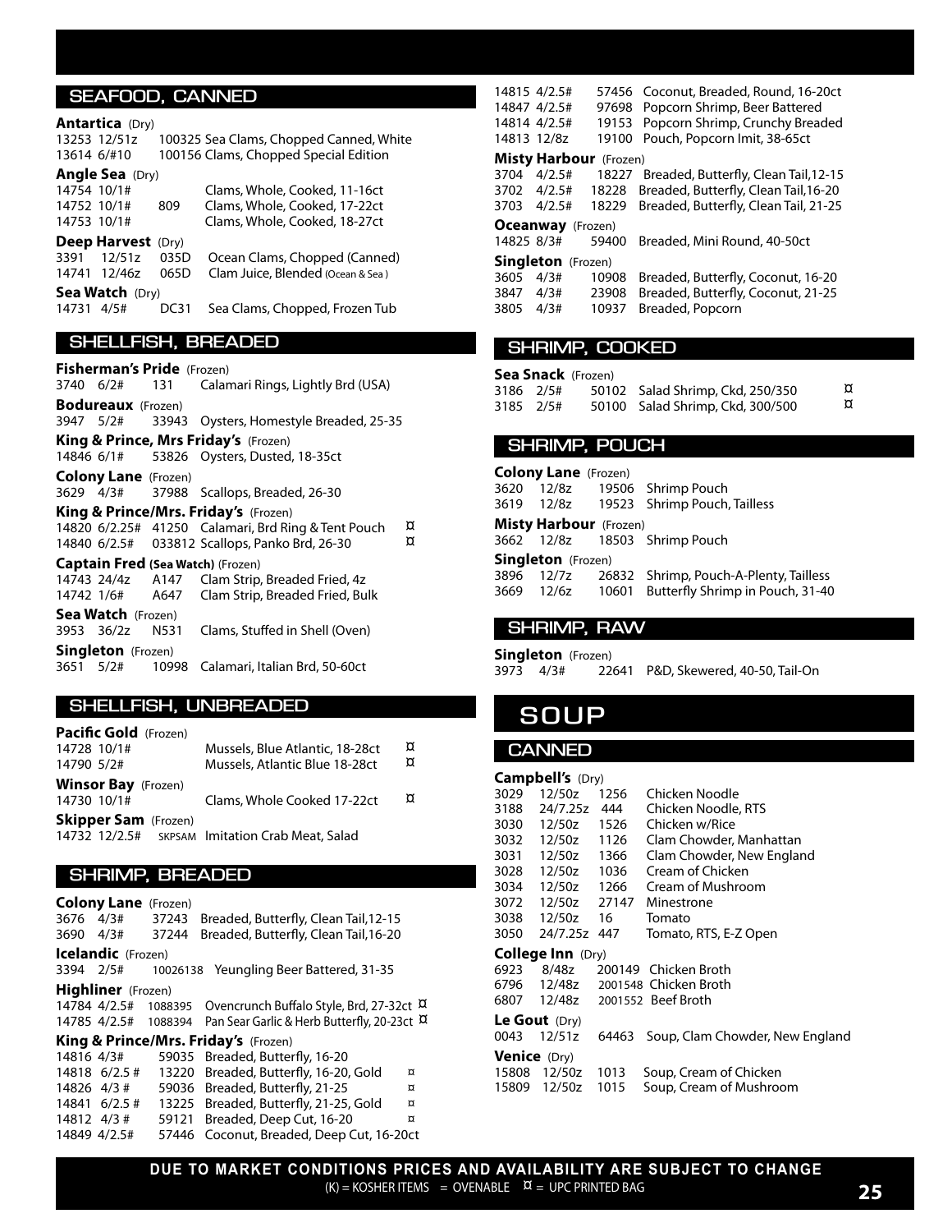## SEAFOOD, CANNED

**Antartica** (Dry)

| | | | | |
|---|---|---|---|---|
| 13253 | 12/51z | 100325 | Sea Clams, Chopped Canned, White | |
| 13614 | 6/#10 | 100156 | Clams, Chopped Special Edition | |

**Angle Sea** (Dry)

| | | | | |
|---|---|---|---|---|
| 14754 | 10/1# | | Clams, Whole, Cooked, 11-16ct | |
| 14752 | 10/1# | 809 | Clams, Whole, Cooked, 17-22ct | |
| 14753 | 10/1# | | Clams, Whole, Cooked, 18-27ct | |

**Deep Harvest** (Dry)

| | | | | |
|---|---|---|---|---|
| 3391 | 12/51z | 035D | Ocean Clams, Chopped (Canned) | |
| 14741 | 12/46z | 065D | Clam Juice, Blended (Ocean & Sea) | |

**Sea Watch** (Dry)

| | | | | |
|---|---|---|---|---|
| 14731 | 4/5# | DC31 | Sea Clams, Chopped, Frozen Tub | |

## SHELLFISH, BREADED

**Fisherman's Pride** (Frozen)

| | | | | |
|---|---|---|---|---|
| 3740 | 6/2# | 131 | Calamari Rings, Lightly Brd (USA) | |

**Bodureaux** (Frozen)

| | | | | |
|---|---|---|---|---|
| 3947 | 5/2# | 33943 | Oysters, Homestyle Breaded, 25-35 | |

**King & Prince, Mrs Friday's** (Frozen)

| | | | | |
|---|---|---|---|---|
| 14846 | 6/1# | 53826 | Oysters, Dusted, 18-35ct | |

**Colony Lane** (Frozen)

| | | | | |
|---|---|---|---|---|
| 3629 | 4/3# | 37988 | Scallops, Breaded, 26-30 | |

**King & Prince/Mrs. Friday's** (Frozen)

| | | | | |
|---|---|---|---|---|
| 14820 | 6/2.25# | 41250 | Calamari, Brd Ring & Tent Pouch | ¤ |
| 14840 | 6/2.5# | 033812 | Scallops, Panko Brd, 26-30 | ¤ |

**Captain Fred (Sea Watch)** (Frozen)

| | | | | |
|---|---|---|---|---|
| 14743 | 24/4z | A147 | Clam Strip, Breaded Fried, 4z | |
| 14742 | 1/6# | A647 | Clam Strip, Breaded Fried, Bulk | |

**Sea Watch** (Frozen)

| | | | | |
|---|---|---|---|---|
| 3953 | 36/2z | N531 | Clams, Stuffed in Shell (Oven) | |

**Singleton** (Frozen)

| | | | | |
|---|---|---|---|---|
| 3651 | 5/2# | 10998 | Calamari, Italian Brd, 50-60ct | |

## SHELLFISH, UNBREADED

**Pacific Gold** (Frozen)

| | | | | |
|---|---|---|---|---|
| 14728 | 10/1# | | Mussels, Blue Atlantic, 18-28ct | ¤ |
| 14790 | 5/2# | | Mussels, Atlantic Blue 18-28ct | ¤ |

**Winsor Bay** (Frozen)

| | | | | |
|---|---|---|---|---|
| 14730 | 10/1# | | Clams, Whole Cooked 17-22ct | ¤ |

**Skipper Sam** (Frozen)

| | | | | |
|---|---|---|---|---|
| 14732 | 12/2.5# | SKPSAM | Imitation Crab Meat, Salad | |

## SHRIMP, BREADED

**Colony Lane** (Frozen)

| | | | | |
|---|---|---|---|---|
| 3676 | 4/3# | 37243 | Breaded, Butterfly, Clean Tail,12-15 | |
| 3690 | 4/3# | 37244 | Breaded, Butterfly, Clean Tail,16-20 | |

**Icelandic** (Frozen)

| | | | | |
|---|---|---|---|---|
| 3394 | 2/5# | 10026138 | Yeungling Beer Battered, 31-35 | |

**Highliner** (Frozen)

| | | | | |
|---|---|---|---|---|
| 14784 | 4/2.5# | 1088395 | Ovencrunch Buffalo Style, Brd, 27-32ct | ¤ |
| 14785 | 4/2.5# | 1088394 | Pan Sear Garlic & Herb Butterfly, 20-23ct | ¤ |

**King & Prince/Mrs. Friday's** (Frozen)

| | | | | |
|---|---|---|---|---|
| 14816 | 4/3# | 59035 | Breaded, Butterfly, 16-20 | |
| 14818 | 6/2.5 # | 13220 | Breaded, Butterfly, 16-20, Gold | ¤ |
| 14826 | 4/3 # | 59036 | Breaded, Butterfly, 21-25 | ¤ |
| 14841 | 6/2.5 # | 13225 | Breaded, Butterfly, 21-25, Gold | ¤ |
| 14812 | 4/3 # | 59121 | Breaded, Deep Cut, 16-20 | ¤ |
| 14849 | 4/2.5# | 57446 | Coconut, Breaded, Deep Cut, 16-20ct | |
| 14815 | 4/2.5# | 57456 | Coconut, Breaded, Round, 16-20ct | |
| 14847 | 4/2.5# | 97698 | Popcorn Shrimp, Beer Battered | |
| 14814 | 4/2.5# | 19153 | Popcorn Shrimp, Crunchy Breaded | |
| 14813 | 12/8z | 19100 | Pouch, Popcorn Imit, 38-65ct | |

**Misty Harbour** (Frozen)

| | | | | |
|---|---|---|---|---|
| 3704 | 4/2.5# | 18227 | Breaded, Butterfly, Clean Tail,12-15 | |
| 3702 | 4/2.5# | 18228 | Breaded, Butterfly, Clean Tail,16-20 | |
| 3703 | 4/2.5# | 18229 | Breaded, Butterfly, Clean Tail, 21-25 | |

**Oceanway** (Frozen)

| | | | | |
|---|---|---|---|---|
| 14825 | 8/3# | 59400 | Breaded, Mini Round, 40-50ct | |

**Singleton** (Frozen)

| | | | | |
|---|---|---|---|---|
| 3605 | 4/3# | 10908 | Breaded, Butterfly, Coconut, 16-20 | |
| 3847 | 4/3# | 23908 | Breaded, Butterfly, Coconut, 21-25 | |
| 3805 | 4/3# | 10937 | Breaded, Popcorn | |

## SHRIMP, COOKED

**Sea Snack** (Frozen)

| | | | | |
|---|---|---|---|---|
| 3186 | 2/5# | 50102 | Salad Shrimp, Ckd, 250/350 | ¤ |
| 3185 | 2/5# | 50100 | Salad Shrimp, Ckd, 300/500 | ¤ |

## SHRIMP, POUCH

**Colony Lane** (Frozen)

| | | | | |
|---|---|---|---|---|
| 3620 | 12/8z | 19506 | Shrimp Pouch | |
| 3619 | 12/8z | 19523 | Shrimp Pouch, Tailless | |

**Misty Harbour** (Frozen)

| | | | | |
|---|---|---|---|---|
| 3662 | 12/8z | 18503 | Shrimp Pouch | |

**Singleton** (Frozen)

| | | | | |
|---|---|---|---|---|
| 3896 | 12/7z | 26832 | Shrimp, Pouch-A-Plenty, Tailless | |
| 3669 | 12/6z | 10601 | Butterfly Shrimp in Pouch, 31-40 | |

## SHRIMP, RAW

**Singleton** (Frozen)

| | | | | |
|---|---|---|---|---|
| 3973 | 4/3# | 22641 | P&D, Skewered, 40-50, Tail-On | |

# SOUP

## CANNED

**Campbell's** (Dry)

| | | | | |
|---|---|---|---|---|
| 3029 | 12/50z | 1256 | Chicken Noodle | |
| 3188 | 24/7.25z | 444 | Chicken Noodle, RTS | |
| 3030 | 12/50z | 1526 | Chicken w/Rice | |
| 3032 | 12/50z | 1126 | Clam Chowder, Manhattan | |
| 3031 | 12/50z | 1366 | Clam Chowder, New England | |
| 3028 | 12/50z | 1036 | Cream of Chicken | |
| 3034 | 12/50z | 1266 | Cream of Mushroom | |
| 3072 | 12/50z | 27147 | Minestrone | |
| 3038 | 12/50z | 16 | Tomato | |
| 3050 | 24/7.25z | 447 | Tomato, RTS, E-Z Open | |

**College Inn** (Dry)

| | | | | |
|---|---|---|---|---|
| 6923 | 8/48z | 200149 | Chicken Broth | |
| 6796 | 12/48z | 2001548 | Chicken Broth | |
| 6807 | 12/48z | 2001552 | Beef Broth | |

**Le Gout** (Dry)

| | | | | |
|---|---|---|---|---|
| 0043 | 12/51z | 64463 | Soup, Clam Chowder, New England | |

**Venice** (Dry)

| | | | | |
|---|---|---|---|---|
| 15808 | 12/50z | 1013 | Soup, Cream of Chicken | |
| 15809 | 12/50z | 1015 | Soup, Cream of Mushroom | |

**DUE TO MARKET CONDITIONS PRICES AND AVAILABILITY ARE SUBJECT TO CHANGE**

(K) = KOSHER ITEMS = OVENABLE ¤ = UPC PRINTED BAG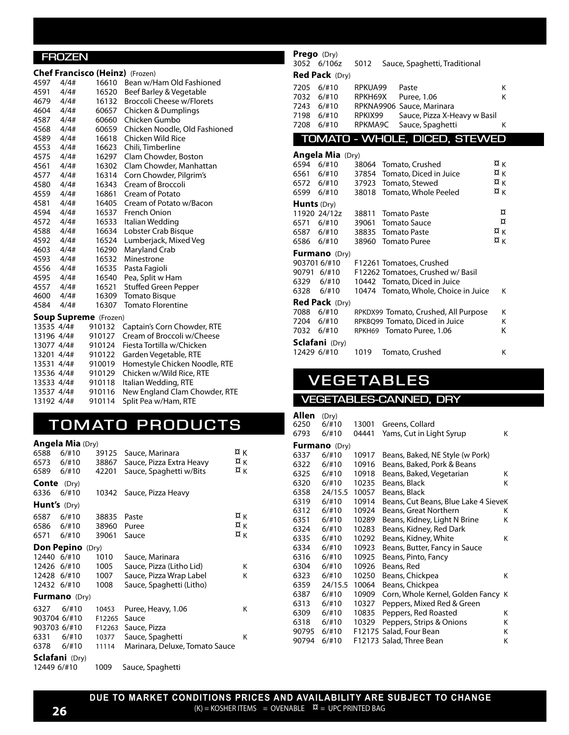## FROZEN

**Chef Francisco (Heinz)** (Frozen)

| | | | | |
|---|---|---|---|---|
| 4597 | 4/4# | 16610 | Bean w/Ham Old Fashioned | |
| 4591 | 4/4# | 16520 | Beef Barley & Vegetable | |
| 4679 | 4/4# | 16132 | Broccoli Cheese w/Florets | |
| 4604 | 4/4# | 60657 | Chicken & Dumplings | |
| 4587 | 4/4# | 60660 | Chicken Gumbo | |
| 4568 | 4/4# | 60659 | Chicken Noodle, Old Fashioned | |
| 4589 | 4/4# | 16618 | Chicken Wild Rice | |
| 4553 | 4/4# | 16623 | Chili, Timberline | |
| 4575 | 4/4# | 16297 | Clam Chowder, Boston | |
| 4561 | 4/4# | 16302 | Clam Chowder, Manhattan | |
| 4577 | 4/4# | 16314 | Corn Chowder, Pilgrim's | |
| 4580 | 4/4# | 16343 | Cream of Broccoli | |
| 4559 | 4/4# | 16861 | Cream of Potato | |
| 4581 | 4/4# | 16405 | Cream of Potato w/Bacon | |
| 4594 | 4/4# | 16537 | French Onion | |
| 4572 | 4/4# | 16533 | Italian Wedding | |
| 4588 | 4/4# | 16634 | Lobster Crab Bisque | |
| 4592 | 4/4# | 16524 | Lumberjack, Mixed Veg | |
| 4603 | 4/4# | 16290 | Maryland Crab | |
| 4593 | 4/4# | 16532 | Minestrone | |
| 4556 | 4/4# | 16535 | Pasta Fagioli | |
| 4595 | 4/4# | 16540 | Pea, Split w Ham | |
| 4557 | 4/4# | 16521 | Stuffed Green Pepper | |
| 4600 | 4/4# | 16309 | Tomato Bisque | |
| 4584 | 4/4# | 16307 | Tomato Florentine | |

**Soup Supreme** (Frozen)

| | | | | |
|---|---|---|---|---|
| 13535 | 4/4# | 910132 | Captain's Corn Chowder, RTE | |
| 13196 | 4/4# | 910127 | Cream of Broccoli w/Cheese | |
| 13077 | 4/4# | 910124 | Fiesta Tortilla w/Chicken | |
| 13201 | 4/4# | 910122 | Garden Vegetable, RTE | |
| 13531 | 4/4# | 910019 | Homestyle Chicken Noodle, RTE | |
| 13536 | 4/4# | 910129 | Chicken w/Wild Rice, RTE | |
| 13533 | 4/4# | 910118 | Italian Wedding, RTE | |
| 13537 | 4/4# | 910116 | New England Clam Chowder, RTE | |
| 13192 | 4/4# | 910114 | Split Pea w/Ham, RTE | |

# TOMATO PRODUCTS

**Angela Mia** (Dry)

| | | | | |
|---|---|---|---|---|
| 6588 | 6/#10 | 39125 | Sauce, Marinara | ¤ K |
| 6573 | 6/#10 | 38867 | Sauce, Pizza Extra Heavy | ¤ K |
| 6589 | 6/#10 | 42201 | Sauce, Spaghetti w/Bits | ¤ K |

**Conte** (Dry)

| | | | | |
|---|---|---|---|---|
| 6336 | 6/#10 | 10342 | Sauce, Pizza Heavy | |

**Hunt's** (Dry)

| | | | | |
|---|---|---|---|---|
| 6587 | 6/#10 | 38835 | Paste | ¤ K |
| 6586 | 6/#10 | 38960 | Puree | ¤ K |
| 6571 | 6/#10 | 39061 | Sauce | ¤ K |

**Don Pepino** (Dry)

| | | | | |
|---|---|---|---|---|
| 12440 | 6/#10 | 1010 | Sauce, Marinara | |
| 12426 | 6/#10 | 1005 | Sauce, Pizza (Litho Lid) | K |
| 12428 | 6/#10 | 1007 | Sauce, Pizza Wrap Label | K |
| 12432 | 6/#10 | 1008 | Sauce, Spaghetti (Litho) | |

**Furmano** (Dry)

| | | | | |
|---|---|---|---|---|
| 6327 | 6/#10 | 10453 | Puree, Heavy, 1.06 | K |
| 903704 | 6/#10 | F12265 | Sauce | |
| 903703 | 6/#10 | F12263 | Sauce, Pizza | |
| 6331 | 6/#10 | 10377 | Sauce, Spaghetti | K |
| 6378 | 6/#10 | 11114 | Marinara, Deluxe, Tomato Sauce | |

**Sclafani** (Dry)

| | | | | |
|---|---|---|---|---|
| 12449 | 6/#10 | 1009 | Sauce, Spaghetti | |

**Prego** (Dry)

| | | | | |
|---|---|---|---|---|
| 3052 | 6/106z | 5012 | Sauce, Spaghetti, Traditional | |

**Red Pack** (Dry)

| | | | | |
|---|---|---|---|---|
| 7205 | 6/#10 | RPKUA99 | Paste | K |
| 7032 | 6/#10 | RPKH69X | Puree, 1.06 | K |
| 7243 | 6/#10 | RPKNA9906 | Sauce, Marinara | |
| 7198 | 6/#10 | RPKIX99 | Sauce, Pizza X-Heavy w Basil | |
| 7208 | 6/#10 | RPKMA9C | Sauce, Spaghetti | K |

## TOMATO - WHOLE, DICED, STEWED

**Angela Mia** (Dry)

| | | | | |
|---|---|---|---|---|
| 6594 | 6/#10 | 38064 | Tomato, Crushed | ¤ K |
| 6561 | 6/#10 | 37854 | Tomato, Diced in Juice | ¤ K |
| 6572 | 6/#10 | 37923 | Tomato, Stewed | ¤ K |
| 6599 | 6/#10 | 38018 | Tomato, Whole Peeled | ¤ K |

**Hunts** (Dry)

| | | | | |
|---|---|---|---|---|
| 11920 | 24/12z | 38811 | Tomato Paste | ¤ |
| 6571 | 6/#10 | 39061 | Tomato Sauce | ¤ |
| 6587 | 6/#10 | 38835 | Tomato Paste | ¤ K |
| 6586 | 6/#10 | 38960 | Tomato Puree | ¤ K |

**Furmano** (Dry)

| | | | | |
|---|---|---|---|---|
| 903701 | 6/#10 | F12261 | Tomatoes, Crushed | |
| 90791 | 6/#10 | F12262 | Tomatoes, Crushed w/ Basil | |
| 6329 | 6/#10 | 10442 | Tomato, Diced in Juice | |
| 6328 | 6/#10 | 10474 | Tomato, Whole, Choice in Juice | K |

**Red Pack** (Dry)

| | | | | |
|---|---|---|---|---|
| 7088 | 6/#10 | RPKDX99 | Tomato, Crushed, All Purpose | K |
| 7204 | 6/#10 | RPKBQ99 | Tomato, Diced in Juice | K |
| 7032 | 6/#10 | RPKH69 | Tomato Puree, 1.06 | K |

**Sclafani** (Dry)

| | | | | |
|---|---|---|---|---|
| 12429 | 6/#10 | 1019 | Tomato, Crushed | K |

# VEGETABLES

## VEGETABLES-CANNED, DRY

**Allen** (Dry)

| | | | | |
|---|---|---|---|---|
| 6250 | 6/#10 | 13001 | Greens, Collard | |
| 6793 | 6/#10 | 04441 | Yams, Cut in Light Syrup | K |

**Furmano** (Dry)

| | | | | |
|---|---|---|---|---|
| 6337 | 6/#10 | 10917 | Beans, Baked, NE Style (w Pork) | |
| 6322 | 6/#10 | 10916 | Beans, Baked, Pork & Beans | |
| 6325 | 6/#10 | 10918 | Beans, Baked, Vegetarian | K |
| 6320 | 6/#10 | 10235 | Beans, Black | K |
| 6358 | 24/15.5 | 10057 | Beans, Black | |
| 6319 | 6/#10 | 10914 | Beans, Cut Beans, Blue Lake 4 Sieve | K |
| 6312 | 6/#10 | 10924 | Beans, Great Northern | K |
| 6351 | 6/#10 | 10289 | Beans, Kidney, Light N Brine | K |
| 6324 | 6/#10 | 10283 | Beans, Kidney, Red Dark | |
| 6335 | 6/#10 | 10292 | Beans, Kidney, White | K |
| 6334 | 6/#10 | 10923 | Beans, Butter, Fancy in Sauce | |
| 6316 | 6/#10 | 10925 | Beans, Pinto, Fancy | |
| 6304 | 6/#10 | 10926 | Beans, Red | |
| 6323 | 6/#10 | 10250 | Beans, Chickpea | K |
| 6359 | 24/15.5 | 10064 | Beans, Chickpea | |
| 6387 | 6/#10 | 10909 | Corn, Whole Kernel, Golden Fancy | K |
| 6313 | 6/#10 | 10327 | Peppers, Mixed Red & Green | |
| 6309 | 6/#10 | 10835 | Peppers, Red Roasted | K |
| 6318 | 6/#10 | 10329 | Peppers, Strips & Onions | K |
| 90795 | 6/#10 | F12175 | Salad, Four Bean | K |
| 90794 | 6/#10 | F12173 | Salad, Three Bean | K |

**DUE TO MARKET CONDITIONS PRICES AND AVAILABILITY ARE SUBJECT TO CHANGE**

(K) = KOSHER ITEMS = OVENABLE ¤ = UPC PRINTED BAG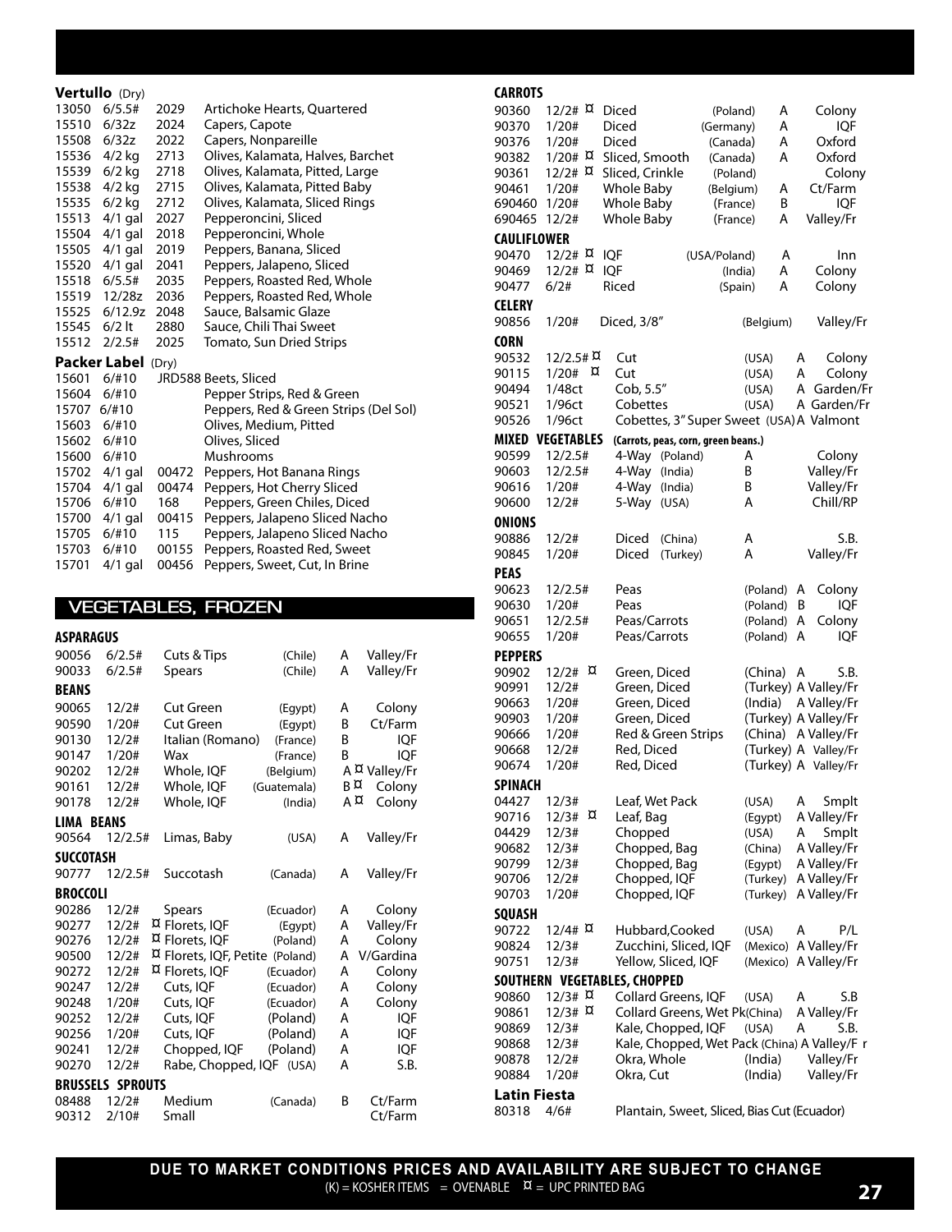## Vertullo (Dry)

| Item # | Pack | Code | Description |
|---|---|---|---|
| 13050 | 6/5.5# | 2029 | Artichoke Hearts, Quartered |
| 15510 | 6/32z | 2024 | Capers, Capote |
| 15508 | 6/32z | 2022 | Capers, Nonpareille |
| 15536 | 4/2 kg | 2713 | Olives, Kalamata, Halves, Barchet |
| 15539 | 6/2 kg | 2718 | Olives, Kalamata, Pitted, Large |
| 15538 | 4/2 kg | 2715 | Olives, Kalamata, Pitted Baby |
| 15535 | 6/2 kg | 2712 | Olives, Kalamata, Sliced Rings |
| 15513 | 4/1 gal | 2027 | Pepperoncini, Sliced |
| 15504 | 4/1 gal | 2018 | Pepperoncini, Whole |
| 15505 | 4/1 gal | 2019 | Peppers, Banana, Sliced |
| 15520 | 4/1 gal | 2041 | Peppers, Jalapeno, Sliced |
| 15518 | 6/5.5# | 2035 | Peppers, Roasted Red, Whole |
| 15519 | 12/28z | 2036 | Peppers, Roasted Red, Whole |
| 15525 | 6/12.9z | 2048 | Sauce, Balsamic Glaze |
| 15545 | 6/2 lt | 2880 | Sauce, Chili Thai Sweet |
| 15512 | 2/2.5# | 2025 | Tomato, Sun Dried Strips |

## Packer Label (Dry)

| Item # | Pack | Code | Description |
|---|---|---|---|
| 15601 | 6/#10 | | JRD588 Beets, Sliced |
| 15604 | 6/#10 | | Pepper Strips, Red & Green |
| 15707 | 6/#10 | | Peppers, Red & Green Strips (Del Sol) |
| 15603 | 6/#10 | | Olives, Medium, Pitted |
| 15602 | 6/#10 | | Olives, Sliced |
| 15600 | 6/#10 | | Mushrooms |
| 15702 | 4/1 gal | 00472 | Peppers, Hot Banana Rings |
| 15704 | 4/1 gal | 00474 | Peppers, Hot Cherry Sliced |
| 15706 | 6/#10 | 168 | Peppers, Green Chiles, Diced |
| 15700 | 4/1 gal | 00415 | Peppers, Jalapeno Sliced Nacho |
| 15705 | 6/#10 | 115 | Peppers, Jalapeno Sliced Nacho |
| 15703 | 6/#10 | 00155 | Peppers, Roasted Red, Sweet |
| 15701 | 4/1 gal | 00456 | Peppers, Sweet, Cut, In Brine |

# VEGETABLES, FROZEN

### ASPARAGUS

| Item # | Pack | Description | Origin | Grade | Brand |
|---|---|---|---|---|---|
| 90056 | 6/2.5# | Cuts & Tips | (Chile) | A | Valley/Fr |
| 90033 | 6/2.5# | Spears | (Chile) | A | Valley/Fr |

### BEANS

| Item # | Pack | Description | Origin | Grade | Brand |
|---|---|---|---|---|---|
| 90065 | 12/2# | Cut Green | (Egypt) | A | Colony |
| 90590 | 1/20# | Cut Green | (Egypt) | B | Ct/Farm |
| 90130 | 12/2# | Italian (Romano) | (France) | B | IQF |
| 90147 | 1/20# | Wax | (France) | B | IQF |
| 90202 | 12/2# | Whole, IQF | (Belgium) | A ¤ | Valley/Fr |
| 90161 | 12/2# | Whole, IQF | (Guatemala) | B ¤ | Colony |
| 90178 | 12/2# | Whole, IQF | (India) | A ¤ | Colony |

### LIMA BEANS

| Item # | Pack | Description | Origin | Grade | Brand |
|---|---|---|---|---|---|
| 90564 | 12/2.5# | Limas, Baby | (USA) | A | Valley/Fr |

### SUCCOTASH

| Item # | Pack | Description | Origin | Grade | Brand |
|---|---|---|---|---|---|
| 90777 | 12/2.5# | Succotash | (Canada) | A | Valley/Fr |

### BROCCOLI

| Item # | Pack | Description | Origin | Grade | Brand |
|---|---|---|---|---|---|
| 90286 | 12/2# | Spears | (Ecuador) | A | Colony |
| 90277 | 12/2# | ¤ Florets, IQF | (Egypt) | A | Valley/Fr |
| 90276 | 12/2# | ¤ Florets, IQF | (Poland) | A | Colony |
| 90500 | 12/2# | ¤ Florets, IQF, Petite | (Poland) | A | V/Gardina |
| 90272 | 12/2# | ¤ Florets, IQF | (Ecuador) | A | Colony |
| 90247 | 12/2# | Cuts, IQF | (Ecuador) | A | Colony |
| 90248 | 1/20# | Cuts, IQF | (Ecuador) | A | Colony |
| 90252 | 12/2# | Cuts, IQF | (Poland) | A | IQF |
| 90256 | 1/20# | Cuts, IQF | (Poland) | A | IQF |
| 90241 | 12/2# | Chopped, IQF | (Poland) | A | IQF |
| 90270 | 12/2# | Rabe, Chopped, IQF | (USA) | A | S.B. |

### BRUSSELS SPROUTS

| Item # | Pack | Description | Origin | Grade | Brand |
|---|---|---|---|---|---|
| 08488 | 12/2# | Medium | (Canada) | B | Ct/Farm |
| 90312 | 2/10# | Small | | | Ct/Farm |

### CARROTS

| Item # | Pack | Description | Origin | Grade | Brand |
|---|---|---|---|---|---|
| 90360 | 12/2# ¤ | Diced | (Poland) | A | Colony |
| 90370 | 1/20# | Diced | (Germany) | A | IQF |
| 90376 | 1/20# | Diced | (Canada) | A | Oxford |
| 90382 | 1/20# ¤ | Sliced, Smooth | (Canada) | A | Oxford |
| 90361 | 12/2# ¤ | Sliced, Crinkle | (Poland) | | Colony |
| 90461 | 1/20# | Whole Baby | (Belgium) | A | Ct/Farm |
| 690460 | 1/20# | Whole Baby | (France) | B | IQF |
| 690465 | 12/2# | Whole Baby | (France) | A | Valley/Fr |

### CAULIFLOWER

| Item # | Pack | Description | Origin | Grade | Brand |
|---|---|---|---|---|---|
| 90470 | 12/2# ¤ | IQF | (USA/Poland) | A | Inn |
| 90469 | 12/2# ¤ | IQF | (India) | A | Colony |
| 90477 | 6/2# | Riced | (Spain) | A | Colony |

### CELERY

| Item # | Pack | Description | Origin | Grade | Brand |
|---|---|---|---|---|---|
| 90856 | 1/20# | Diced, 3/8" | (Belgium) | | Valley/Fr |

### CORN

| Item # | Pack | Description | Origin | Grade | Brand |
|---|---|---|---|---|---|
| 90532 | 12/2.5# ¤ | Cut | (USA) | A | Colony |
| 90115 | 1/20# ¤ | Cut | (USA) | A | Colony |
| 90494 | 1/48ct | Cob, 5.5" | (USA) | A | Garden/Fr |
| 90521 | 1/96ct | Cobettes | (USA) | A | Garden/Fr |
| 90526 | 1/96ct | Cobettes, 3" Super Sweet | (USA) | A | Valmont |

### MIXED VEGETABLES (Carrots, peas, corn, green beans.)

| Item # | Pack | Description | Origin | Grade | Brand |
|---|---|---|---|---|---|
| 90599 | 12/2.5# | 4-Way | (Poland) | A | Colony |
| 90603 | 12/2.5# | 4-Way | (India) | B | Valley/Fr |
| 90616 | 1/20# | 4-Way | (India) | B | Valley/Fr |
| 90600 | 12/2# | 5-Way | (USA) | A | Chill/RP |

### ONIONS

| Item # | Pack | Description | Origin | Grade | Brand |
|---|---|---|---|---|---|
| 90886 | 12/2# | Diced | (China) | A | S.B. |
| 90845 | 1/20# | Diced | (Turkey) | A | Valley/Fr |

### PEAS

| Item # | Pack | Description | Origin | Grade | Brand |
|---|---|---|---|---|---|
| 90623 | 12/2.5# | Peas | (Poland) | A | Colony |
| 90630 | 1/20# | Peas | (Poland) | B | IQF |
| 90651 | 12/2.5# | Peas/Carrots | (Poland) | A | Colony |
| 90655 | 1/20# | Peas/Carrots | (Poland) | A | IQF |

### PEPPERS

| Item # | Pack | Description | Origin | Grade | Brand |
|---|---|---|---|---|---|
| 90902 | 12/2# ¤ | Green, Diced | (China) | A | S.B. |
| 90991 | 12/2# | Green, Diced | (Turkey) | A | Valley/Fr |
| 90663 | 1/20# | Green, Diced | (India) | A | Valley/Fr |
| 90903 | 1/20# | Green, Diced | (Turkey) | A | Valley/Fr |
| 90666 | 1/20# | Red & Green Strips | (China) | A | Valley/Fr |
| 90668 | 12/2# | Red, Diced | (Turkey) | A | Valley/Fr |
| 90674 | 1/20# | Red, Diced | (Turkey) | A | Valley/Fr |

### SPINACH

| Item # | Pack | Description | Origin | Grade | Brand |
|---|---|---|---|---|---|
| 04427 | 12/3# | Leaf, Wet Pack | (USA) | A | Smplt |
| 90716 | 12/3# ¤ | Leaf, Bag | (Egypt) | A | Valley/Fr |
| 04429 | 12/3# | Chopped | (USA) | A | Smplt |
| 90682 | 12/3# | Chopped, Bag | (China) | A | Valley/Fr |
| 90799 | 12/3# | Chopped, Bag | (Egypt) | A | Valley/Fr |
| 90706 | 12/2# | Chopped, IQF | (Turkey) | A | Valley/Fr |
| 90703 | 1/20# | Chopped, IQF | (Turkey) | A | Valley/Fr |

### SQUASH

| Item # | Pack | Description | Origin | Grade | Brand |
|---|---|---|---|---|---|
| 90722 | 12/4# ¤ | Hubbard,Cooked | (USA) | A | P/L |
| 90824 | 12/3# | Zucchini, Sliced, IQF | (Mexico) | A | Valley/Fr |
| 90751 | 12/3# | Yellow, Sliced, IQF | (Mexico) | A | Valley/Fr |

### SOUTHERN VEGETABLES, CHOPPED

| Item # | Pack | Description | Origin | Grade | Brand |
|---|---|---|---|---|---|
| 90860 | 12/3# ¤ | Collard Greens, IQF | (USA) | A | S.B |
| 90861 | 12/3# ¤ | Collard Greens, Wet Pk | (China) | A | Valley/Fr |
| 90869 | 12/3# | Kale, Chopped, IQF | (USA) | A | S.B. |
| 90868 | 12/3# | Kale, Chopped, Wet Pack | (China) | A | Valley/Fr |
| 90878 | 12/2# | Okra, Whole | (India) | | Valley/Fr |
| 90884 | 1/20# | Okra, Cut | (India) | | Valley/Fr |

### Latin Fiesta

| Item # | Pack | Description |
|---|---|---|
| 80318 | 4/6# | Plantain, Sweet, Sliced, Bias Cut (Ecuador) |

**DUE TO MARKET CONDITIONS PRICES AND AVAILABILITY ARE SUBJECT TO CHANGE**

(K) = KOSHER ITEMS = OVENABLE ¤ = UPC PRINTED BAG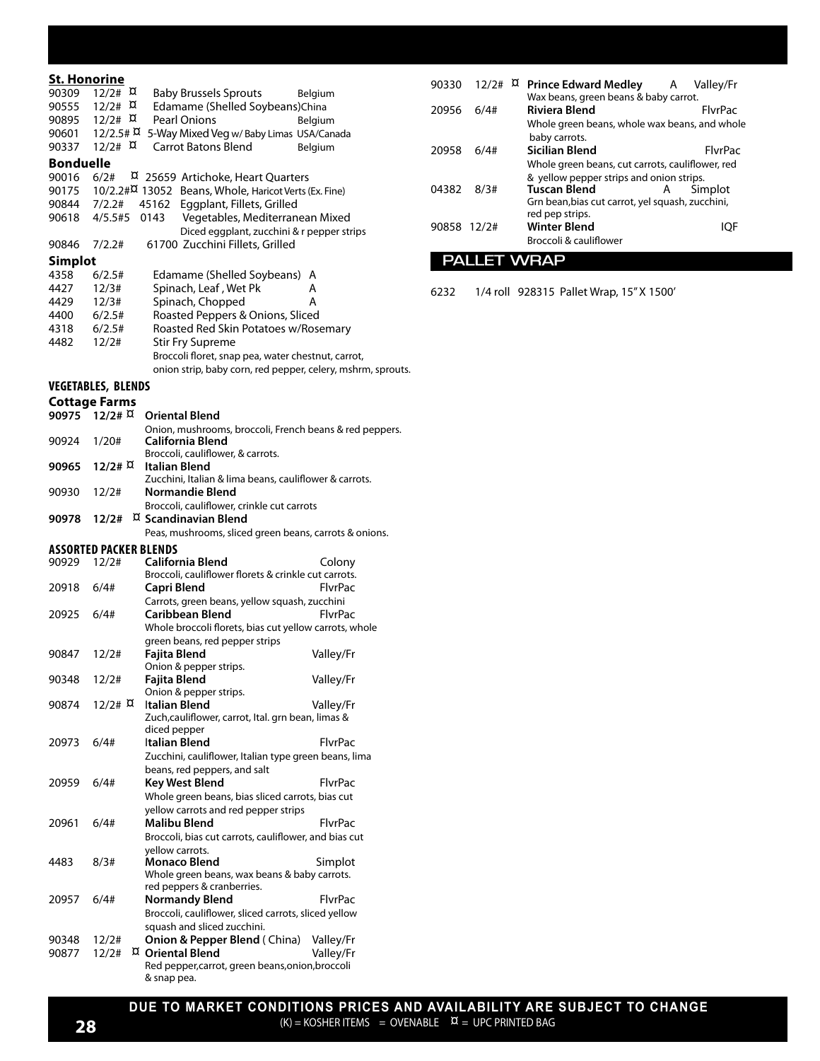**St. Honorine**

| | | | |
|---|---|---|---|
| 90309 | 12/2# ¤ | Baby Brussels Sprouts | Belgium |
| 90555 | 12/2# ¤ | Edamame (Shelled Soybeans) | China |
| 90895 | 12/2# ¤ | Pearl Onions | Belgium |
| 90601 | 12/2.5# ¤ | 5-Way Mixed Veg w/ Baby Limas | USA/Canada |
| 90337 | 12/2# ¤ | Carrot Batons Blend | Belgium |

**Bonduelle**

| | | | |
|---|---|---|---|
| 90016 | 6/2# ¤ | 25659 | Artichoke, Heart Quarters |
| 90175 | 10/2.2# ¤ | 13052 | Beans, Whole, Haricot Verts (Ex. Fine) |
| 90844 | 7/2.2# | 45162 | Eggplant, Fillets, Grilled |
| 90618 | 4/5.5#5 | 0143 | Vegetables, Mediterranean Mixed<br>Diced eggplant, zucchini & r pepper strips |
| 90846 | 7/2.2# | 61700 | Zucchini Fillets, Grilled |

**Simplot**

| | | | |
|---|---|---|---|
| 4358 | 6/2.5# | Edamame (Shelled Soybeans) | A |
| 4427 | 12/3# | Spinach, Leaf , Wet Pk | A |
| 4429 | 12/3# | Spinach, Chopped | A |
| 4400 | 6/2.5# | Roasted Peppers & Onions, Sliced | |
| 4318 | 6/2.5# | Roasted Red Skin Potatoes w/Rosemary | |
| 4482 | 12/2# | Stir Fry Supreme<br>Broccoli floret, snap pea, water chestnut, carrot, onion strip, baby corn, red pepper, celery, mshrm, sprouts. | |

## VEGETABLES, BLENDS

**Cottage Farms**

| | | |
|---|---|---|
| **90975** | **12/2# ¤** | **Oriental Blend**<br>Onion, mushrooms, broccoli, French beans & red peppers. |
| 90924 | 1/20# | **California Blend**<br>Broccoli, cauliflower, & carrots. |
| **90965** | **12/2# ¤** | **Italian Blend**<br>Zucchini, Italian & lima beans, cauliflower & carrots. |
| 90930 | 12/2# | **Normandie Blend**<br>Broccoli, cauliflower, crinkle cut carrots |
| **90978** | **12/2# ¤** | **Scandinavian Blend**<br>Peas, mushrooms, sliced green beans, carrots & onions. |

## ASSORTED PACKER BLENDS

| | | | |
|---|---|---|---|
| 90929 | 12/2# | **California Blend**<br>Broccoli, cauliflower florets & crinkle cut carrots. | Colony |
| 20918 | 6/4# | **Capri Blend**<br>Carrots, green beans, yellow squash, zucchini | FlvrPac |
| 20925 | 6/4# | **Caribbean Blend**<br>Whole broccoli florets, bias cut yellow carrots, whole green beans, red pepper strips | FlvrPac |
| 90847 | 12/2# | **Fajita Blend**<br>Onion & pepper strips. | Valley/Fr |
| 90348 | 12/2# | **Fajita Blend**<br>Onion & pepper strips. | Valley/Fr |
| 90874 | 12/2# ¤ | **Italian Blend**<br>Zuch,cauliflower, carrot, Ital. grn bean, limas & diced pepper | Valley/Fr |
| 20973 | 6/4# | **Italian Blend**<br>Zucchini, cauliflower, Italian type green beans, lima beans, red peppers, and salt | FlvrPac |
| 20959 | 6/4# | **Key West Blend**<br>Whole green beans, bias sliced carrots, bias cut yellow carrots and red pepper strips | FlvrPac |
| 20961 | 6/4# | **Malibu Blend**<br>Broccoli, bias cut carrots, cauliflower, and bias cut yellow carrots. | FlvrPac |
| 4483 | 8/3# | **Monaco Blend**<br>Whole green beans, wax beans & baby carrots. red peppers & cranberries. | Simplot |
| 20957 | 6/4# | **Normandy Blend**<br>Broccoli, cauliflower, sliced carrots, sliced yellow squash and sliced zucchini. | FlvrPac |
| 90348 | 12/2# | **Onion & Pepper Blend** ( China) | Valley/Fr |
| 90877 | 12/2# ¤ | **Oriental Blend**<br>Red pepper,carrot, green beans,onion,broccoli & snap pea. | Valley/Fr |
| 90330 | 12/2# ¤ | **Prince Edward Medley** A<br>Wax beans, green beans & baby carrot. | Valley/Fr |
| 20956 | 6/4# | **Riviera Blend**<br>Whole green beans, whole wax beans, and whole baby carrots. | FlvrPac |
| 20958 | 6/4# | **Sicilian Blend**<br>Whole green beans, cut carrots, cauliflower, red & yellow pepper strips and onion strips. | FlvrPac |
| 04382 | 8/3# | **Tuscan Blend** A<br>Grn bean,bias cut carrot, yel squash, zucchini, red pep strips. | Simplot |
| 90858 | 12/2# | **Winter Blend**<br>Broccoli & cauliflower | IQF |

## PALLET WRAP

| | | |
|---|---|---|
| 6232 | 1/4 roll | 928315 Pallet Wrap, 15" X 1500' |

**DUE TO MARKET CONDITIONS PRICES AND AVAILABILITY ARE SUBJECT TO CHANGE**

(K) = KOSHER ITEMS = OVENABLE ¤ = UPC PRINTED BAG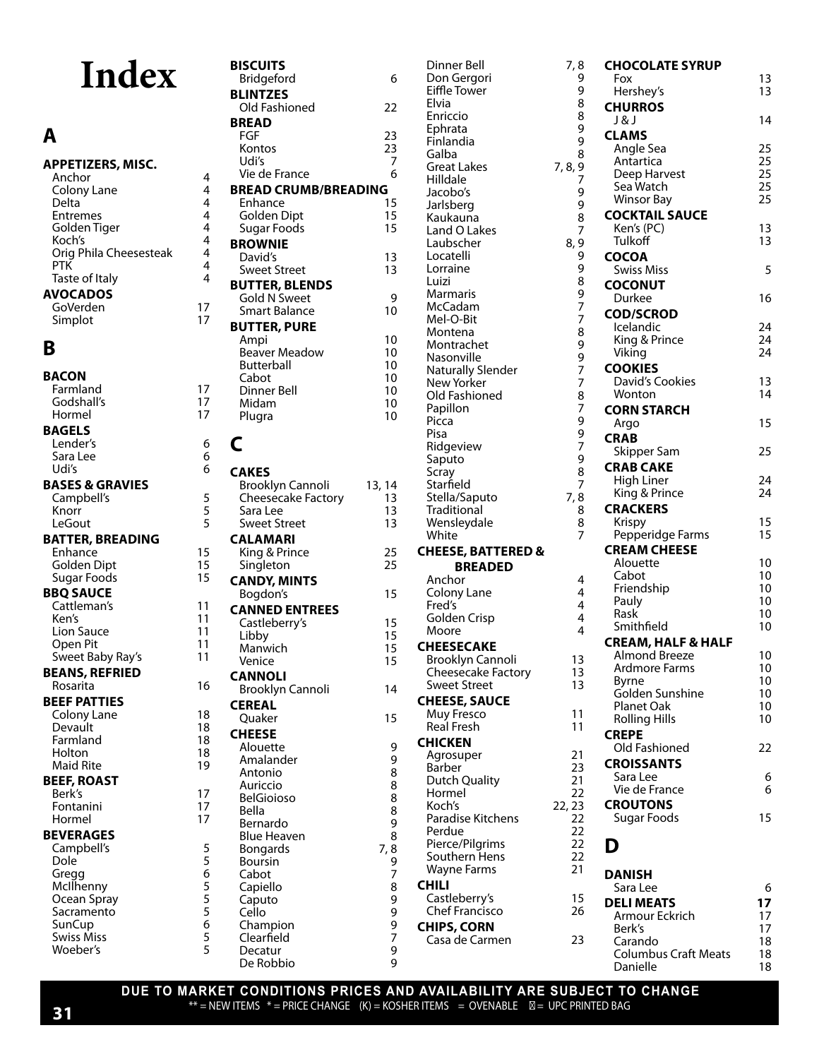# Index

## A

**APPETIZERS, MISC.**
- Anchor 4
- Colony Lane 4
- Delta 4
- Entremes 4
- Golden Tiger 4
- Koch's 4
- Orig Phila Cheesesteak 4
- PTK 4
- Taste of Italy 4

**AVOCADOS**
- GoVerden 17
- Simplot 17

## B

**BACON**
- Farmland 17
- Godshall's 17
- Hormel 17

**BAGELS**
- Lender's 6
- Sara Lee 6
- Udi's 6

**BASES & GRAVIES**
- Campbell's 5
- Knorr 5
- LeGout 5

**BATTER, BREADING**
- Enhance 15
- Golden Dipt 15
- Sugar Foods 15

**BBQ SAUCE**
- Cattleman's 11
- Ken's 11
- Lion Sauce 11
- Open Pit 11
- Sweet Baby Ray's 11

**BEANS, REFRIED**
- Rosarita 16

**BEEF PATTIES**
- Colony Lane 18
- Devault 18
- Farmland 18
- Holton 18
- Maid Rite 19

**BEEF, ROAST**
- Berk's 17
- Fontanini 17
- Hormel 17

**BEVERAGES**
- Campbell's 5
- Dole 5
- Gregg 6
- McIlhenny 5
- Ocean Spray 5
- Sacramento 5
- SunCup 6
- Swiss Miss 5
- Woeber's 5

**BISCUITS**
- Bridgeford 6

**BLINTZES**
- Old Fashioned 22

**BREAD**
- FGF 23
- Kontos 23
- Udi's 7
- Vie de France 6

**BREAD CRUMB/BREADING**
- Enhance 15
- Golden Dipt 15
- Sugar Foods 15

**BROWNIE**
- David's 13
- Sweet Street 13

**BUTTER, BLENDS**
- Gold N Sweet 9
- Smart Balance 10

**BUTTER, PURE**
- Ampi 10
- Beaver Meadow 10
- Butterball 10
- Cabot 10
- Dinner Bell 10
- Midam 10
- Plugra 10

## C

**CAKES**
- Brooklyn Cannoli 13, 14
- Cheesecake Factory 13
- Sara Lee 13
- Sweet Street 13

**CALAMARI**
- King & Prince 25
- Singleton 25

**CANDY, MINTS**
- Bogdon's 15

**CANNED ENTREES**
- Castleberry's 15
- Libby 15
- Manwich 15
- Venice 15

**CANNOLI**
- Brooklyn Cannoli 14

**CEREAL**
- Quaker 15

**CHEESE**
- Alouette 9
- Amalander 9
- Antonio 8
- Auriccio 8
- BelGioioso 8
- Bella 8
- Bernardo 9
- Blue Heaven 8
- Bongards 7, 8
- Boursin 9
- Cabot 7
- Capiello 8
- Caputo 9
- Cello 9
- Champion 9
- Clearfield 7
- Decatur 9
- De Robbio 9
- Dinner Bell 7, 8
- Don Gergori 9
- Eiffle Tower 9
- Elvia 8
- Enriccio 8
- Ephrata 9
- Finlandia 9
- Galba 8
- Great Lakes 7, 8, 9
- Hilldale 7
- Jacobo's 9
- Jarlsberg 9
- Kaukauna 8
- Land O Lakes 7
- Laubscher 8, 9
- Locatelli 9
- Lorraine 9
- Luizi 8
- Marmaris 9
- McCadam 7
- Mel-O-Bit 7
- Montena 8
- Montrachet 9
- Nasonville 9
- Naturally Slender 7
- New Yorker 7
- Old Fashioned 8
- Papillon 7
- Picca 9
- Pisa 9
- Ridgeview 7
- Saputo 9
- Scray 8
- Starfield 7
- Stella/Saputo 7, 8
- Traditional 8
- Wensleydale 8
- White 7

**CHEESE, BATTERED & BREADED**
- Anchor 4
- Colony Lane 4
- Fred's 4
- Golden Crisp 4
- Moore 4

**CHEESECAKE**
- Brooklyn Cannoli 13
- Cheesecake Factory 13
- Sweet Street 13

**CHEESE, SAUCE**
- Muy Fresco 11
- Real Fresh 11

**CHICKEN**
- Agrosuper 21
- Barber 23
- Dutch Quality 21
- Hormel 22
- Koch's 22, 23
- Paradise Kitchens 22
- Perdue 22
- Pierce/Pilgrims 22
- Southern Hens 22
- Wayne Farms 21

**CHILI**
- Castleberry's 15
- Chef Francisco 26

**CHIPS, CORN**
- Casa de Carmen 23

**CHOCOLATE SYRUP**
- Fox 13
- Hershey's 13

**CHURROS**
- J & J 14

**CLAMS**
- Angle Sea 25
- Antartica 25
- Deep Harvest 25
- Sea Watch 25
- Winsor Bay 25

**COCKTAIL SAUCE**
- Ken's (PC) 13
- Tulkoff 13

**COCOA**
- Swiss Miss 5

**COCONUT**
- Durkee 16

**COD/SCROD**
- Icelandic 24
- King & Prince 24
- Viking 24

**COOKIES**
- David's Cookies 13
- Wonton 14

**CORN STARCH**
- Argo 15

**CRAB**
- Skipper Sam 25

**CRAB CAKE**
- High Liner 24
- King & Prince 24

**CRACKERS**
- Krispy 15
- Pepperidge Farms 15

**CREAM CHEESE**
- Alouette 10
- Cabot 10
- Friendship 10
- Pauly 10
- Rask 10
- Smithfield 10

**CREAM, HALF & HALF**
- Almond Breeze 10
- Ardmore Farms 10
- Byrne 10
- Golden Sunshine 10
- Planet Oak 10
- Rolling Hills 10

**CREPE**
- Old Fashioned 22

**CROISSANTS**
- Sara Lee 6
- Vie de France 6

**CROUTONS**
- Sugar Foods 15

## D

**DANISH**
- Sara Lee 6

**DELI MEATS** **17**
- Armour Eckrich 17
- Berk's 17
- Carando 18
- Columbus Craft Meats 18
- Danielle 18

**DUE TO MARKET CONDITIONS PRICES AND AVAILABILITY ARE SUBJECT TO CHANGE**

** = NEW ITEMS * = PRICE CHANGE (K) = KOSHER ITEMS = OVENABLE = UPC PRINTED BAG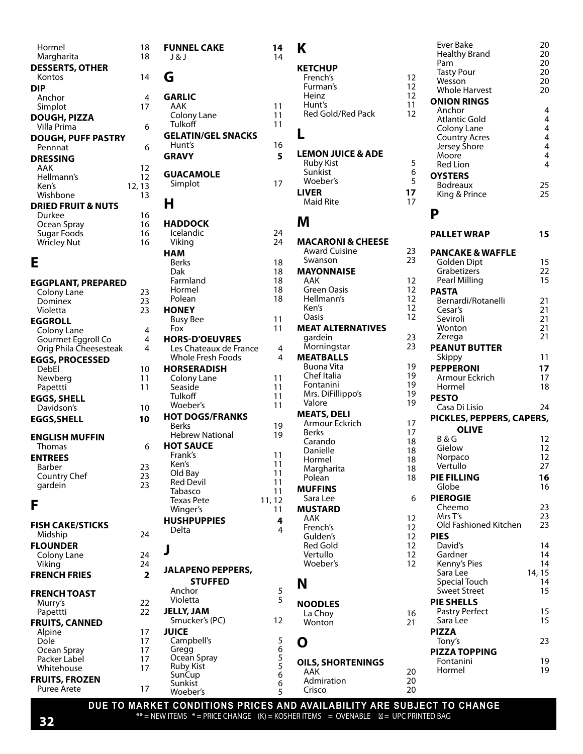| | |
|---|---|
| Hormel | 18 |
| Margharita | 18 |

**DESSERTS, OTHER**

| | |
|---|---|
| Kontos | 14 |

**DIP**

| | |
|---|---|
| Anchor | 4 |
| Simplot | 17 |

**DOUGH, PIZZA**

| | |
|---|---|
| Villa Prima | 6 |

**DOUGH, PUFF PASTRY**

| | |
|---|---|
| Pennnat | 6 |

**DRESSING**

| | |
|---|---|
| AAK | 12 |
| Hellmann's | 12 |
| Ken's | 12, 13 |
| Wishbone | 13 |

**DRIED FRUIT & NUTS**

| | |
|---|---|
| Durkee | 16 |
| Ocean Spray | 16 |
| Sugar Foods | 16 |
| Wricley Nut | 16 |

## E

**EGGPLANT, PREPARED**

| | |
|---|---|
| Colony Lane | 23 |
| Dominex | 23 |
| Violetta | 23 |

**EGGROLL**

| | |
|---|---|
| Colony Lane | 4 |
| Gourmet Eggroll Co | 4 |
| Orig Phila Cheesesteak | 4 |

**EGGS, PROCESSED**

| | |
|---|---|
| DebEl | 10 |
| Newberg | 11 |
| Papettti | 11 |

**EGGS, SHELL**

| | |
|---|---|
| Davidson's | 10 |

**EGGS,SHELL** **10**

**ENGLISH MUFFIN**

| | |
|---|---|
| Thomas | 6 |

**ENTREES**

| | |
|---|---|
| Barber | 23 |
| Country Chef | 23 |
| gardein | 23 |

## F

**FISH CAKE/STICKS**

| | |
|---|---|
| Midship | 24 |

**FLOUNDER**

| | |
|---|---|
| Colony Lane | 24 |
| Viking | 24 |

**FRENCH FRIES** **2**

**FRENCH TOAST**

| | |
|---|---|
| Murry's | 22 |
| Papettti | 22 |

**FRUITS, CANNED**

| | |
|---|---|
| Alpine | 17 |
| Dole | 17 |
| Ocean Spray | 17 |
| Packer Label | 17 |
| Whitehouse | 17 |

**FRUITS, FROZEN**

| | |
|---|---|
| Puree Arete | 17 |

**FUNNEL CAKE** **14**

| | |
|---|---|
| J & J | 14 |

## G

**GARLIC**

| | |
|---|---|
| AAK | 11 |
| Colony Lane | 11 |
| Tulkoff | 11 |

**GELATIN/GEL SNACKS**

| | |
|---|---|
| Hunt's | 16 |

**GRAVY** **5**

**GUACAMOLE**

| | |
|---|---|
| Simplot | 17 |

## H

**HADDOCK**

| | |
|---|---|
| Icelandic | 24 |
| Viking | 24 |

**HAM**

| | |
|---|---|
| Berks | 18 |
| Dak | 18 |
| Farmland | 18 |
| Hormel | 18 |
| Polean | 18 |

**HONEY**

| | |
|---|---|
| Busy Bee | 11 |
| Fox | 11 |

**HORS-D'OEUVRES**

| | |
|---|---|
| Les Chateaux de France | 4 |
| Whole Fresh Foods | 4 |

**HORSERADISH**

| | |
|---|---|
| Colony Lane | 11 |
| Seaside | 11 |
| Tulkoff | 11 |
| Woeber's | 11 |

**HOT DOGS/FRANKS**

| | |
|---|---|
| Berks | 19 |
| Hebrew National | 19 |

**HOT SAUCE**

| | |
|---|---|
| Frank's | 11 |
| Ken's | 11 |
| Old Bay | 11 |
| Red Devil | 11 |
| Tabasco | 11 |
| Texas Pete | 11, 12 |
| Winger's | 11 |

**HUSHPUPPIES** **4**

| | |
|---|---|
| Delta | 4 |

## J

**JALAPENO PEPPERS, STUFFED**

| | |
|---|---|
| Anchor | 5 |
| Violetta | 5 |

**JELLY, JAM**

| | |
|---|---|
| Smucker's (PC) | 12 |

**JUICE**

| | |
|---|---|
| Campbell's | 5 |
| Gregg | 6 |
| Ocean Spray | 5 |
| Ruby Kist | 5 |
| SunCup | 6 |
| Sunkist | 6 |
| Woeber's | 5 |

## K

**KETCHUP**

| | |
|---|---|
| French's | 12 |
| Furman's | 12 |
| Heinz | 12 |
| Hunt's | 11 |
| Red Gold/Red Pack | 12 |

## L

**LEMON JUICE & ADE**

| | |
|---|---|
| Ruby Kist | 5 |
| Sunkist | 6 |
| Woeber's | 5 |

**LIVER** **17**

| | |
|---|---|
| Maid Rite | 17 |

## M

**MACARONI & CHEESE**

| | |
|---|---|
| Award Cuisine | 23 |
| Swanson | 23 |

**MAYONNAISE**

| | |
|---|---|
| AAK | 12 |
| Green Oasis | 12 |
| Hellmann's | 12 |
| Ken's | 12 |
| Oasis | 12 |

**MEAT ALTERNATIVES**

| | |
|---|---|
| gardein | 23 |
| Morningstar | 23 |

**MEATBALLS**

| | |
|---|---|
| Buona Vita | 19 |
| Chef Italia | 19 |
| Fontanini | 19 |
| Mrs. DiFillippo's | 19 |
| Valore | 19 |

**MEATS, DELI**

| | |
|---|---|
| Armour Eckrich | 17 |
| Berks | 17 |
| Carando | 18 |
| Danielle | 18 |
| Hormel | 18 |
| Margharita | 18 |
| Polean | 18 |

**MUFFINS**

| | |
|---|---|
| Sara Lee | 6 |

**MUSTARD**

| | |
|---|---|
| AAK | 12 |
| French's | 12 |
| Gulden's | 12 |
| Red Gold | 12 |
| Vertullo | 12 |
| Woeber's | 12 |

## N

**NOODLES**

| | |
|---|---|
| La Choy | 16 |
| Wonton | 21 |

## O

**OILS, SHORTENINGS**

| | |
|---|---|
| AAK | 20 |
| Admiration | 20 |
| Crisco | 20 |
| Ever Bake | 20 |
| Healthy Brand | 20 |
| Pam | 20 |
| Tasty Pour | 20 |
| Wesson | 20 |
| Whole Harvest | 20 |

**ONION RINGS**

| | |
|---|---|
| Anchor | 4 |
| Atlantic Gold | 4 |
| Colony Lane | 4 |
| Country Acres | 4 |
| Jersey Shore | 4 |
| Moore | 4 |
| Red Lion | 4 |

**OYSTERS**

| | |
|---|---|
| Bodreaux | 25 |
| King & Prince | 25 |

## P

**PALLET WRAP** **15**

**PANCAKE & WAFFLE**

| | |
|---|---|
| Golden Dipt | 15 |
| Grabetizers | 22 |
| Pearl Milling | 15 |

**PASTA**

| | |
|---|---|
| Bernardi/Rotanelli | 21 |
| Cesar's | 21 |
| Seviroli | 21 |
| Wonton | 21 |
| Zerega | 21 |

**PEANUT BUTTER**

| | |
|---|---|
| Skippy | 11 |

**PEPPERONI** **17**

| | |
|---|---|
| Armour Eckrich | 17 |
| Hormel | 18 |

**PESTO**

| | |
|---|---|
| Casa Di Lisio | 24 |

**PICKLES, PEPPERS, CAPERS, OLIVE**

| | |
|---|---|
| B & G | 12 |
| Gielow | 12 |
| Norpaco | 12 |
| Vertullo | 27 |

**PIE FILLING** **16**

| | |
|---|---|
| Globe | 16 |

**PIEROGIE**

| | |
|---|---|
| Cheemo | 23 |
| Mrs T's | 23 |
| Old Fashioned Kitchen | 23 |

**PIES**

| | |
|---|---|
| David's | 14 |
| Gardner | 14 |
| Kenny's Pies | 14 |
| Sara Lee | 14, 15 |
| Special Touch | 14 |
| Sweet Street | 15 |

**PIE SHELLS**

| | |
|---|---|
| Pastry Perfect | 15 |
| Sara Lee | 15 |

**PIZZA**

| | |
|---|---|
| Tony's | 23 |

**PIZZA TOPPING**

| | |
|---|---|
| Fontanini | 19 |
| Hormel | 19 |

**DUE TO MARKET CONDITIONS PRICES AND AVAILABILITY ARE SUBJECT TO CHANGE**

** = NEW ITEMS * = PRICE CHANGE (K) = KOSHER ITEMS = OVENABLE = UPC PRINTED BAG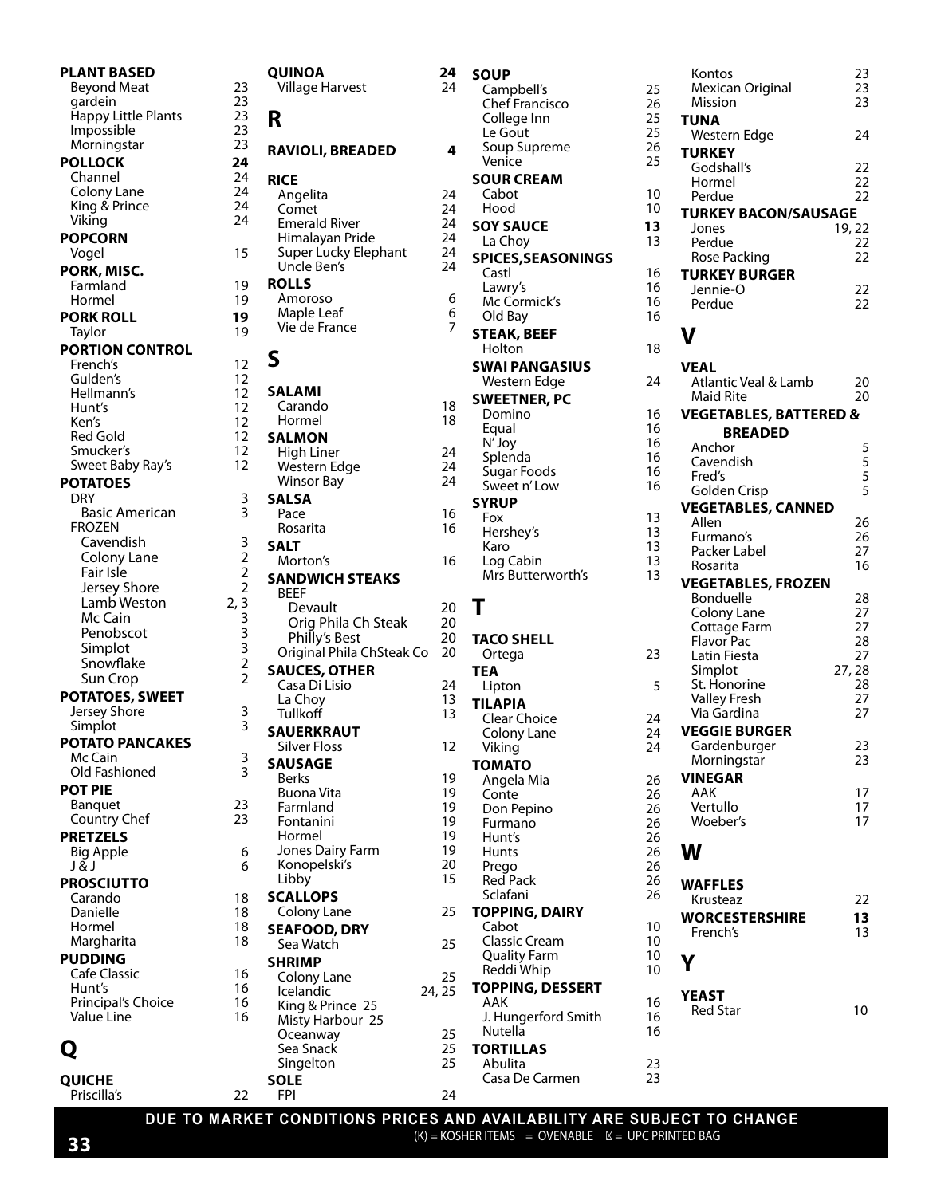**PLANT BASED**
Beyond Meat 23
gardein 23
Happy Little Plants 23
Impossible 23
Morningstar 23

**POLLOCK 24**
Channel 24
Colony Lane 24
King & Prince 24
Viking 24

**POPCORN**
Vogel 15

**PORK, MISC.**
Farmland 19
Hormel 19

**PORK ROLL 19**
Taylor 19

**PORTION CONTROL**
French's 12
Gulden's 12
Hellmann's 12
Hunt's 12
Ken's 12
Red Gold 12
Smucker's 12
Sweet Baby Ray's 12

**POTATOES**
DRY 3
Basic American 3
FROZEN
Cavendish 3
Colony Lane 2
Fair Isle 2
Jersey Shore 2
Lamb Weston 2, 3
Mc Cain 3
Penobscot 3
Simplot 3
Snowflake 2
Sun Crop 2

**POTATOES, SWEET**
Jersey Shore 3
Simplot 3

**POTATO PANCAKES**
Mc Cain 3
Old Fashioned 3

**POT PIE**
Banquet 23
Country Chef 23

**PRETZELS**
Big Apple 6
J & J 6

**PROSCIUTTO**
Carando 18
Danielle 18
Hormel 18
Margharita 18

**PUDDING**
Cafe Classic 16
Hunt's 16
Principal's Choice 16
Value Line 16

# Q

**QUICHE**
Priscilla's 22

**QUINOA 24**
Village Harvest 24

# R

**RAVIOLI, BREADED 4**

**RICE**
Angelita 24
Comet 24
Emerald River 24
Himalayan Pride 24
Super Lucky Elephant 24
Uncle Ben's 24

**ROLLS**
Amoroso 6
Maple Leaf 6
Vie de France 7

# S

**SALAMI**
Carando 18
Hormel 18

**SALMON**
High Liner 24
Western Edge 24
Winsor Bay 24

**SALSA**
Pace 16
Rosarita 16

**SALT**
Morton's 16

**SANDWICH STEAKS**
BEEF
Devault 20
Orig Phila Ch Steak 20
Philly's Best 20
Original Phila ChSteak Co 20

**SAUCES, OTHER**
Casa Di Lisio 24
La Choy 13
Tullkoff 13

**SAUERKRAUT**
Silver Floss 12

**SAUSAGE**
Berks 19
Buona Vita 19
Farmland 19
Fontanini 19
Hormel 19
Jones Dairy Farm 19
Konopelski's 20
Libby 15

**SCALLOPS**
Colony Lane 25

**SEAFOOD, DRY**
Sea Watch 25

**SHRIMP**
Colony Lane 25
Icelandic 24, 25
King & Prince 25
Misty Harbour 25
Oceanway 25
Sea Snack 25
Singelton 25

**SOLE**
FPI 24

**SOUP**
Campbell's 25
Chef Francisco 26
College Inn 25
Le Gout 25
Soup Supreme 26
Venice 25

**SOUR CREAM**
Cabot 10
Hood 10

**SOY SAUCE 13**
La Choy 13

**SPICES,SEASONINGS**
Castl 16
Lawry's 16
Mc Cormick's 16
Old Bay 16

**STEAK, BEEF**
Holton 18

**SWAI PANGASIUS**
Western Edge 24

**SWEETNER, PC**
Domino 16
Equal 16
N' Joy 16
Splenda 16
Sugar Foods 16
Sweet n' Low 16

**SYRUP**
Fox 13
Hershey's 13
Karo 13
Log Cabin 13
Mrs Butterworth's 13

# T

**TACO SHELL**
Ortega 23

**TEA**
Lipton 5

**TILAPIA**
Clear Choice 24
Colony Lane 24
Viking 24

**TOMATO**
Angela Mia 26
Conte 26
Don Pepino 26
Furmano 26
Hunt's 26
Hunts 26
Prego 26
Red Pack 26
Sclafani 26

**TOPPING, DAIRY**
Cabot 10
Classic Cream 10
Quality Farm 10
Reddi Whip 10

**TOPPING, DESSERT**
AAK 16
J. Hungerford Smith 16
Nutella 16

**TORTILLAS**
Abulita 23
Casa De Carmen 23
Kontos 23
Mexican Original 23
Mission 23

**TUNA**
Western Edge 24

**TURKEY**
Godshall's 22
Hormel 22
Perdue 22

**TURKEY BACON/SAUSAGE**
Jones 19, 22
Perdue 22
Rose Packing 22

**TURKEY BURGER**
Jennie-O 22
Perdue 22

# V

**VEAL**
Atlantic Veal & Lamb 20
Maid Rite 20

**VEGETABLES, BATTERED & BREADED**
Anchor 5
Cavendish 5
Fred's 5
Golden Crisp 5

**VEGETABLES, CANNED**
Allen 26
Furmano's 26
Packer Label 27
Rosarita 16

**VEGETABLES, FROZEN**
Bonduelle 28
Colony Lane 27
Cottage Farm 27
Flavor Pac 28
Latin Fiesta 27
Simplot 27, 28
St. Honorine 28
Valley Fresh 27
Via Gardina 27

**VEGGIE BURGER**
Gardenburger 23
Morningstar 23

**VINEGAR**
AAK 17
Vertullo 17
Woeber's 17

# W

**WAFFLES**
Krusteaz 22

**WORCESTERSHIRE 13**
French's 13

# Y

**YEAST**
Red Star 10

**DUE TO MARKET CONDITIONS PRICES AND AVAILABILITY ARE SUBJECT TO CHANGE**
(K) = KOSHER ITEMS = OVENABLE = UPC PRINTED BAG